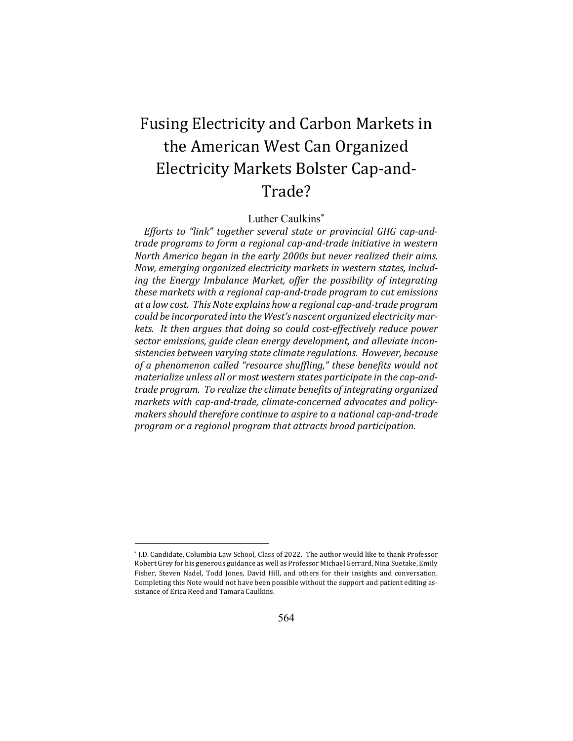# Fusing Electricity and Carbon Markets in the American West Can Organized Electricity Markets Bolster Cap-and-Trade?

Luther Caulkins*

*Efforts to "link" together several state or provincial GHG cap-and-trade programs to form a regional cap-and-trade initiative in western North America began in the early 2000s but never realized their aims. Now, emerging organized electricity markets in western states, including the Energy Imbalance Market, offer the possibility of integrating these markets with a regional cap-and-trade program to cut emissions at a low cost. This Note explains how a regional cap-and-trade program could be incorporated into the West's nascent organized electricity markets. It then argues that doing so could cost-effectively reduce power sector emissions, guide clean energy development, and alleviate inconsistencies between varying state climate regulations. However, because of a phenomenon called "resource shuffling," these benefits would not materialize unless all or most western states participate in the cap-and-trade program. To realize the climate benefits of integrating organized markets with cap-and-trade, climate-concerned advocates and policymakers should therefore continue to aspire to a national cap-and-trade program or a regional program that attracts broad participation.*

---

* J.D. Candidate, Columbia Law School, Class of 2022. The author would like to thank Professor Robert Grey for his generous guidance as well as Professor Michael Gerrard, Nina Suetake, Emily Fisher, Steven Nadel, Todd Jones, David Hill, and others for their insights and conversation. Completing this Note would not have been possible without the support and patient editing assistance of Erica Reed and Tamara Caulkins.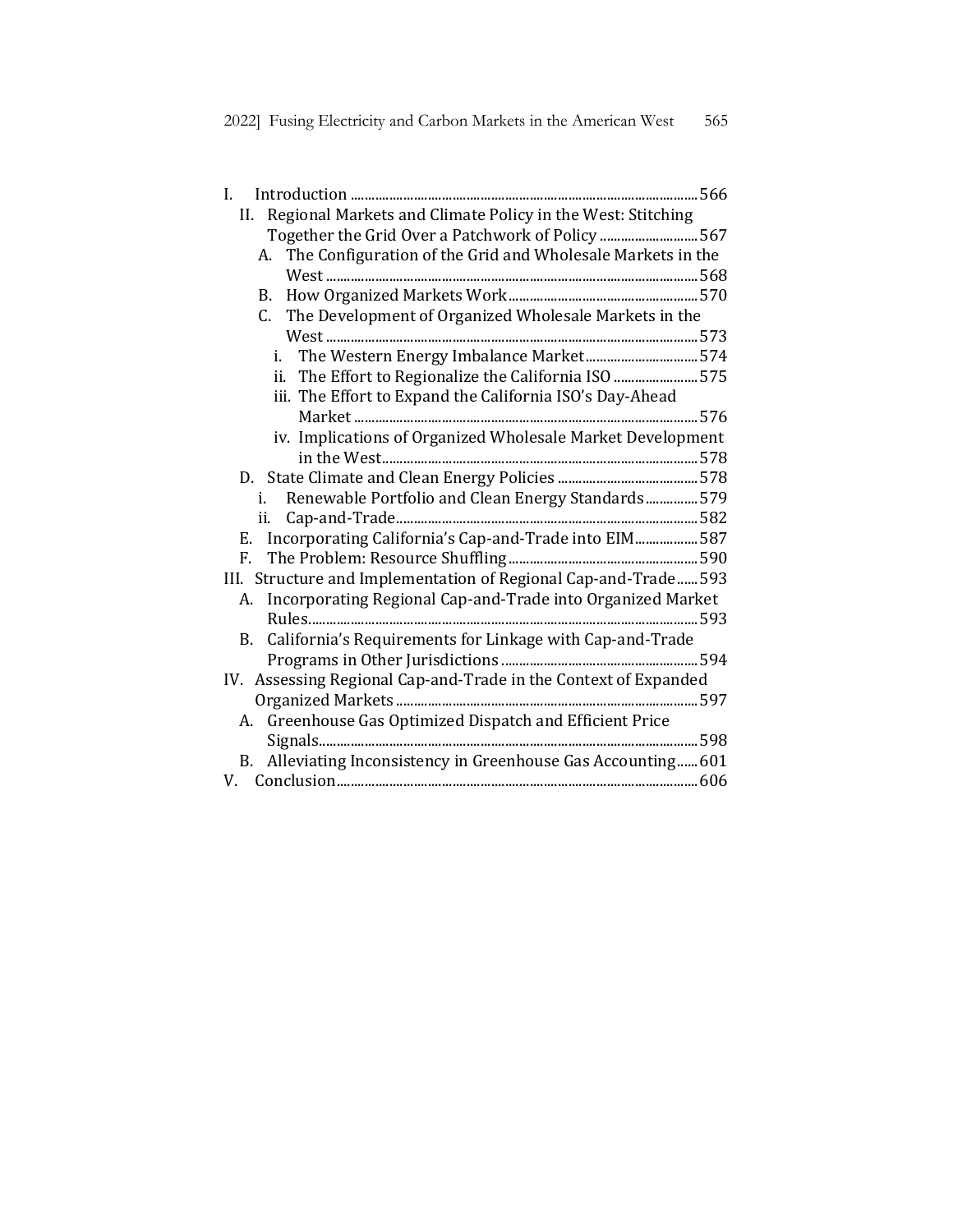- I. Introduction ........ 566
  - II. Regional Markets and Climate Policy in the West: Stitching Together the Grid Over a Patchwork of Policy ........ 567
    - A. The Configuration of the Grid and Wholesale Markets in the West ........ 568
    - B. How Organized Markets Work ........ 570
    - C. The Development of Organized Wholesale Markets in the West ........ 573
      - i. The Western Energy Imbalance Market ........ 574
      - ii. The Effort to Regionalize the California ISO ........ 575
      - iii. The Effort to Expand the California ISO's Day-Ahead Market ........ 576
      - iv. Implications of Organized Wholesale Market Development in the West ........ 578
  - D. State Climate and Clean Energy Policies ........ 578
    - i. Renewable Portfolio and Clean Energy Standards ........ 579
    - ii. Cap-and-Trade ........ 582
  - E. Incorporating California's Cap-and-Trade into EIM ........ 587
  - F. The Problem: Resource Shuffling ........ 590
- III. Structure and Implementation of Regional Cap-and-Trade ........ 593
  - A. Incorporating Regional Cap-and-Trade into Organized Market Rules ........ 593
  - B. California's Requirements for Linkage with Cap-and-Trade Programs in Other Jurisdictions ........ 594
- IV. Assessing Regional Cap-and-Trade in the Context of Expanded Organized Markets ........ 597
  - A. Greenhouse Gas Optimized Dispatch and Efficient Price Signals ........ 598
  - B. Alleviating Inconsistency in Greenhouse Gas Accounting ........ 601
- V. Conclusion ........ 606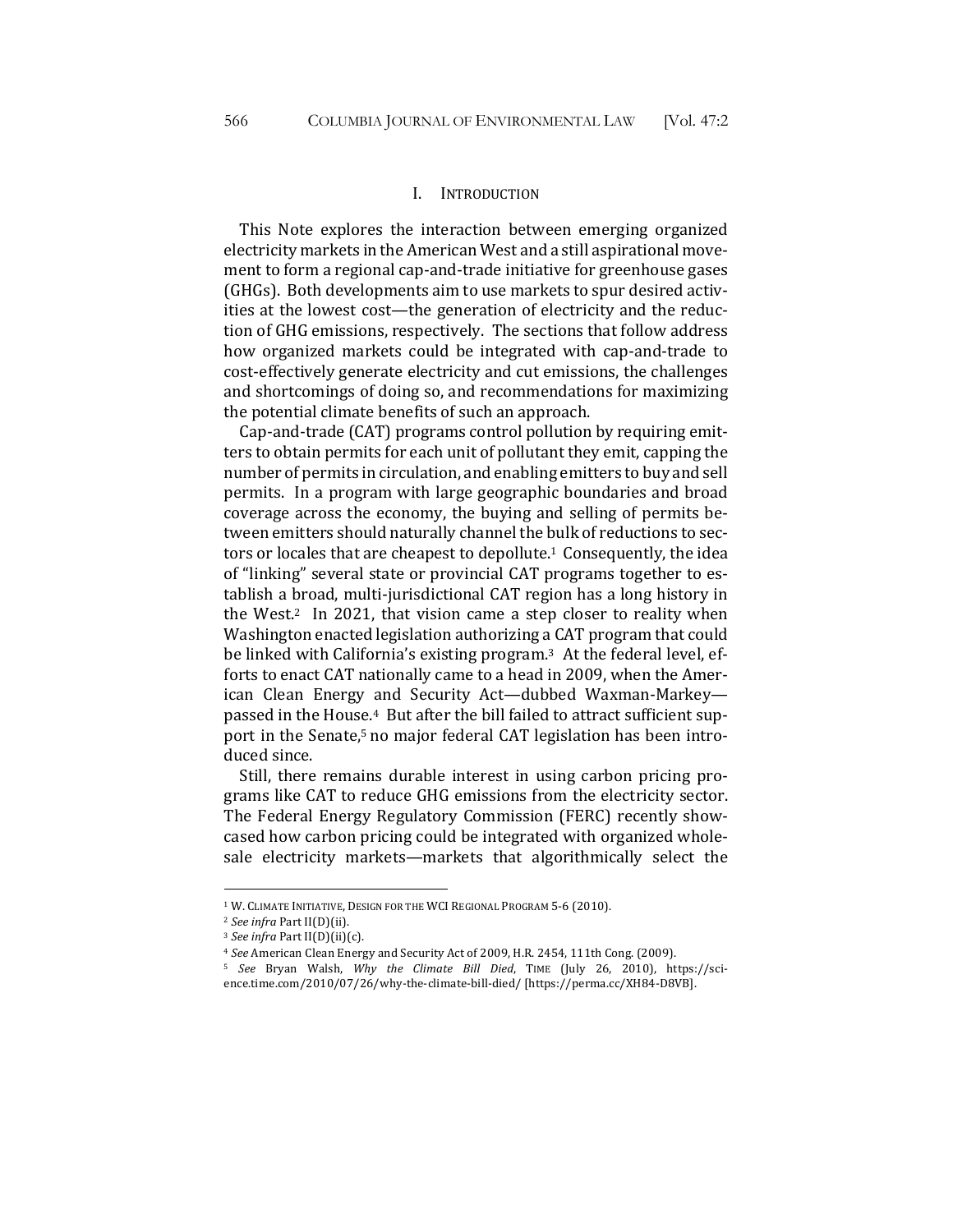## I. INTRODUCTION

This Note explores the interaction between emerging organized electricity markets in the American West and a still aspirational movement to form a regional cap-and-trade initiative for greenhouse gases (GHGs). Both developments aim to use markets to spur desired activities at the lowest cost—the generation of electricity and the reduction of GHG emissions, respectively. The sections that follow address how organized markets could be integrated with cap-and-trade to cost-effectively generate electricity and cut emissions, the challenges and shortcomings of doing so, and recommendations for maximizing the potential climate benefits of such an approach.

Cap-and-trade (CAT) programs control pollution by requiring emitters to obtain permits for each unit of pollutant they emit, capping the number of permits in circulation, and enabling emitters to buy and sell permits. In a program with large geographic boundaries and broad coverage across the economy, the buying and selling of permits between emitters should naturally channel the bulk of reductions to sectors or locales that are cheapest to depollute.[1] Consequently, the idea of "linking" several state or provincial CAT programs together to establish a broad, multi-jurisdictional CAT region has a long history in the West.[2] In 2021, that vision came a step closer to reality when Washington enacted legislation authorizing a CAT program that could be linked with California's existing program.[3] At the federal level, efforts to enact CAT nationally came to a head in 2009, when the American Clean Energy and Security Act—dubbed Waxman-Markey—passed in the House.[4] But after the bill failed to attract sufficient support in the Senate,[5] no major federal CAT legislation has been introduced since.

Still, there remains durable interest in using carbon pricing programs like CAT to reduce GHG emissions from the electricity sector. The Federal Energy Regulatory Commission (FERC) recently showcased how carbon pricing could be integrated with organized wholesale electricity markets—markets that algorithmically select the

---

[1] W. CLIMATE INITIATIVE, DESIGN FOR THE WCI REGIONAL PROGRAM 5-6 (2010).

[2] *See infra* Part II(D)(ii).

[3] *See infra* Part II(D)(ii)(c).

[4] *See* American Clean Energy and Security Act of 2009, H.R. 2454, 111th Cong. (2009).

[5] *See* Bryan Walsh, *Why the Climate Bill Died*, TIME (July 26, 2010), https://science.time.com/2010/07/26/why-the-climate-bill-died/ [https://perma.cc/XH84-D8VB].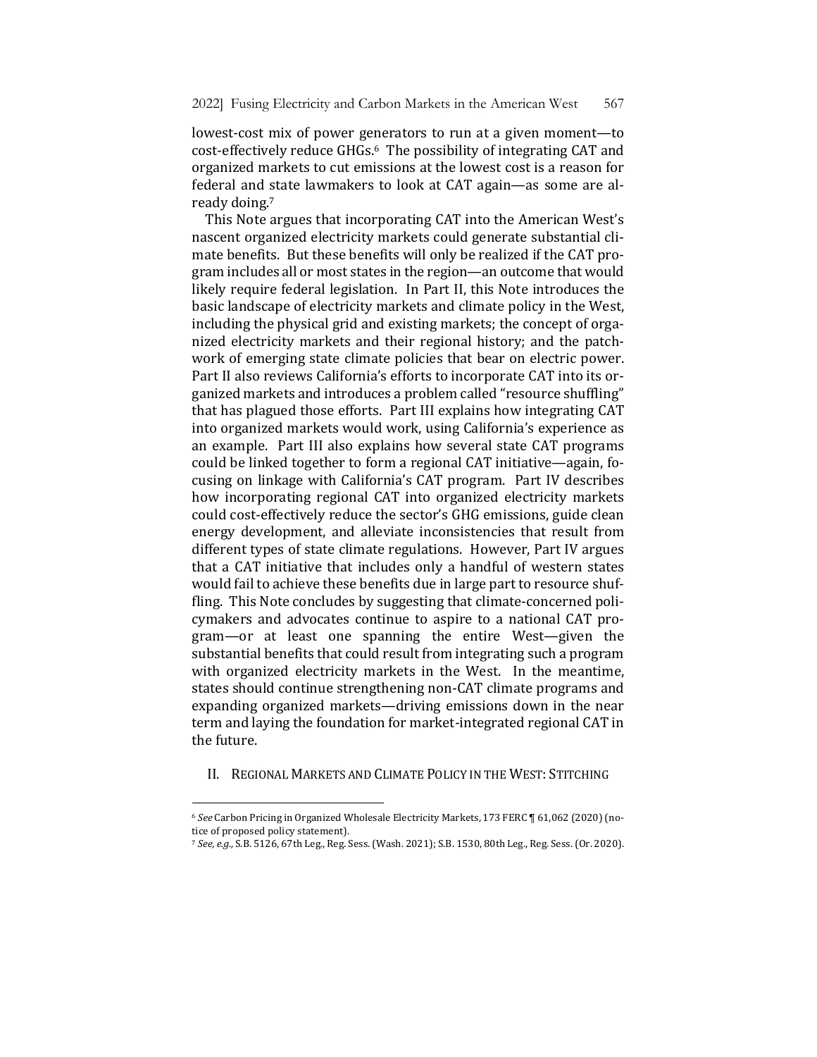lowest-cost mix of power generators to run at a given moment—to cost-effectively reduce GHGs.[6] The possibility of integrating CAT and organized markets to cut emissions at the lowest cost is a reason for federal and state lawmakers to look at CAT again—as some are already doing.[7]

This Note argues that incorporating CAT into the American West's nascent organized electricity markets could generate substantial climate benefits. But these benefits will only be realized if the CAT program includes all or most states in the region—an outcome that would likely require federal legislation. In Part II, this Note introduces the basic landscape of electricity markets and climate policy in the West, including the physical grid and existing markets; the concept of organized electricity markets and their regional history; and the patchwork of emerging state climate policies that bear on electric power. Part II also reviews California's efforts to incorporate CAT into its organized markets and introduces a problem called "resource shuffling" that has plagued those efforts. Part III explains how integrating CAT into organized markets would work, using California's experience as an example. Part III also explains how several state CAT programs could be linked together to form a regional CAT initiative—again, focusing on linkage with California's CAT program. Part IV describes how incorporating regional CAT into organized electricity markets could cost-effectively reduce the sector's GHG emissions, guide clean energy development, and alleviate inconsistencies that result from different types of state climate regulations. However, Part IV argues that a CAT initiative that includes only a handful of western states would fail to achieve these benefits due in large part to resource shuffling. This Note concludes by suggesting that climate-concerned policymakers and advocates continue to aspire to a national CAT program—or at least one spanning the entire West—given the substantial benefits that could result from integrating such a program with organized electricity markets in the West. In the meantime, states should continue strengthening non-CAT climate programs and expanding organized markets—driving emissions down in the near term and laying the foundation for market-integrated regional CAT in the future.

## II. REGIONAL MARKETS AND CLIMATE POLICY IN THE WEST: STITCHING

[6] *See* Carbon Pricing in Organized Wholesale Electricity Markets, 173 FERC ¶ 61,062 (2020) (notice of proposed policy statement).

[7] *See, e.g.*, S.B. 5126, 67th Leg., Reg. Sess. (Wash. 2021); S.B. 1530, 80th Leg., Reg. Sess. (Or. 2020).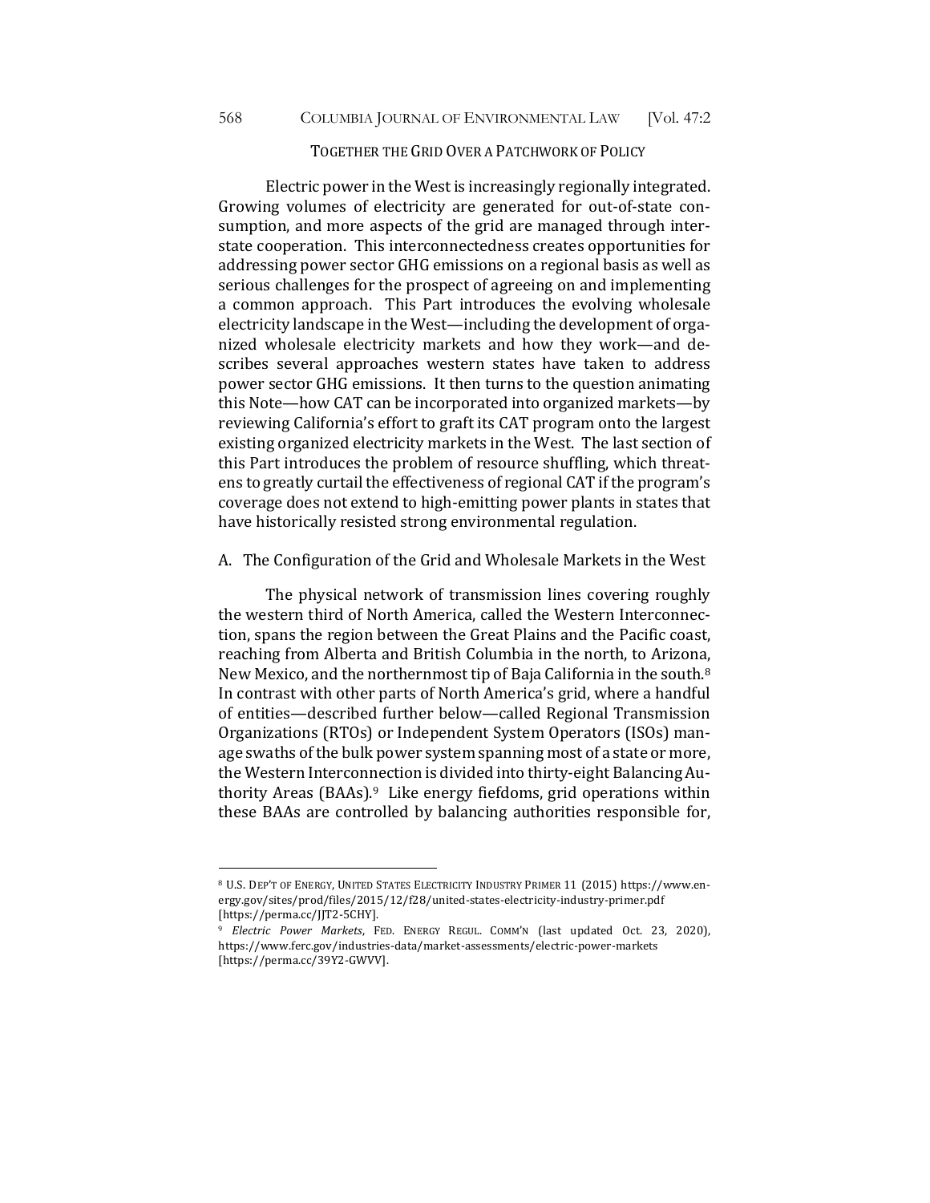TOGETHER THE GRID OVER A PATCHWORK OF POLICY

Electric power in the West is increasingly regionally integrated. Growing volumes of electricity are generated for out-of-state consumption, and more aspects of the grid are managed through interstate cooperation. This interconnectedness creates opportunities for addressing power sector GHG emissions on a regional basis as well as serious challenges for the prospect of agreeing on and implementing a common approach. This Part introduces the evolving wholesale electricity landscape in the West—including the development of organized wholesale electricity markets and how they work—and describes several approaches western states have taken to address power sector GHG emissions. It then turns to the question animating this Note—how CAT can be incorporated into organized markets—by reviewing California's effort to graft its CAT program onto the largest existing organized electricity markets in the West. The last section of this Part introduces the problem of resource shuffling, which threatens to greatly curtail the effectiveness of regional CAT if the program's coverage does not extend to high-emitting power plants in states that have historically resisted strong environmental regulation.

## A. The Configuration of the Grid and Wholesale Markets in the West

The physical network of transmission lines covering roughly the western third of North America, called the Western Interconnection, spans the region between the Great Plains and the Pacific coast, reaching from Alberta and British Columbia in the north, to Arizona, New Mexico, and the northernmost tip of Baja California in the south.[8] In contrast with other parts of North America's grid, where a handful of entities—described further below—called Regional Transmission Organizations (RTOs) or Independent System Operators (ISOs) manage swaths of the bulk power system spanning most of a state or more, the Western Interconnection is divided into thirty-eight Balancing Authority Areas (BAAs).[9] Like energy fiefdoms, grid operations within these BAAs are controlled by balancing authorities responsible for,

---

[8] U.S. DEP'T OF ENERGY, UNITED STATES ELECTRICITY INDUSTRY PRIMER 11 (2015) https://www.energy.gov/sites/prod/files/2015/12/f28/united-states-electricity-industry-primer.pdf [https://perma.cc/JJT2-5CHY].

[9] *Electric Power Markets*, FED. ENERGY REGUL. COMM'N (last updated Oct. 23, 2020), https://www.ferc.gov/industries-data/market-assessments/electric-power-markets [https://perma.cc/39Y2-GWVV].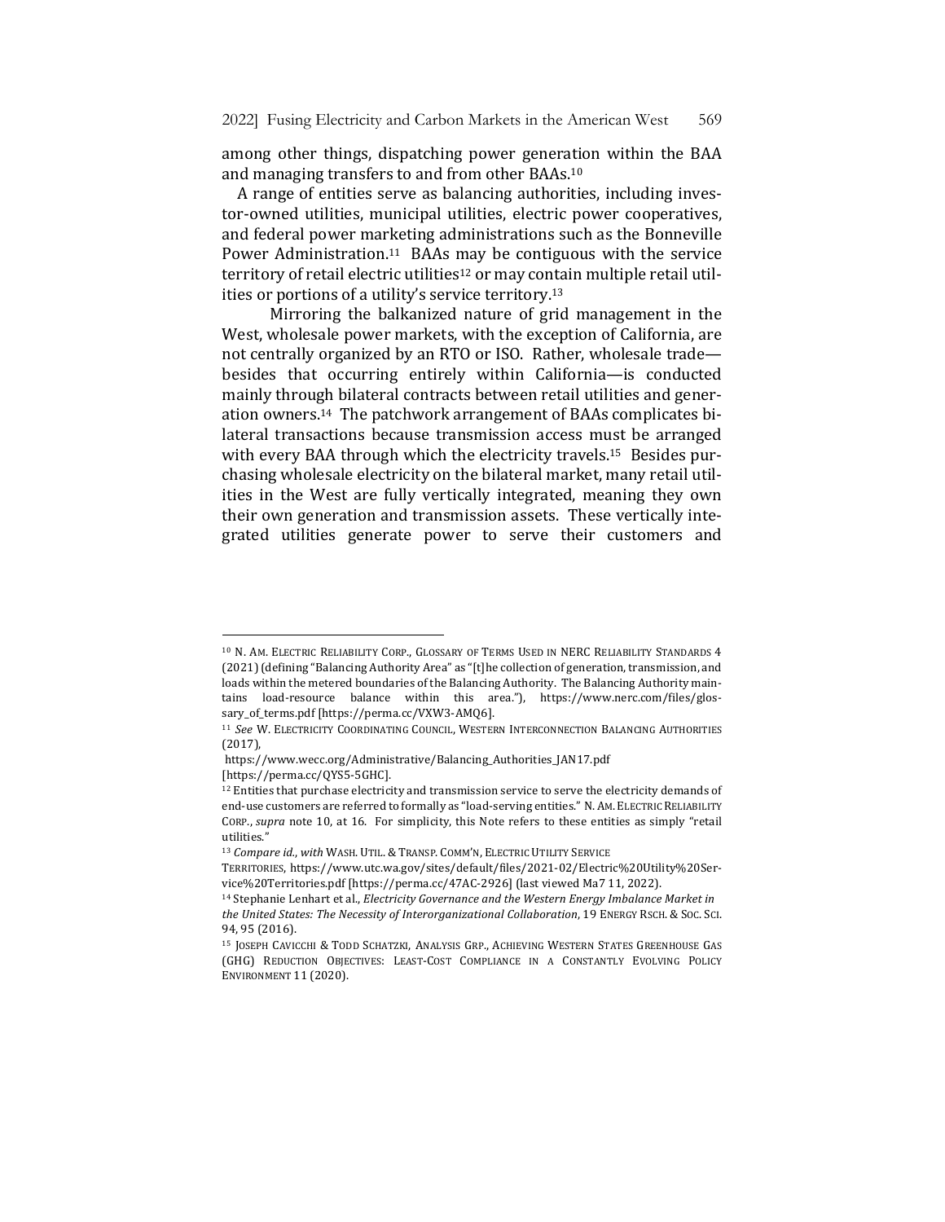among other things, dispatching power generation within the BAA and managing transfers to and from other BAAs.[10]

A range of entities serve as balancing authorities, including investor-owned utilities, municipal utilities, electric power cooperatives, and federal power marketing administrations such as the Bonneville Power Administration.[11] BAAs may be contiguous with the service territory of retail electric utilities[12] or may contain multiple retail utilities or portions of a utility's service territory.[13]

Mirroring the balkanized nature of grid management in the West, wholesale power markets, with the exception of California, are not centrally organized by an RTO or ISO. Rather, wholesale trade—besides that occurring entirely within California—is conducted mainly through bilateral contracts between retail utilities and generation owners.[14] The patchwork arrangement of BAAs complicates bilateral transactions because transmission access must be arranged with every BAA through which the electricity travels.[15] Besides purchasing wholesale electricity on the bilateral market, many retail utilities in the West are fully vertically integrated, meaning they own their own generation and transmission assets. These vertically integrated utilities generate power to serve their customers and

---

[10] N. AM. ELECTRIC RELIABILITY CORP., GLOSSARY OF TERMS USED IN NERC RELIABILITY STANDARDS 4 (2021) (defining "Balancing Authority Area" as "[t]he collection of generation, transmission, and loads within the metered boundaries of the Balancing Authority. The Balancing Authority maintains load-resource balance within this area."), https://www.nerc.com/files/glossary_of_terms.pdf [https://perma.cc/VXW3-AMQ6].

[11] *See* W. ELECTRICITY COORDINATING COUNCIL, WESTERN INTERCONNECTION BALANCING AUTHORITIES (2017), https://www.wecc.org/Administrative/Balancing_Authorities_JAN17.pdf [https://perma.cc/QYS5-5GHC].

[12] Entities that purchase electricity and transmission service to serve the electricity demands of end-use customers are referred to formally as "load-serving entities." N. AM. ELECTRIC RELIABILITY CORP., *supra* note 10, at 16. For simplicity, this Note refers to these entities as simply "retail utilities."

[13] *Compare id.*, *with* WASH. UTIL. & TRANSP. COMM'N, ELECTRIC UTILITY SERVICE TERRITORIES, https://www.utc.wa.gov/sites/default/files/2021-02/Electric%20Utility%20Service%20Territories.pdf [https://perma.cc/47AC-2926] (last viewed Ma7 11, 2022).

[14] Stephanie Lenhart et al., *Electricity Governance and the Western Energy Imbalance Market in the United States: The Necessity of Interorganizational Collaboration*, 19 ENERGY RSCH. & SOC. SCI. 94, 95 (2016).

[15] JOSEPH CAVICCHI & TODD SCHATZKI, ANALYSIS GRP., ACHIEVING WESTERN STATES GREENHOUSE GAS (GHG) REDUCTION OBJECTIVES: LEAST-COST COMPLIANCE IN A CONSTANTLY EVOLVING POLICY ENVIRONMENT 11 (2020).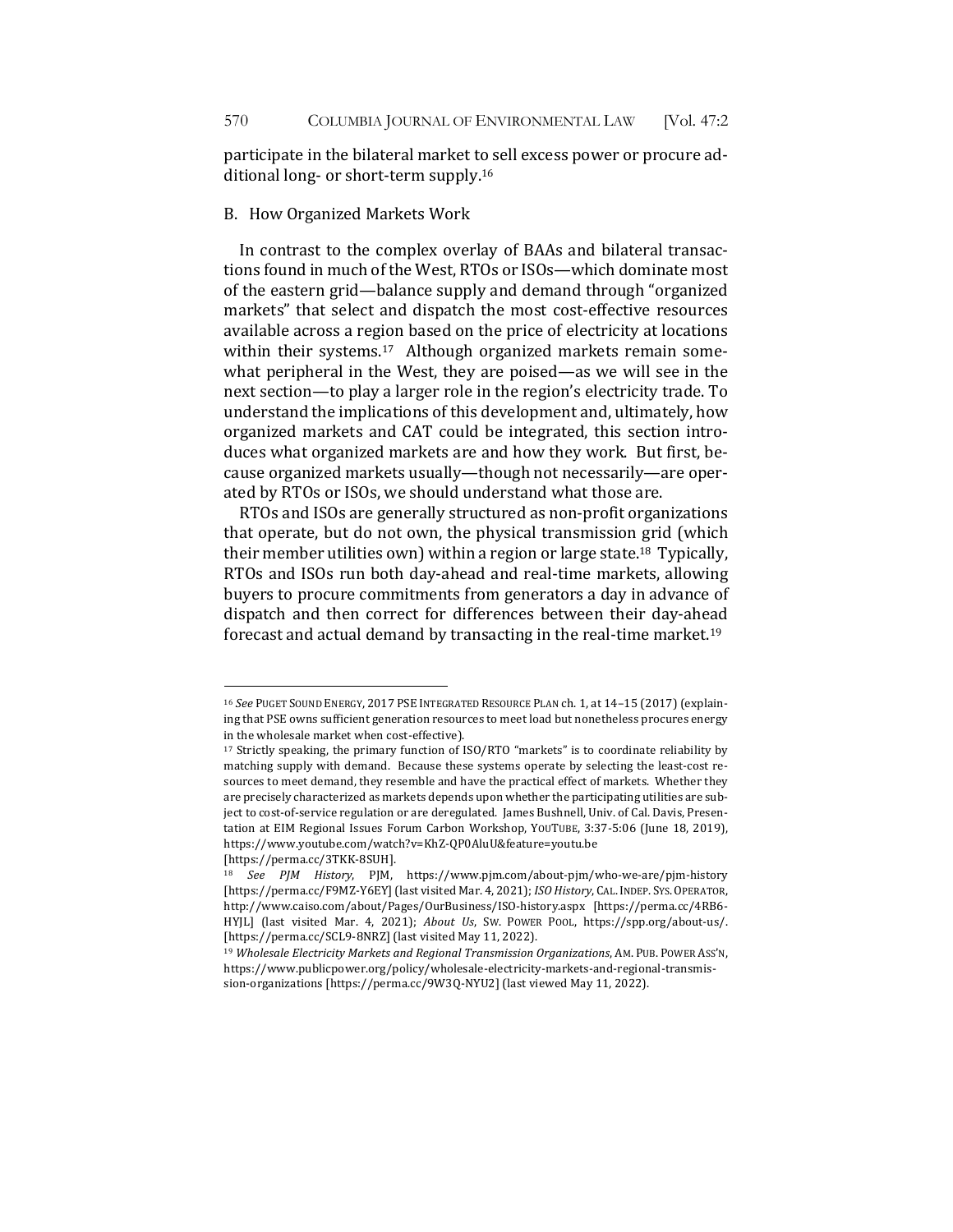participate in the bilateral market to sell excess power or procure additional long- or short-term supply.[16]

## B. How Organized Markets Work

In contrast to the complex overlay of BAAs and bilateral transactions found in much of the West, RTOs or ISOs—which dominate most of the eastern grid—balance supply and demand through "organized markets" that select and dispatch the most cost-effective resources available across a region based on the price of electricity at locations within their systems.[17] Although organized markets remain somewhat peripheral in the West, they are poised—as we will see in the next section—to play a larger role in the region's electricity trade. To understand the implications of this development and, ultimately, how organized markets and CAT could be integrated, this section introduces what organized markets are and how they work. But first, because organized markets usually—though not necessarily—are operated by RTOs or ISOs, we should understand what those are.

RTOs and ISOs are generally structured as non-profit organizations that operate, but do not own, the physical transmission grid (which their member utilities own) within a region or large state.[18] Typically, RTOs and ISOs run both day-ahead and real-time markets, allowing buyers to procure commitments from generators a day in advance of dispatch and then correct for differences between their day-ahead forecast and actual demand by transacting in the real-time market.[19]

---

[16] *See* PUGET SOUND ENERGY, 2017 PSE INTEGRATED RESOURCE PLAN ch. 1, at 14–15 (2017) (explaining that PSE owns sufficient generation resources to meet load but nonetheless procures energy in the wholesale market when cost-effective).

[17] Strictly speaking, the primary function of ISO/RTO "markets" is to coordinate reliability by matching supply with demand. Because these systems operate by selecting the least-cost resources to meet demand, they resemble and have the practical effect of markets. Whether they are precisely characterized as markets depends upon whether the participating utilities are subject to cost-of-service regulation or are deregulated. James Bushnell, Univ. of Cal. Davis, Presentation at EIM Regional Issues Forum Carbon Workshop, YOUTUBE, 3:37-5:06 (June 18, 2019), https://www.youtube.com/watch?v=KhZ-QP0AluU&feature=youtu.be [https://perma.cc/3TKK-8SUH].

[18] *See PJM History*, PJM, https://www.pjm.com/about-pjm/who-we-are/pjm-history [https://perma.cc/F9MZ-Y6EY] (last visited Mar. 4, 2021); *ISO History*, CAL. INDEP. SYS. OPERATOR, http://www.caiso.com/about/Pages/OurBusiness/ISO-history.aspx [https://perma.cc/4RB6-HYJL] (last visited Mar. 4, 2021); *About Us*, SW. POWER POOL, https://spp.org/about-us/. [https://perma.cc/SCL9-8NRZ] (last visited May 11, 2022).

[19] *Wholesale Electricity Markets and Regional Transmission Organizations*, AM. PUB. POWER ASS'N, https://www.publicpower.org/policy/wholesale-electricity-markets-and-regional-transmission-organizations [https://perma.cc/9W3Q-NYU2] (last viewed May 11, 2022).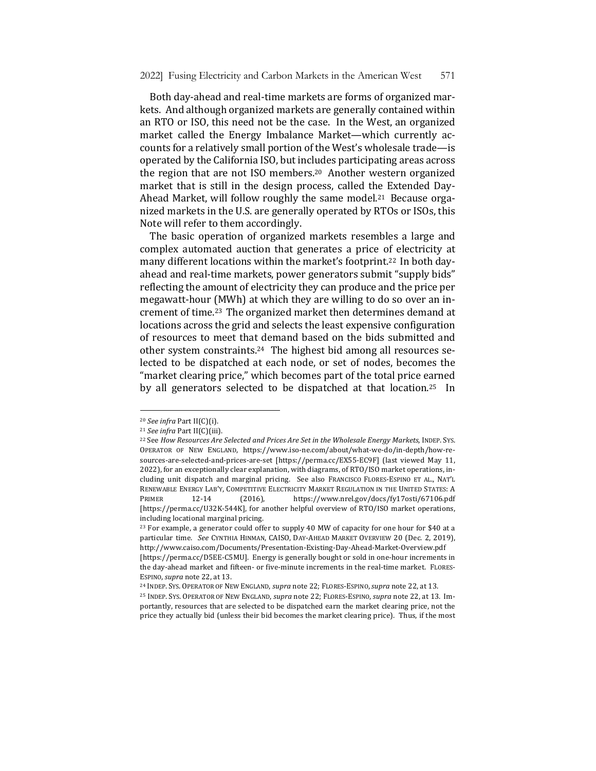Both day-ahead and real-time markets are forms of organized markets. And although organized markets are generally contained within an RTO or ISO, this need not be the case. In the West, an organized market called the Energy Imbalance Market—which currently accounts for a relatively small portion of the West's wholesale trade—is operated by the California ISO, but includes participating areas across the region that are not ISO members.[20] Another western organized market that is still in the design process, called the Extended Day-Ahead Market, will follow roughly the same model.[21] Because organized markets in the U.S. are generally operated by RTOs or ISOs, this Note will refer to them accordingly.

The basic operation of organized markets resembles a large and complex automated auction that generates a price of electricity at many different locations within the market's footprint.[22] In both day-ahead and real-time markets, power generators submit "supply bids" reflecting the amount of electricity they can produce and the price per megawatt-hour (MWh) at which they are willing to do so over an increment of time.[23] The organized market then determines demand at locations across the grid and selects the least expensive configuration of resources to meet that demand based on the bids submitted and other system constraints.[24] The highest bid among all resources selected to be dispatched at each node, or set of nodes, becomes the "market clearing price," which becomes part of the total price earned by all generators selected to be dispatched at that location.[25] In

---

[20] *See infra* Part II(C)(i).

[21] *See infra* Part II(C)(iii).

[22] See *How Resources Are Selected and Prices Are Set in the Wholesale Energy Markets*, INDEP. SYS. OPERATOR OF NEW ENGLAND, https://www.iso-ne.com/about/what-we-do/in-depth/how-resources-are-selected-and-prices-are-set [https://perma.cc/EX55-EC9F] (last viewed May 11, 2022), for an exceptionally clear explanation, with diagrams, of RTO/ISO market operations, including unit dispatch and marginal pricing. See also FRANCISCO FLORES-ESPINO ET AL., NAT'L RENEWABLE ENERGY LAB'Y, COMPETITIVE ELECTRICITY MARKET REGULATION IN THE UNITED STATES: A PRIMER 12-14 (2016), https://www.nrel.gov/docs/fy17osti/67106.pdf [https://perma.cc/U32K-544K], for another helpful overview of RTO/ISO market operations, including locational marginal pricing.

[23] For example, a generator could offer to supply 40 MW of capacity for one hour for $40 at a particular time. *See* CYNTHIA HINMAN, CAISO, DAY-AHEAD MARKET OVERVIEW 20 (Dec. 2, 2019), http://www.caiso.com/Documents/Presentation-Existing-Day-Ahead-Market-Overview.pdf [https://perma.cc/D5EE-C5MU]. Energy is generally bought or sold in one-hour increments in the day-ahead market and fifteen- or five-minute increments in the real-time market. FLORES-ESPINO, *supra* note 22, at 13.

[24] INDEP. SYS. OPERATOR OF NEW ENGLAND, *supra* note 22; FLORES-ESPINO, *supra* note 22, at 13.

[25] INDEP. SYS. OPERATOR OF NEW ENGLAND, *supra* note 22; FLORES-ESPINO, *supra* note 22, at 13. Importantly, resources that are selected to be dispatched earn the market clearing price, not the price they actually bid (unless their bid becomes the market clearing price). Thus, if the most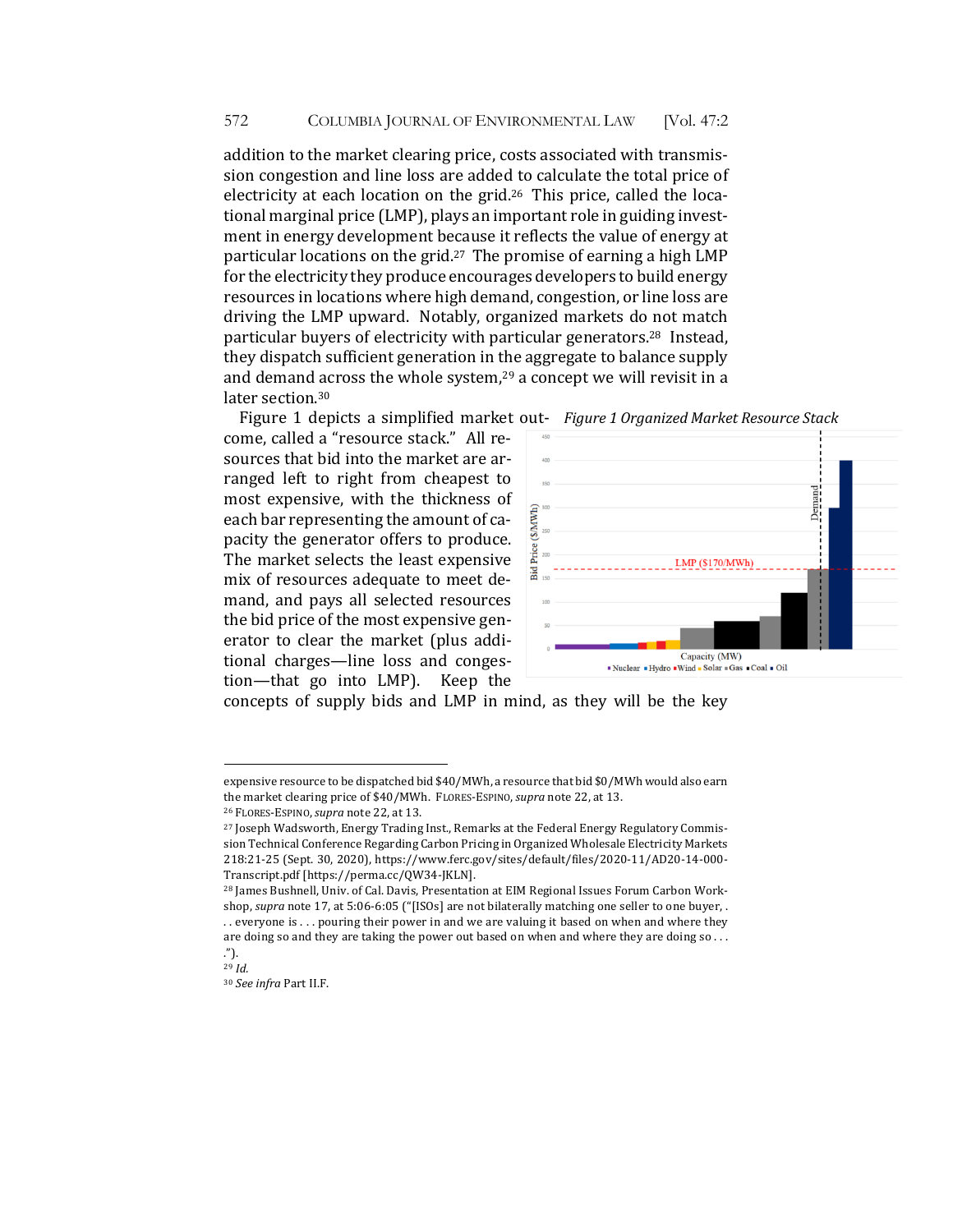addition to the market clearing price, costs associated with transmission congestion and line loss are added to calculate the total price of electricity at each location on the grid.[26] This price, called the locational marginal price (LMP), plays an important role in guiding investment in energy development because it reflects the value of energy at particular locations on the grid.[27] The promise of earning a high LMP for the electricity they produce encourages developers to build energy resources in locations where high demand, congestion, or line loss are driving the LMP upward. Notably, organized markets do not match particular buyers of electricity with particular generators.[28] Instead, they dispatch sufficient generation in the aggregate to balance supply and demand across the whole system,[29] a concept we will revisit in a later section.[30]

Figure 1 depicts a simplified market outcome, called a "resource stack." All resources that bid into the market are arranged left to right from cheapest to most expensive, with the thickness of each bar representing the amount of capacity the generator offers to produce. The market selects the least expensive mix of resources adequate to meet demand, and pays all selected resources the bid price of the most expensive generator to clear the market (plus additional charges—line loss and congestion—that go into LMP). Keep the concepts of supply bids and LMP in mind, as they will be the key

*Figure 1 Organized Market Resource Stack*

Bid Price ($/MWh)
450
400
350
300
250
200
150
100
50
0
Demand
LMP ($170/MWh)
Capacity (MW)
▪Nuclear ▪Hydro ▪Wind ▪Solar ▪Gas ▪Coal ▪Oil

---

expensive resource to be dispatched bid $40/MWh, a resource that bid $0/MWh would also earn the market clearing price of $40/MWh. FLORES-ESPINO, *supra* note 22, at 13.

[26] FLORES-ESPINO, *supra* note 22, at 13.

[27] Joseph Wadsworth, Energy Trading Inst., Remarks at the Federal Energy Regulatory Commission Technical Conference Regarding Carbon Pricing in Organized Wholesale Electricity Markets 218:21-25 (Sept. 30, 2020), https://www.ferc.gov/sites/default/files/2020-11/AD20-14-000-Transcript.pdf [https://perma.cc/QW34-JKLN].

[28] James Bushnell, Univ. of Cal. Davis, Presentation at EIM Regional Issues Forum Carbon Workshop, *supra* note 17, at 5:06-6:05 ("[ISOs] are not bilaterally matching one seller to one buyer, . . . everyone is . . . pouring their power in and we are valuing it based on when and where they are doing so and they are taking the power out based on when and where they are doing so . . . .").

[29] *Id.*

[30] *See infra* Part II.F.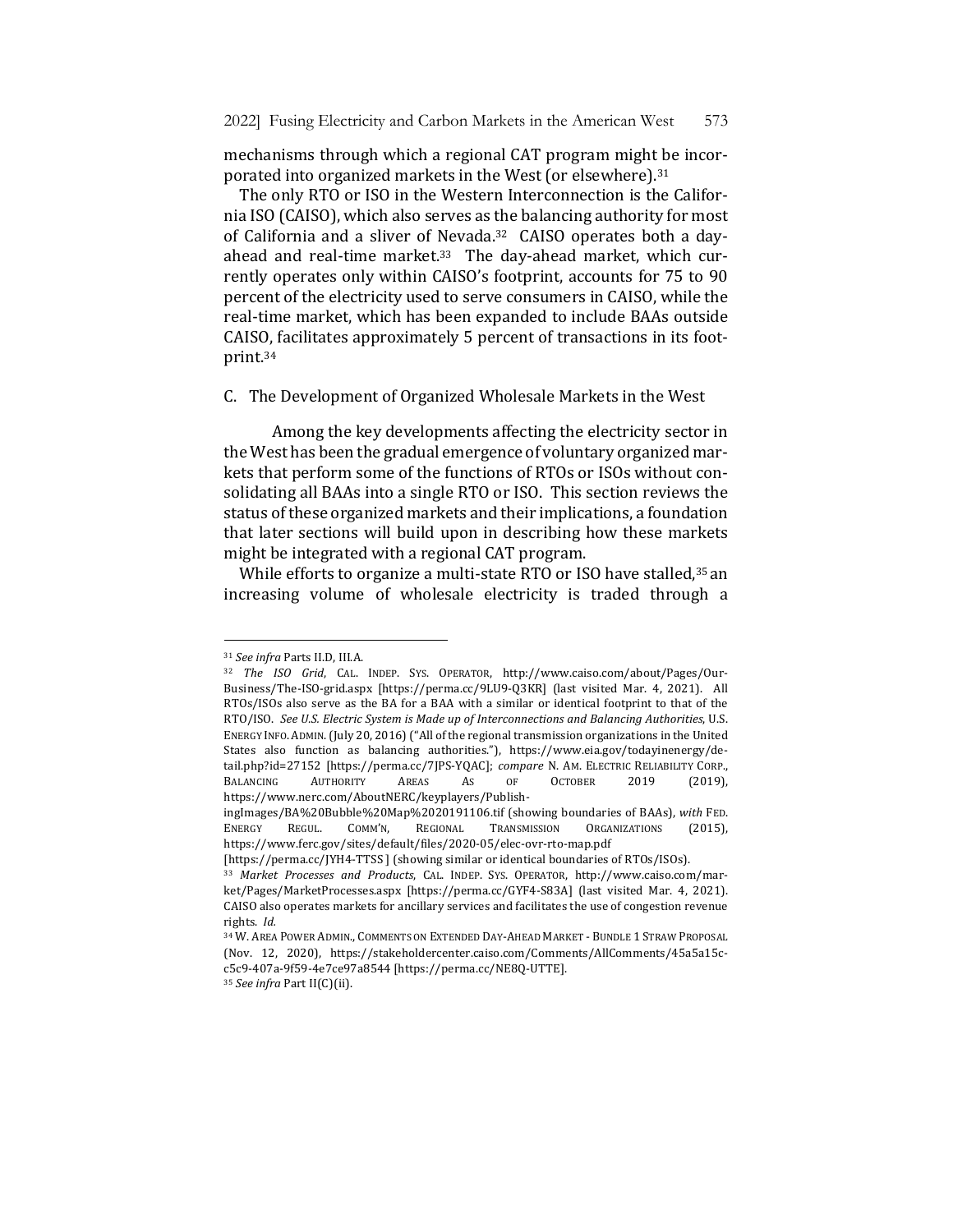mechanisms through which a regional CAT program might be incorporated into organized markets in the West (or elsewhere).[31]

The only RTO or ISO in the Western Interconnection is the California ISO (CAISO), which also serves as the balancing authority for most of California and a sliver of Nevada.[32] CAISO operates both a day-ahead and real-time market.[33] The day-ahead market, which currently operates only within CAISO's footprint, accounts for 75 to 90 percent of the electricity used to serve consumers in CAISO, while the real-time market, which has been expanded to include BAAs outside CAISO, facilitates approximately 5 percent of transactions in its footprint.[34]

## C. The Development of Organized Wholesale Markets in the West

Among the key developments affecting the electricity sector in the West has been the gradual emergence of voluntary organized markets that perform some of the functions of RTOs or ISOs without consolidating all BAAs into a single RTO or ISO. This section reviews the status of these organized markets and their implications, a foundation that later sections will build upon in describing how these markets might be integrated with a regional CAT program.

While efforts to organize a multi-state RTO or ISO have stalled,[35] an increasing volume of wholesale electricity is traded through a

---

[31] *See infra* Parts II.D, III.A.

[32] *The ISO Grid*, CAL. INDEP. SYS. OPERATOR, http://www.caiso.com/about/Pages/OurBusiness/The-ISO-grid.aspx [https://perma.cc/9LU9-Q3KR] (last visited Mar. 4, 2021). All RTOs/ISOs also serve as the BA for a BAA with a similar or identical footprint to that of the RTO/ISO. *See U.S. Electric System is Made up of Interconnections and Balancing Authorities*, U.S. ENERGY INFO. ADMIN. (July 20, 2016) ("All of the regional transmission organizations in the United States also function as balancing authorities."), https://www.eia.gov/todayinenergy/detail.php?id=27152 [https://perma.cc/7JPS-YQAC]; *compare* N. AM. ELECTRIC RELIABILITY CORP., BALANCING AUTHORITY AREAS AS OF OCTOBER 2019 (2019), https://www.nerc.com/AboutNERC/keyplayers/PublishingImages/BA%20Bubble%20Map%2020191106.tif (showing boundaries of BAAs), *with* FED. ENERGY REGUL. COMM'N, REGIONAL TRANSMISSION ORGANIZATIONS (2015), https://www.ferc.gov/sites/default/files/2020-05/elec-ovr-rto-map.pdf [https://perma.cc/JYH4-TTSS] (showing similar or identical boundaries of RTOs/ISOs).

[33] *Market Processes and Products*, CAL. INDEP. SYS. OPERATOR, http://www.caiso.com/market/Pages/MarketProcesses.aspx [https://perma.cc/GYF4-S83A] (last visited Mar. 4, 2021). CAISO also operates markets for ancillary services and facilitates the use of congestion revenue rights. *Id.*

[34] W. AREA POWER ADMIN., COMMENTS ON EXTENDED DAY-AHEAD MARKET - BUNDLE 1 STRAW PROPOSAL (Nov. 12, 2020), https://stakeholdercenter.caiso.com/Comments/AllComments/45a5a15c-c5c9-407a-9f59-4e7ce97a8544 [https://perma.cc/NE8Q-UTTE].

[35] *See infra* Part II(C)(ii).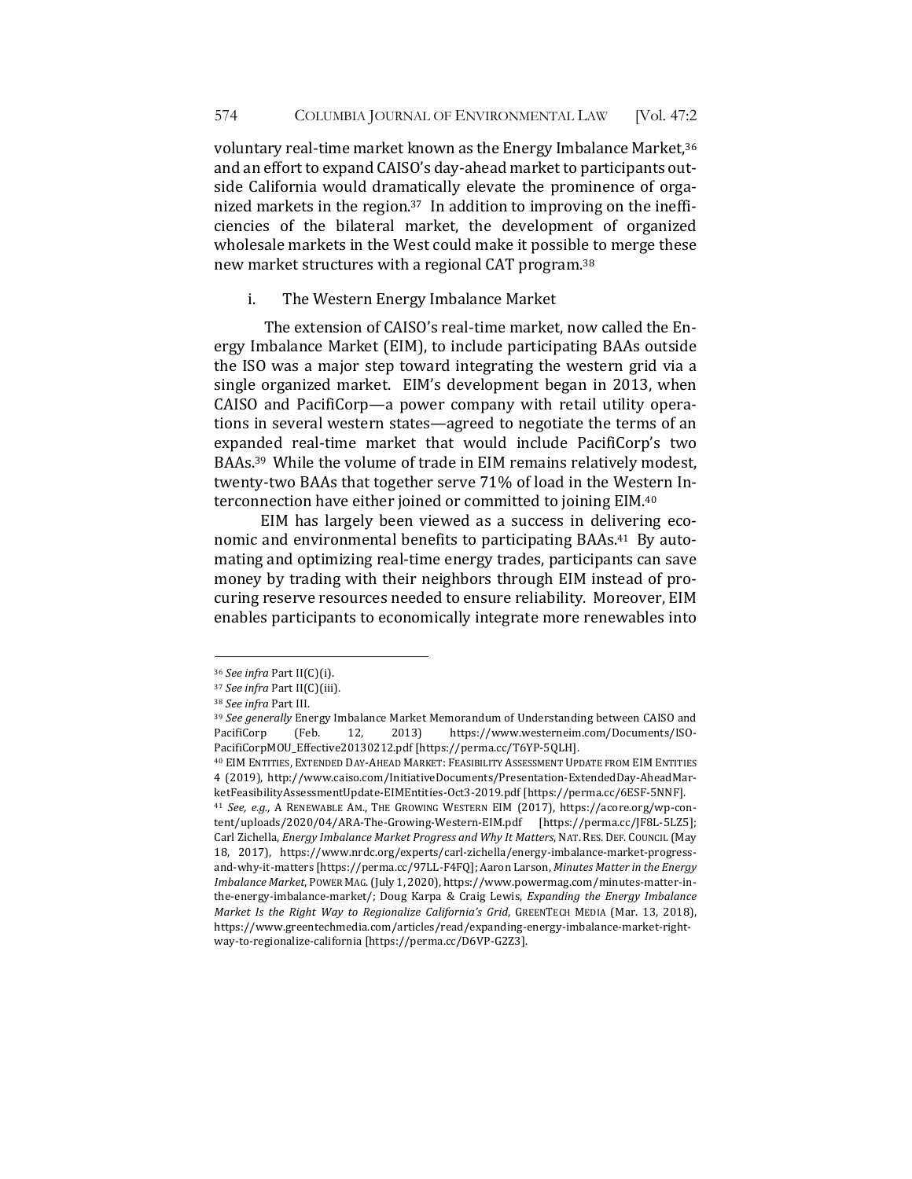voluntary real-time market known as the Energy Imbalance Market,[36] and an effort to expand CAISO's day-ahead market to participants outside California would dramatically elevate the prominence of organized markets in the region.[37] In addition to improving on the inefficiencies of the bilateral market, the development of organized wholesale markets in the West could make it possible to merge these new market structures with a regional CAT program.[38]

### i. The Western Energy Imbalance Market

The extension of CAISO's real-time market, now called the Energy Imbalance Market (EIM), to include participating BAAs outside the ISO was a major step toward integrating the western grid via a single organized market. EIM's development began in 2013, when CAISO and PacifiCorp—a power company with retail utility operations in several western states—agreed to negotiate the terms of an expanded real-time market that would include PacifiCorp's two BAAs.[39] While the volume of trade in EIM remains relatively modest, twenty-two BAAs that together serve 71% of load in the Western Interconnection have either joined or committed to joining EIM.[40]

EIM has largely been viewed as a success in delivering economic and environmental benefits to participating BAAs.[41] By automating and optimizing real-time energy trades, participants can save money by trading with their neighbors through EIM instead of procuring reserve resources needed to ensure reliability. Moreover, EIM enables participants to economically integrate more renewables into

---

[36] *See infra* Part II(C)(i).

[37] *See infra* Part II(C)(iii).

[38] *See infra* Part III.

[39] *See generally* Energy Imbalance Market Memorandum of Understanding between CAISO and PacifiCorp (Feb. 12, 2013) https://www.westerneim.com/Documents/ISO-PacifiCorpMOU_Effective20130212.pdf [https://perma.cc/T6YP-5QLH].

[40] EIM ENTITIES, EXTENDED DAY-AHEAD MARKET: FEASIBILITY ASSESSMENT UPDATE FROM EIM ENTITIES 4 (2019), http://www.caiso.com/InitiativeDocuments/Presentation-ExtendedDay-AheadMarketFeasibilityAssessmentUpdate-EIMEntities-Oct3-2019.pdf [https://perma.cc/6ESF-5NNF].

[41] *See, e.g.*, A RENEWABLE AM., THE GROWING WESTERN EIM (2017), https://acore.org/wp-content/uploads/2020/04/ARA-The-Growing-Western-EIM.pdf [https://perma.cc/JF8L-5LZ5]; Carl Zichella, *Energy Imbalance Market Progress and Why It Matters*, NAT. RES. DEF. COUNCIL (May 18, 2017), https://www.nrdc.org/experts/carl-zichella/energy-imbalance-market-progress-and-why-it-matters [https://perma.cc/97LL-F4FQ]; Aaron Larson, *Minutes Matter in the Energy Imbalance Market*, POWER MAG. (July 1, 2020), https://www.powermag.com/minutes-matter-in-the-energy-imbalance-market/; Doug Karpa & Craig Lewis, *Expanding the Energy Imbalance Market Is the Right Way to Regionalize California's Grid*, GREENTECH MEDIA (Mar. 13, 2018), https://www.greentechmedia.com/articles/read/expanding-energy-imbalance-market-right-way-to-regionalize-california [https://perma.cc/D6VP-G2Z3].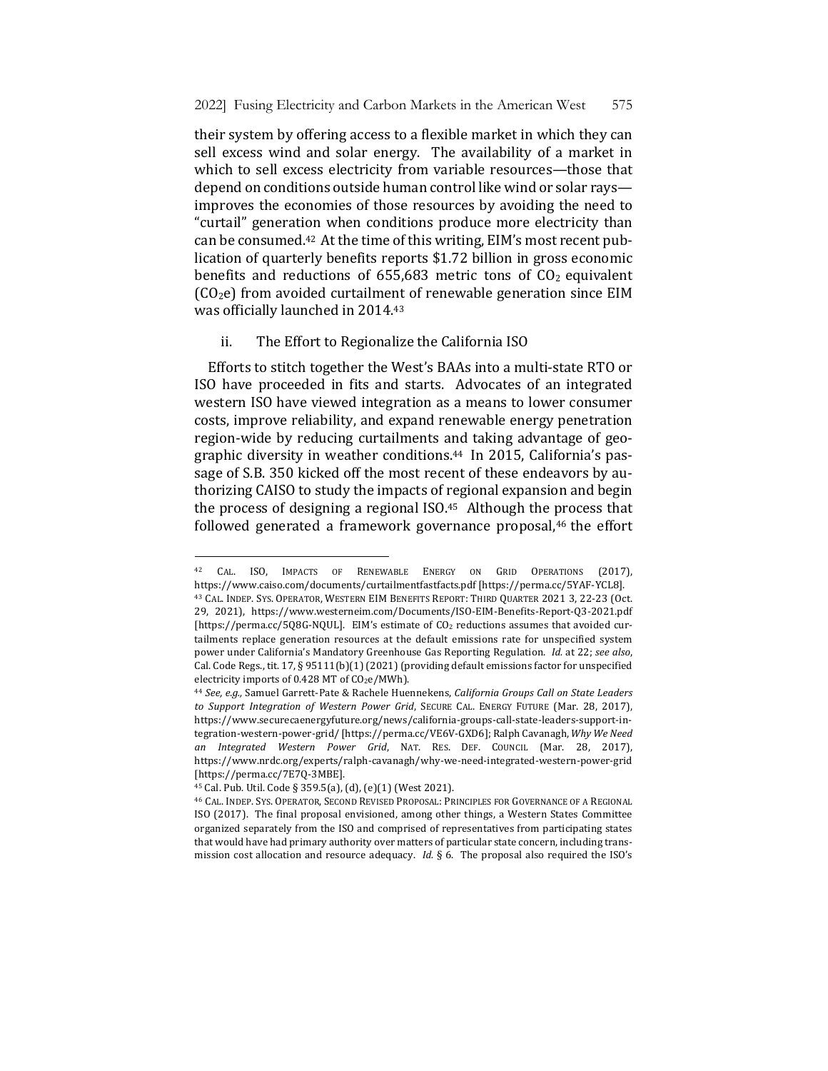their system by offering access to a flexible market in which they can sell excess wind and solar energy. The availability of a market in which to sell excess electricity from variable resources—those that depend on conditions outside human control like wind or solar rays—improves the economies of those resources by avoiding the need to "curtail" generation when conditions produce more electricity than can be consumed.[42] At the time of this writing, EIM's most recent publication of quarterly benefits reports $1.72 billion in gross economic benefits and reductions of 655,683 metric tons of $CO_2$ equivalent ($CO_2e$) from avoided curtailment of renewable generation since EIM was officially launched in 2014.[43]

### ii. The Effort to Regionalize the California ISO

Efforts to stitch together the West's BAAs into a multi-state RTO or ISO have proceeded in fits and starts. Advocates of an integrated western ISO have viewed integration as a means to lower consumer costs, improve reliability, and expand renewable energy penetration region-wide by reducing curtailments and taking advantage of geographic diversity in weather conditions.[44] In 2015, California's passage of S.B. 350 kicked off the most recent of these endeavors by authorizing CAISO to study the impacts of regional expansion and begin the process of designing a regional ISO.[45] Although the process that followed generated a framework governance proposal,[46] the effort

---

[42] CAL. ISO, IMPACTS OF RENEWABLE ENERGY ON GRID OPERATIONS (2017), https://www.caiso.com/documents/curtailmentfastfacts.pdf [https://perma.cc/5YAF-YCL8].

[43] CAL. INDEP. SYS. OPERATOR, WESTERN EIM BENEFITS REPORT: THIRD QUARTER 2021 3, 22-23 (Oct. 29, 2021), https://www.westerneim.com/Documents/ISO-EIM-Benefits-Report-Q3-2021.pdf [https://perma.cc/5Q8G-NQUL]. EIM's estimate of $CO_2$ reductions assumes that avoided curtailments replace generation resources at the default emissions rate for unspecified system power under California's Mandatory Greenhouse Gas Reporting Regulation. *Id.* at 22; *see also*, Cal. Code Regs., tit. 17, § 95111(b)(1) (2021) (providing default emissions factor for unspecified electricity imports of 0.428 MT of $CO_2e$/MWh).

[44] *See, e.g.,* Samuel Garrett-Pate & Rachele Huennekens, *California Groups Call on State Leaders to Support Integration of Western Power Grid*, SECURE CAL. ENERGY FUTURE (Mar. 28, 2017), https://www.securecaenergyfuture.org/news/california-groups-call-state-leaders-support-integration-western-power-grid/ [https://perma.cc/VE6V-GXD6]; Ralph Cavanagh, *Why We Need an Integrated Western Power Grid*, NAT. RES. DEF. COUNCIL (Mar. 28, 2017), https://www.nrdc.org/experts/ralph-cavanagh/why-we-need-integrated-western-power-grid [https://perma.cc/7E7Q-3MBE].

[45] Cal. Pub. Util. Code § 359.5(a), (d), (e)(1) (West 2021).

[46] CAL. INDEP. SYS. OPERATOR, SECOND REVISED PROPOSAL: PRINCIPLES FOR GOVERNANCE OF A REGIONAL ISO (2017). The final proposal envisioned, among other things, a Western States Committee organized separately from the ISO and comprised of representatives from participating states that would have had primary authority over matters of particular state concern, including transmission cost allocation and resource adequacy. *Id.* § 6. The proposal also required the ISO's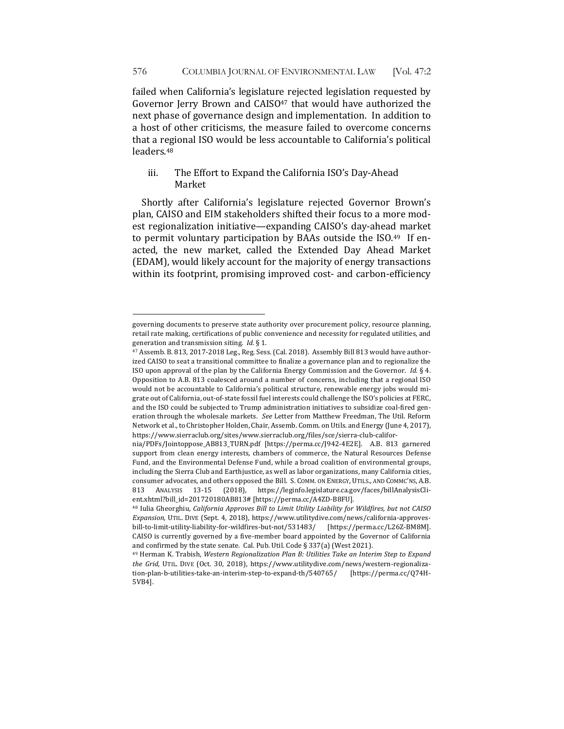failed when California's legislature rejected legislation requested by Governor Jerry Brown and CAISO[47] that would have authorized the next phase of governance design and implementation. In addition to a host of other criticisms, the measure failed to overcome concerns that a regional ISO would be less accountable to California's political leaders.[48]

### iii. The Effort to Expand the California ISO's Day-Ahead Market

Shortly after California's legislature rejected Governor Brown's plan, CAISO and EIM stakeholders shifted their focus to a more modest regionalization initiative—expanding CAISO's day-ahead market to permit voluntary participation by BAAs outside the ISO.[49] If enacted, the new market, called the Extended Day Ahead Market (EDAM), would likely account for the majority of energy transactions within its footprint, promising improved cost- and carbon-efficiency

---

governing documents to preserve state authority over procurement policy, resource planning, retail rate making, certifications of public convenience and necessity for regulated utilities, and generation and transmission siting. *Id.* § 1.

[47] Assemb. B. 813, 2017-2018 Leg., Reg. Sess. (Cal. 2018). Assembly Bill 813 would have authorized CAISO to seat a transitional committee to finalize a governance plan and to regionalize the ISO upon approval of the plan by the California Energy Commission and the Governor. *Id.* § 4. Opposition to A.B. 813 coalesced around a number of concerns, including that a regional ISO would not be accountable to California's political structure, renewable energy jobs would migrate out of California, out-of-state fossil fuel interests could challenge the ISO's policies at FERC, and the ISO could be subjected to Trump administration initiatives to subsidize coal-fired generation through the wholesale markets. *See* Letter from Matthew Freedman, The Util. Reform Network et al., to Christopher Holden, Chair, Assemb. Comm. on Utils. and Energy (June 4, 2017), https://www.sierraclub.org/sites/www.sierraclub.org/files/sce/sierra-club-california/PDFs/Jointoppose_AB813_TURN.pdf [https://perma.cc/J942-4E2E]. A.B. 813 garnered support from clean energy interests, chambers of commerce, the Natural Resources Defense Fund, and the Environmental Defense Fund, while a broad coalition of environmental groups, including the Sierra Club and Earthjustice, as well as labor organizations, many California cities, consumer advocates, and others opposed the Bill. S. COMM. ON ENERGY, UTILS., AND COMMC'NS, A.B. 813 ANALYSIS 13-15 (2018), https://leginfo.legislature.ca.gov/faces/billAnalysisClient.xhtml?bill_id=201720180AB813# [https://perma.cc/A4ZD-B8FU].

[48] Iulia Gheorghiu, *California Approves Bill to Limit Utility Liability for Wildfires, but not CAISO Expansion*, UTIL. DIVE (Sept. 4, 2018), https://www.utilitydive.com/news/california-approves-bill-to-limit-utility-liability-for-wildfires-but-not/531483/ [https://perma.cc/L26Z-BM8M]. CAISO is currently governed by a five-member board appointed by the Governor of California and confirmed by the state senate. Cal. Pub. Util. Code § 337(a) (West 2021).

[49] Herman K. Trabish, *Western Regionalization Plan B: Utilities Take an Interim Step to Expand the Grid*, UTIL. DIVE (Oct. 30, 2018), https://www.utilitydive.com/news/western-regionalization-plan-b-utilities-take-an-interim-step-to-expand-th/540765/ [https://perma.cc/Q74H-5VB4].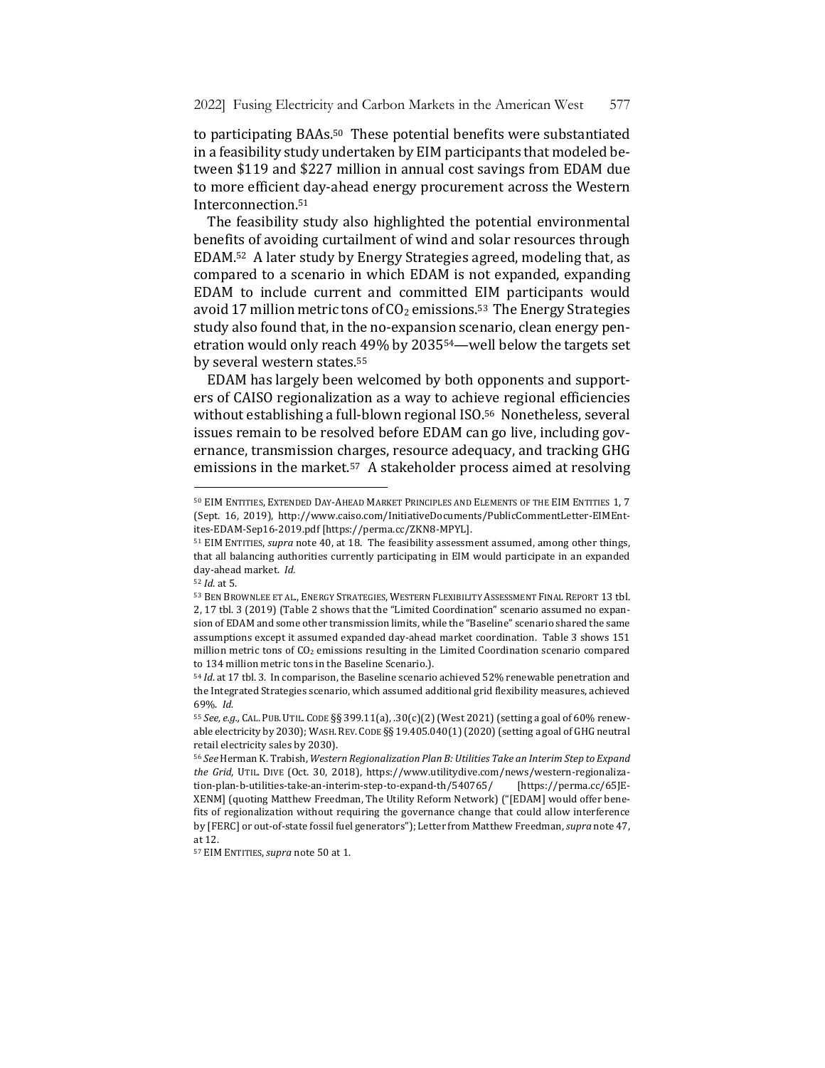to participating BAAs.[50] These potential benefits were substantiated in a feasibility study undertaken by EIM participants that modeled between $119 and $227 million in annual cost savings from EDAM due to more efficient day-ahead energy procurement across the Western Interconnection.[51]

The feasibility study also highlighted the potential environmental benefits of avoiding curtailment of wind and solar resources through EDAM.[52] A later study by Energy Strategies agreed, modeling that, as compared to a scenario in which EDAM is not expanded, expanding EDAM to include current and committed EIM participants would avoid 17 million metric tons of $CO_2$ emissions.[53] The Energy Strategies study also found that, in the no-expansion scenario, clean energy penetration would only reach 49% by 2035[54]—well below the targets set by several western states.[55]

EDAM has largely been welcomed by both opponents and supporters of CAISO regionalization as a way to achieve regional efficiencies without establishing a full-blown regional ISO.[56] Nonetheless, several issues remain to be resolved before EDAM can go live, including governance, transmission charges, resource adequacy, and tracking GHG emissions in the market.[57] A stakeholder process aimed at resolving

---

[50] EIM ENTITIES, EXTENDED DAY-AHEAD MARKET PRINCIPLES AND ELEMENTS OF THE EIM ENTITIES 1, 7 (Sept. 16, 2019), http://www.caiso.com/InitiativeDocuments/PublicCommentLetter-EIMEntities-EDAM-Sep16-2019.pdf [https://perma.cc/ZKN8-MPYL].

[51] EIM ENTITIES, *supra* note 40, at 18. The feasibility assessment assumed, among other things, that all balancing authorities currently participating in EIM would participate in an expanded day-ahead market. *Id.*

[52] *Id.* at 5.

[53] BEN BROWNLEE ET AL., ENERGY STRATEGIES, WESTERN FLEXIBILITY ASSESSMENT FINAL REPORT 13 tbl. 2, 17 tbl. 3 (2019) (Table 2 shows that the "Limited Coordination" scenario assumed no expansion of EDAM and some other transmission limits, while the "Baseline" scenario shared the same assumptions except it assumed expanded day-ahead market coordination. Table 3 shows 151 million metric tons of $CO_2$ emissions resulting in the Limited Coordination scenario compared to 134 million metric tons in the Baseline Scenario.).

[54] *Id.* at 17 tbl. 3. In comparison, the Baseline scenario achieved 52% renewable penetration and the Integrated Strategies scenario, which assumed additional grid flexibility measures, achieved 69%. *Id.*

[55] *See, e.g.*, CAL. PUB. UTIL. CODE §§ 399.11(a), .30(c)(2) (West 2021) (setting a goal of 60% renewable electricity by 2030); WASH. REV. CODE §§ 19.405.040(1) (2020) (setting a goal of GHG neutral retail electricity sales by 2030).

[56] *See* Herman K. Trabish, *Western Regionalization Plan B: Utilities Take an Interim Step to Expand the Grid*, UTIL. DIVE (Oct. 30, 2018), https://www.utilitydive.com/news/western-regionalization-plan-b-utilities-take-an-interim-step-to-expand-th/540765/ [https://perma.cc/65JE-XENM] (quoting Matthew Freedman, The Utility Reform Network) ("[EDAM] would offer benefits of regionalization without requiring the governance change that could allow interference by [FERC] or out-of-state fossil fuel generators"); Letter from Matthew Freedman, *supra* note 47, at 12.

[57] EIM ENTITIES, *supra* note 50 at 1.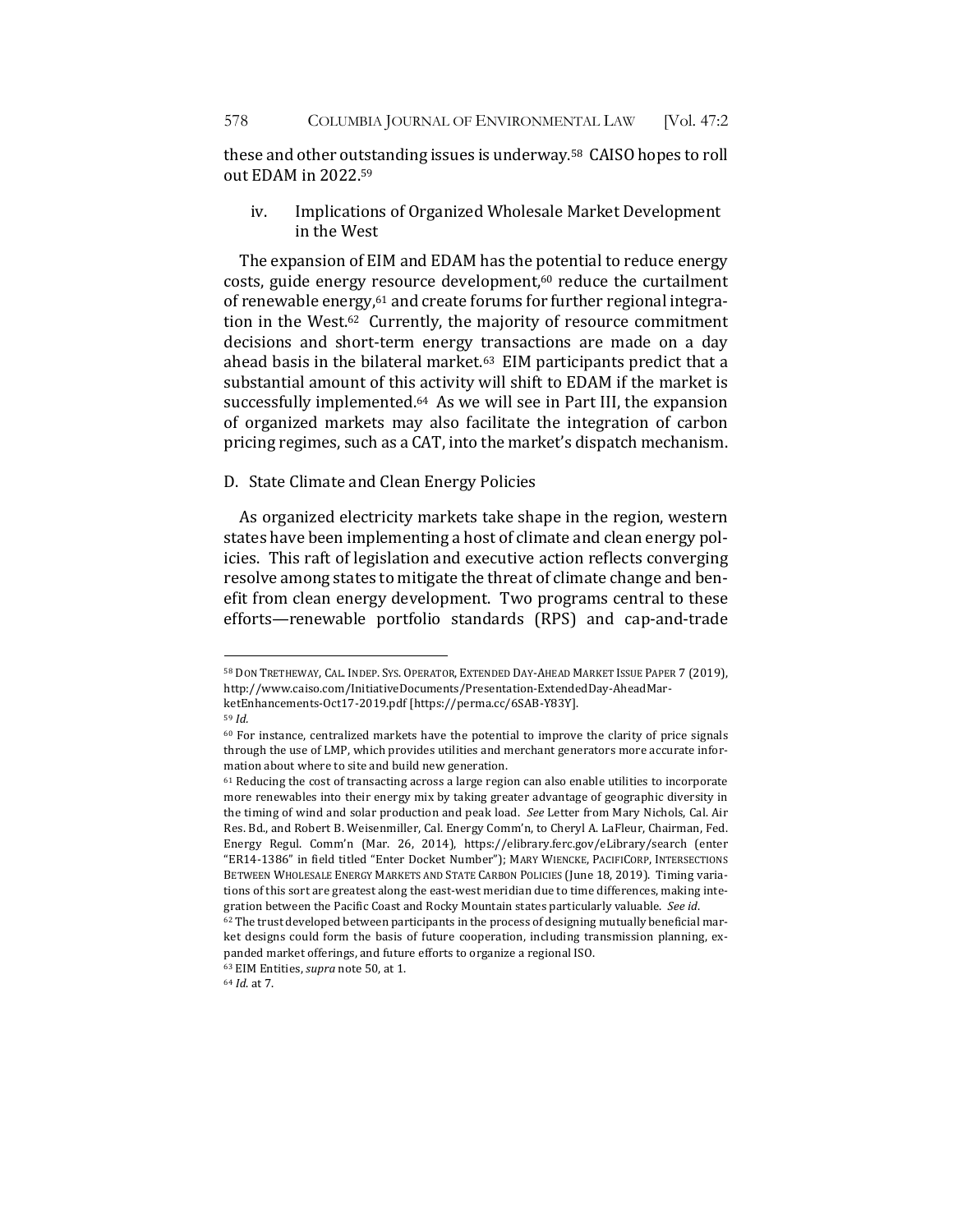these and other outstanding issues is underway.[58] CAISO hopes to roll out EDAM in 2022.[59]

#### iv. Implications of Organized Wholesale Market Development in the West

The expansion of EIM and EDAM has the potential to reduce energy costs, guide energy resource development,[60] reduce the curtailment of renewable energy,[61] and create forums for further regional integration in the West.[62] Currently, the majority of resource commitment decisions and short-term energy transactions are made on a day ahead basis in the bilateral market.[63] EIM participants predict that a substantial amount of this activity will shift to EDAM if the market is successfully implemented.[64] As we will see in Part III, the expansion of organized markets may also facilitate the integration of carbon pricing regimes, such as a CAT, into the market's dispatch mechanism.

### D. State Climate and Clean Energy Policies

As organized electricity markets take shape in the region, western states have been implementing a host of climate and clean energy policies. This raft of legislation and executive action reflects converging resolve among states to mitigate the threat of climate change and benefit from clean energy development. Two programs central to these efforts—renewable portfolio standards (RPS) and cap-and-trade

---

[58] DON TRETHEWAY, CAL. INDEP. SYS. OPERATOR, EXTENDED DAY-AHEAD MARKET ISSUE PAPER 7 (2019), http://www.caiso.com/InitiativeDocuments/Presentation-ExtendedDay-AheadMarketEnhancements-Oct17-2019.pdf [https://perma.cc/6SAB-Y83Y].

[59] *Id.*

[60] For instance, centralized markets have the potential to improve the clarity of price signals through the use of LMP, which provides utilities and merchant generators more accurate information about where to site and build new generation.

[61] Reducing the cost of transacting across a large region can also enable utilities to incorporate more renewables into their energy mix by taking greater advantage of geographic diversity in the timing of wind and solar production and peak load. *See* Letter from Mary Nichols, Cal. Air Res. Bd., and Robert B. Weisenmiller, Cal. Energy Comm'n, to Cheryl A. LaFleur, Chairman, Fed. Energy Regul. Comm'n (Mar. 26, 2014), https://elibrary.ferc.gov/eLibrary/search (enter "ER14-1386" in field titled "Enter Docket Number"); MARY WIENCKE, PACIFICORP, INTERSECTIONS BETWEEN WHOLESALE ENERGY MARKETS AND STATE CARBON POLICIES (June 18, 2019). Timing variations of this sort are greatest along the east-west meridian due to time differences, making integration between the Pacific Coast and Rocky Mountain states particularly valuable. *See id.*

[62] The trust developed between participants in the process of designing mutually beneficial market designs could form the basis of future cooperation, including transmission planning, expanded market offerings, and future efforts to organize a regional ISO.

[63] EIM Entities, *supra* note 50, at 1.

[64] *Id.* at 7.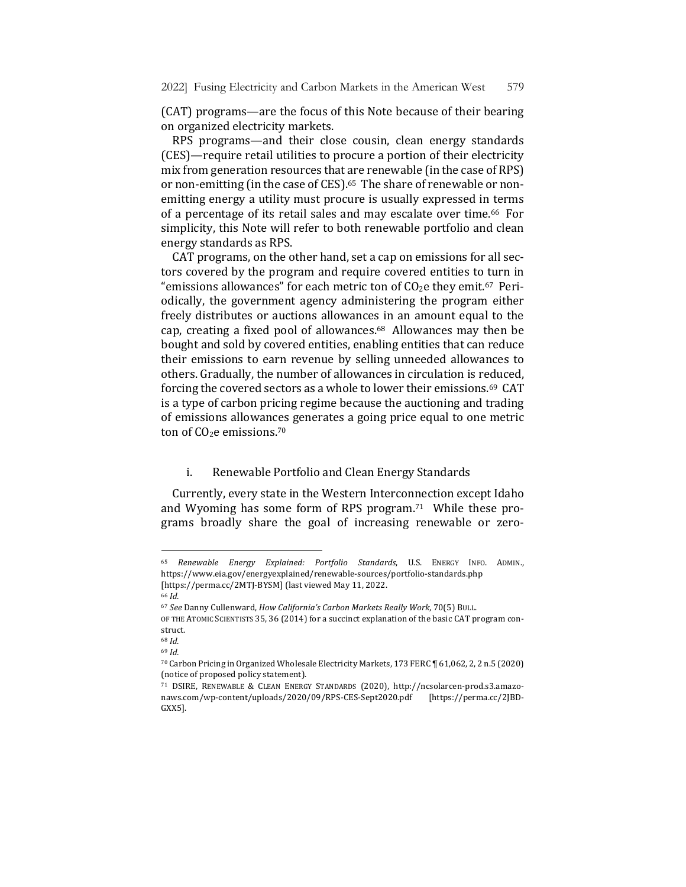(CAT) programs—are the focus of this Note because of their bearing on organized electricity markets.

RPS programs—and their close cousin, clean energy standards (CES)—require retail utilities to procure a portion of their electricity mix from generation resources that are renewable (in the case of RPS) or non-emitting (in the case of CES).[65] The share of renewable or non-emitting energy a utility must procure is usually expressed in terms of a percentage of its retail sales and may escalate over time.[66] For simplicity, this Note will refer to both renewable portfolio and clean energy standards as RPS.

CAT programs, on the other hand, set a cap on emissions for all sectors covered by the program and require covered entities to turn in "emissions allowances" for each metric ton of $CO_2e$ they emit.[67] Periodically, the government agency administering the program either freely distributes or auctions allowances in an amount equal to the cap, creating a fixed pool of allowances.[68] Allowances may then be bought and sold by covered entities, enabling entities that can reduce their emissions to earn revenue by selling unneeded allowances to others. Gradually, the number of allowances in circulation is reduced, forcing the covered sectors as a whole to lower their emissions.[69] CAT is a type of carbon pricing regime because the auctioning and trading of emissions allowances generates a going price equal to one metric ton of $CO_2e$ emissions.[70]

### i. Renewable Portfolio and Clean Energy Standards

Currently, every state in the Western Interconnection except Idaho and Wyoming has some form of RPS program.[71] While these programs broadly share the goal of increasing renewable or zero-

---

[65] *Renewable Energy Explained: Portfolio Standards*, U.S. ENERGY INFO. ADMIN., https://www.eia.gov/energyexplained/renewable-sources/portfolio-standards.php [https://perma.cc/2MTJ-BYSM] (last viewed May 11, 2022.

[66] *Id.*

[67] *See* Danny Cullenward, *How California's Carbon Markets Really Work*, 70(5) BULL. OF THE ATOMIC SCIENTISTS 35, 36 (2014) for a succinct explanation of the basic CAT program construct.

[68] *Id.*

[69] *Id.*

[70] Carbon Pricing in Organized Wholesale Electricity Markets, 173 FERC ¶ 61,062, 2, 2 n.5 (2020) (notice of proposed policy statement).

[71] DSIRE, RENEWABLE & CLEAN ENERGY STANDARDS (2020), http://ncsolarcen-prod.s3.amazonaws.com/wp-content/uploads/2020/09/RPS-CES-Sept2020.pdf [https://perma.cc/2JBD-GXX5].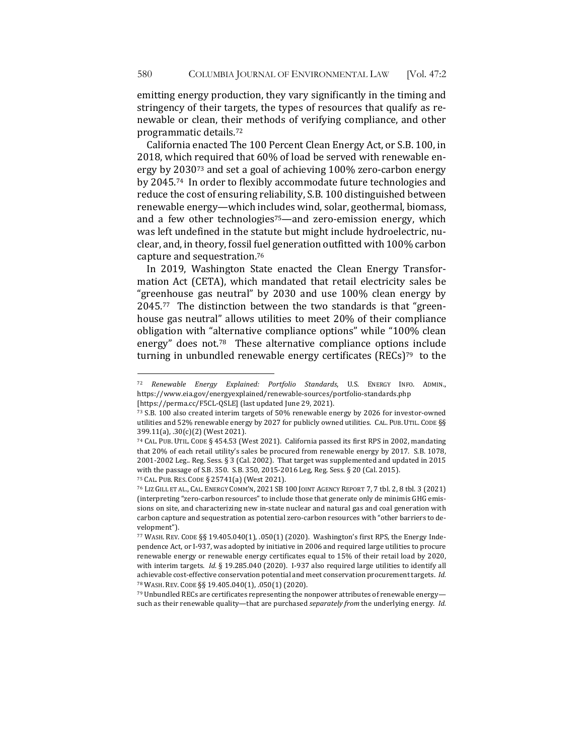emitting energy production, they vary significantly in the timing and stringency of their targets, the types of resources that qualify as renewable or clean, their methods of verifying compliance, and other programmatic details.[72]

California enacted The 100 Percent Clean Energy Act, or S.B. 100, in 2018, which required that 60% of load be served with renewable energy by 2030[73] and set a goal of achieving 100% zero-carbon energy by 2045.[74] In order to flexibly accommodate future technologies and reduce the cost of ensuring reliability, S.B. 100 distinguished between renewable energy—which includes wind, solar, geothermal, biomass, and a few other technologies[75]—and zero-emission energy, which was left undefined in the statute but might include hydroelectric, nuclear, and, in theory, fossil fuel generation outfitted with 100% carbon capture and sequestration.[76]

In 2019, Washington State enacted the Clean Energy Transformation Act (CETA), which mandated that retail electricity sales be "greenhouse gas neutral" by 2030 and use 100% clean energy by 2045.[77] The distinction between the two standards is that "greenhouse gas neutral" allows utilities to meet 20% of their compliance obligation with "alternative compliance options" while "100% clean energy" does not.[78] These alternative compliance options include turning in unbundled renewable energy certificates (RECs)[79] to the

---

[72] *Renewable Energy Explained: Portfolio Standards*, U.S. ENERGY INFO. ADMIN., https://www.eia.gov/energyexplained/renewable-sources/portfolio-standards.php [https://perma.cc/F5CL-QSLE] (last updated June 29, 2021).

[73] S.B. 100 also created interim targets of 50% renewable energy by 2026 for investor-owned utilities and 52% renewable energy by 2027 for publicly owned utilities. CAL. PUB. UTIL. CODE §§ 399.11(a), .30(c)(2) (West 2021).

[74] CAL. PUB. UTIL. CODE § 454.53 (West 2021). California passed its first RPS in 2002, mandating that 20% of each retail utility's sales be procured from renewable energy by 2017. S.B. 1078, 2001-2002 Leg.. Reg. Sess. § 3 (Cal. 2002). That target was supplemented and updated in 2015 with the passage of S.B. 350. S.B. 350, 2015-2016 Leg, Reg. Sess. § 20 (Cal. 2015).

[75] CAL. PUB. RES. CODE § 25741(a) (West 2021).

[76] LIZ GILL ET AL., CAL. ENERGY COMM'N, 2021 SB 100 JOINT AGENCY REPORT 7, 7 tbl. 2, 8 tbl. 3 (2021) (interpreting "zero-carbon resources" to include those that generate only de minimis GHG emissions on site, and characterizing new in-state nuclear and natural gas and coal generation with carbon capture and sequestration as potential zero-carbon resources with "other barriers to development").

[77] WASH. REV. CODE §§ 19.405.040(1), .050(1) (2020). Washington's first RPS, the Energy Independence Act, or I-937, was adopted by initiative in 2006 and required large utilities to procure renewable energy or renewable energy certificates equal to 15% of their retail load by 2020, with interim targets. *Id.* § 19.285.040 (2020). I-937 also required large utilities to identify all achievable cost-effective conservation potential and meet conservation procurement targets. *Id.*

[78] WASH. REV. CODE §§ 19.405.040(1), .050(1) (2020).

[79] Unbundled RECs are certificates representing the nonpower attributes of renewable energy—such as their renewable quality—that are purchased *separately from* the underlying energy. *Id.*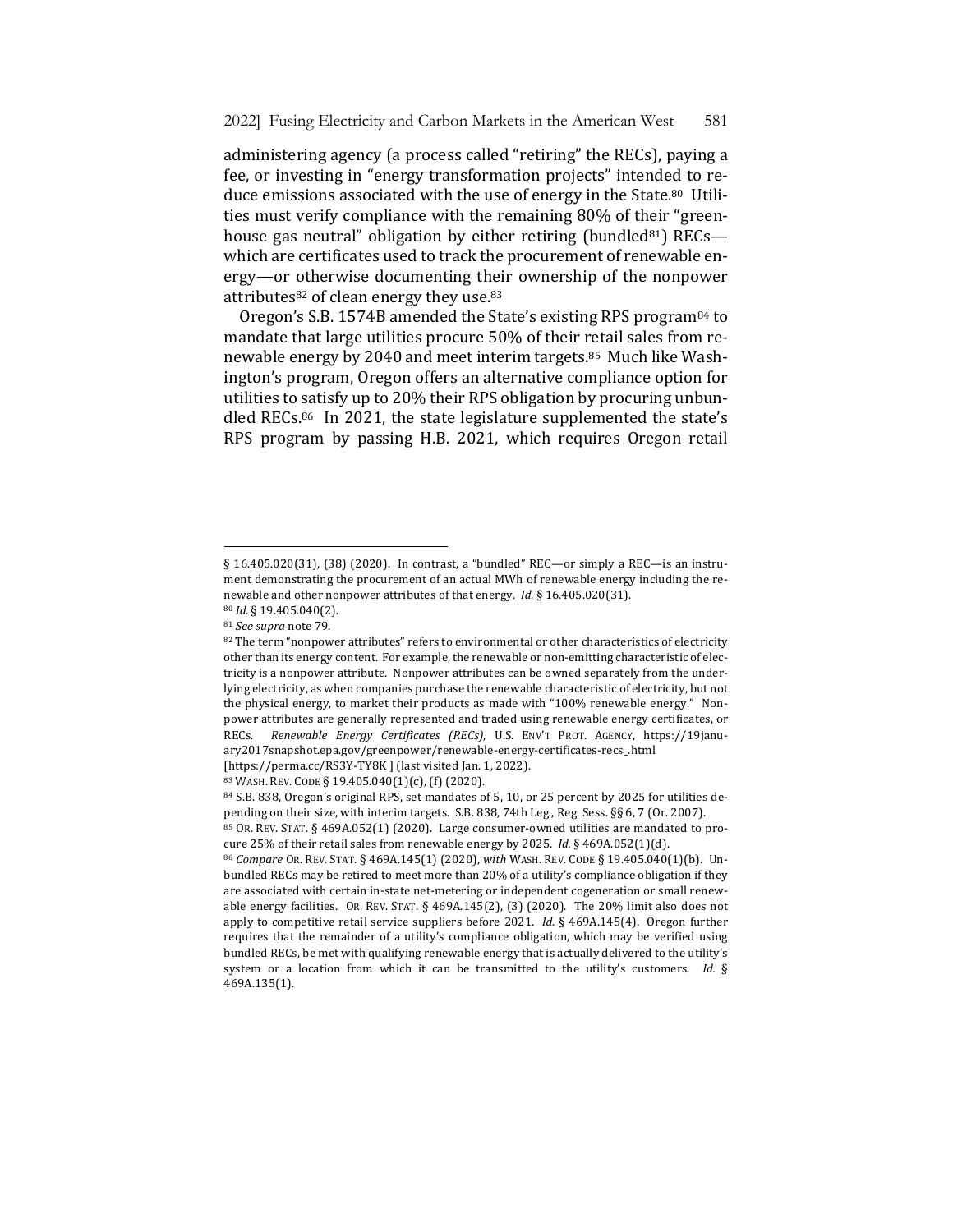administering agency (a process called "retiring" the RECs), paying a fee, or investing in "energy transformation projects" intended to reduce emissions associated with the use of energy in the State.[80] Utilities must verify compliance with the remaining 80% of their "greenhouse gas neutral" obligation by either retiring (bundled[81]) RECs—which are certificates used to track the procurement of renewable energy—or otherwise documenting their ownership of the nonpower attributes[82] of clean energy they use.[83]

Oregon's S.B. 1574B amended the State's existing RPS program[84] to mandate that large utilities procure 50% of their retail sales from renewable energy by 2040 and meet interim targets.[85] Much like Washington's program, Oregon offers an alternative compliance option for utilities to satisfy up to 20% their RPS obligation by procuring unbundled RECs.[86] In 2021, the state legislature supplemented the state's RPS program by passing H.B. 2021, which requires Oregon retail

---

§ 16.405.020(31), (38) (2020). In contrast, a "bundled" REC—or simply a REC—is an instrument demonstrating the procurement of an actual MWh of renewable energy including the renewable and other nonpower attributes of that energy. *Id.* § 16.405.020(31).

[80] *Id.* § 19.405.040(2).

[81] *See supra* note 79.

[82] The term "nonpower attributes" refers to environmental or other characteristics of electricity other than its energy content. For example, the renewable or non-emitting characteristic of electricity is a nonpower attribute. Nonpower attributes can be owned separately from the underlying electricity, as when companies purchase the renewable characteristic of electricity, but not the physical energy, to market their products as made with "100% renewable energy." Nonpower attributes are generally represented and traded using renewable energy certificates, or RECs. *Renewable Energy Certificates (RECs)*, U.S. ENV'T PROT. AGENCY, https://19january2017snapshot.epa.gov/greenpower/renewable-energy-certificates-recs_.html [https://perma.cc/RS3Y-TY8K ] (last visited Jan. 1, 2022).

[83] WASH. REV. CODE § 19.405.040(1)(c), (f) (2020).

[84] S.B. 838, Oregon's original RPS, set mandates of 5, 10, or 25 percent by 2025 for utilities depending on their size, with interim targets. S.B. 838, 74th Leg., Reg. Sess. §§ 6, 7 (Or. 2007).

[85] OR. REV. STAT. § 469A.052(1) (2020). Large consumer-owned utilities are mandated to procure 25% of their retail sales from renewable energy by 2025. *Id.* § 469A.052(1)(d).

[86] *Compare* OR. REV. STAT. § 469A.145(1) (2020), *with* WASH. REV. CODE § 19.405.040(1)(b). Unbundled RECs may be retired to meet more than 20% of a utility's compliance obligation if they are associated with certain in-state net-metering or independent cogeneration or small renewable energy facilities. OR. REV. STAT. § 469A.145(2), (3) (2020). The 20% limit also does not apply to competitive retail service suppliers before 2021. *Id.* § 469A.145(4). Oregon further requires that the remainder of a utility's compliance obligation, which may be verified using bundled RECs, be met with qualifying renewable energy that is actually delivered to the utility's system or a location from which it can be transmitted to the utility's customers. *Id.* § 469A.135(1).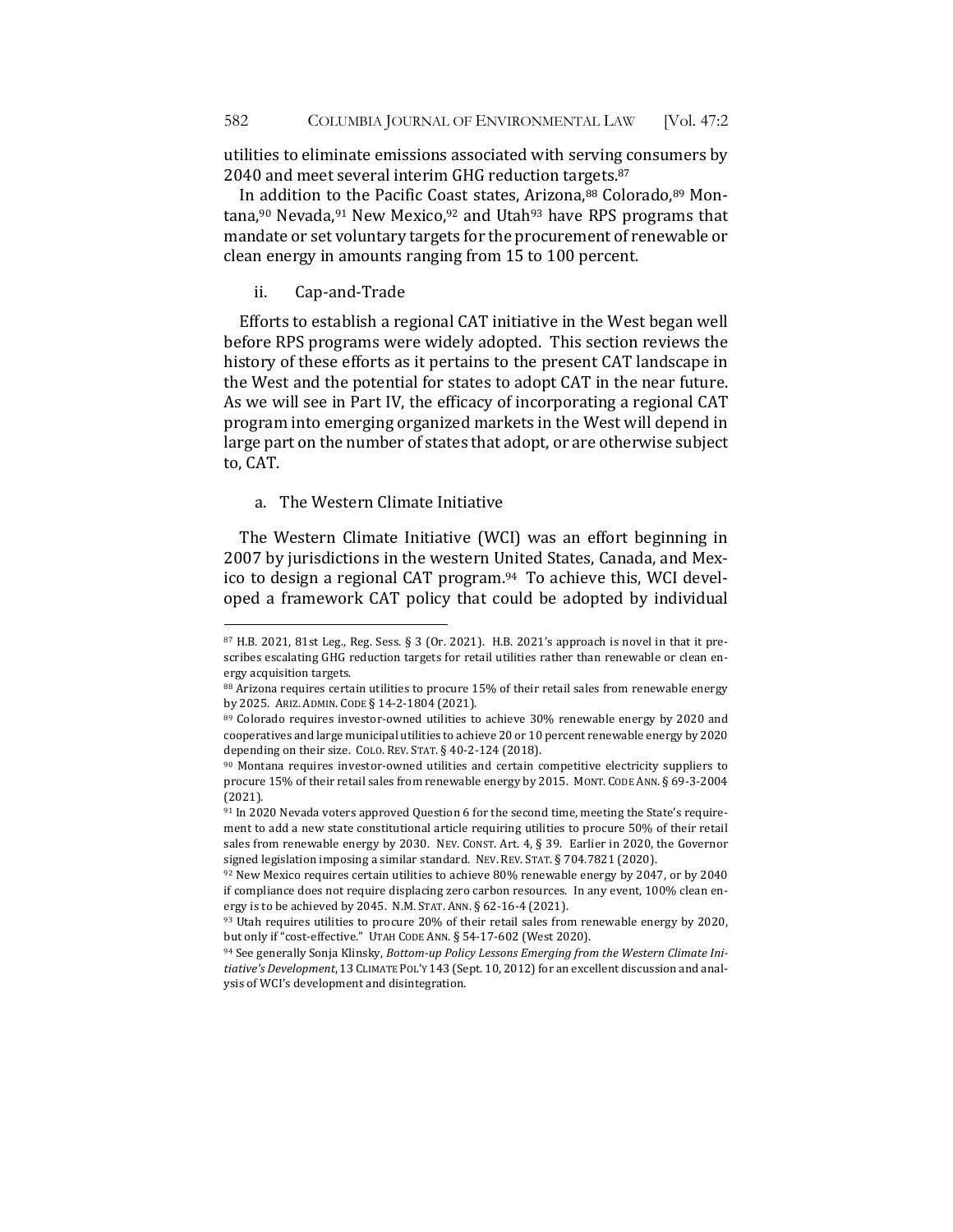utilities to eliminate emissions associated with serving consumers by 2040 and meet several interim GHG reduction targets.[87]

In addition to the Pacific Coast states, Arizona,[88] Colorado,[89] Montana,[90] Nevada,[91] New Mexico,[92] and Utah[93] have RPS programs that mandate or set voluntary targets for the procurement of renewable or clean energy in amounts ranging from 15 to 100 percent.

#### ii. Cap-and-Trade

Efforts to establish a regional CAT initiative in the West began well before RPS programs were widely adopted. This section reviews the history of these efforts as it pertains to the present CAT landscape in the West and the potential for states to adopt CAT in the near future. As we will see in Part IV, the efficacy of incorporating a regional CAT program into emerging organized markets in the West will depend in large part on the number of states that adopt, or are otherwise subject to, CAT.

##### a. The Western Climate Initiative

The Western Climate Initiative (WCI) was an effort beginning in 2007 by jurisdictions in the western United States, Canada, and Mexico to design a regional CAT program.[94] To achieve this, WCI developed a framework CAT policy that could be adopted by individual

---

[87] H.B. 2021, 81st Leg., Reg. Sess. § 3 (Or. 2021). H.B. 2021's approach is novel in that it prescribes escalating GHG reduction targets for retail utilities rather than renewable or clean energy acquisition targets.

[88] Arizona requires certain utilities to procure 15% of their retail sales from renewable energy by 2025. ARIZ. ADMIN. CODE § 14-2-1804 (2021).

[89] Colorado requires investor-owned utilities to achieve 30% renewable energy by 2020 and cooperatives and large municipal utilities to achieve 20 or 10 percent renewable energy by 2020 depending on their size. COLO. REV. STAT. § 40-2-124 (2018).

[90] Montana requires investor-owned utilities and certain competitive electricity suppliers to procure 15% of their retail sales from renewable energy by 2015. MONT. CODE ANN. § 69-3-2004 (2021).

[91] In 2020 Nevada voters approved Question 6 for the second time, meeting the State's requirement to add a new state constitutional article requiring utilities to procure 50% of their retail sales from renewable energy by 2030. NEV. CONST. Art. 4, § 39. Earlier in 2020, the Governor signed legislation imposing a similar standard. NEV. REV. STAT. § 704.7821 (2020).

[92] New Mexico requires certain utilities to achieve 80% renewable energy by 2047, or by 2040 if compliance does not require displacing zero carbon resources. In any event, 100% clean energy is to be achieved by 2045. N.M. STAT. ANN. § 62-16-4 (2021).

[93] Utah requires utilities to procure 20% of their retail sales from renewable energy by 2020, but only if "cost-effective." UTAH CODE ANN. § 54-17-602 (West 2020).

[94] See generally Sonja Klinsky, *Bottom-up Policy Lessons Emerging from the Western Climate Initiative's Development*, 13 CLIMATE POL'Y 143 (Sept. 10, 2012) for an excellent discussion and analysis of WCI's development and disintegration.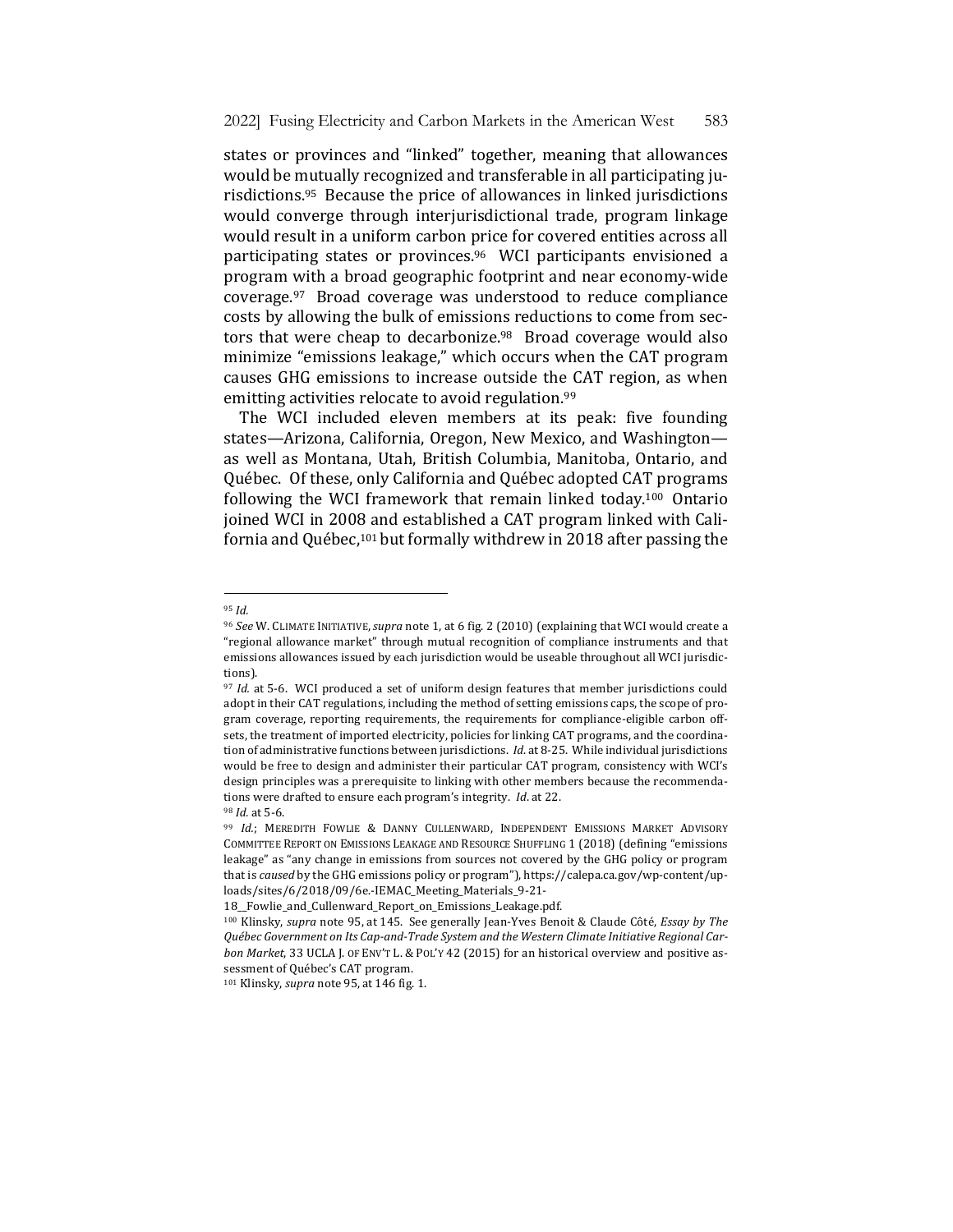states or provinces and "linked" together, meaning that allowances would be mutually recognized and transferable in all participating jurisdictions.[95] Because the price of allowances in linked jurisdictions would converge through interjurisdictional trade, program linkage would result in a uniform carbon price for covered entities across all participating states or provinces.[96] WCI participants envisioned a program with a broad geographic footprint and near economy-wide coverage.[97] Broad coverage was understood to reduce compliance costs by allowing the bulk of emissions reductions to come from sectors that were cheap to decarbonize.[98] Broad coverage would also minimize "emissions leakage," which occurs when the CAT program causes GHG emissions to increase outside the CAT region, as when emitting activities relocate to avoid regulation.[99]

The WCI included eleven members at its peak: five founding states—Arizona, California, Oregon, New Mexico, and Washington—as well as Montana, Utah, British Columbia, Manitoba, Ontario, and Québec. Of these, only California and Québec adopted CAT programs following the WCI framework that remain linked today.[100] Ontario joined WCI in 2008 and established a CAT program linked with California and Québec,[101] but formally withdrew in 2018 after passing the

---

[95] *Id.*

[96] *See* W. CLIMATE INITIATIVE, *supra* note 1, at 6 fig. 2 (2010) (explaining that WCI would create a "regional allowance market" through mutual recognition of compliance instruments and that emissions allowances issued by each jurisdiction would be useable throughout all WCI jurisdictions).

[97] *Id.* at 5-6. WCI produced a set of uniform design features that member jurisdictions could adopt in their CAT regulations, including the method of setting emissions caps, the scope of program coverage, reporting requirements, the requirements for compliance-eligible carbon offsets, the treatment of imported electricity, policies for linking CAT programs, and the coordination of administrative functions between jurisdictions. *Id.* at 8-25. While individual jurisdictions would be free to design and administer their particular CAT program, consistency with WCI's design principles was a prerequisite to linking with other members because the recommendations were drafted to ensure each program's integrity. *Id.* at 22.

[98] *Id.* at 5-6.

[99] *Id.*; MEREDITH FOWLIE & DANNY CULLENWARD, INDEPENDENT EMISSIONS MARKET ADVISORY COMMITTEE REPORT ON EMISSIONS LEAKAGE AND RESOURCE SHUFFLING 1 (2018) (defining "emissions leakage" as "any change in emissions from sources not covered by the GHG policy or program that is *caused* by the GHG emissions policy or program"), https://calepa.ca.gov/wp-content/uploads/sites/6/2018/09/6e.-IEMAC_Meeting_Materials_9-21-18__Fowlie_and_Cullenward_Report_on_Emissions_Leakage.pdf.

[100] Klinsky, *supra* note 95, at 145. See generally Jean-Yves Benoit & Claude Côté, *Essay by The Québec Government on Its Cap-and-Trade System and the Western Climate Initiative Regional Carbon Market*, 33 UCLA J. OF ENV'T L. & POL'Y 42 (2015) for an historical overview and positive assessment of Québec's CAT program.

[101] Klinsky, *supra* note 95, at 146 fig. 1.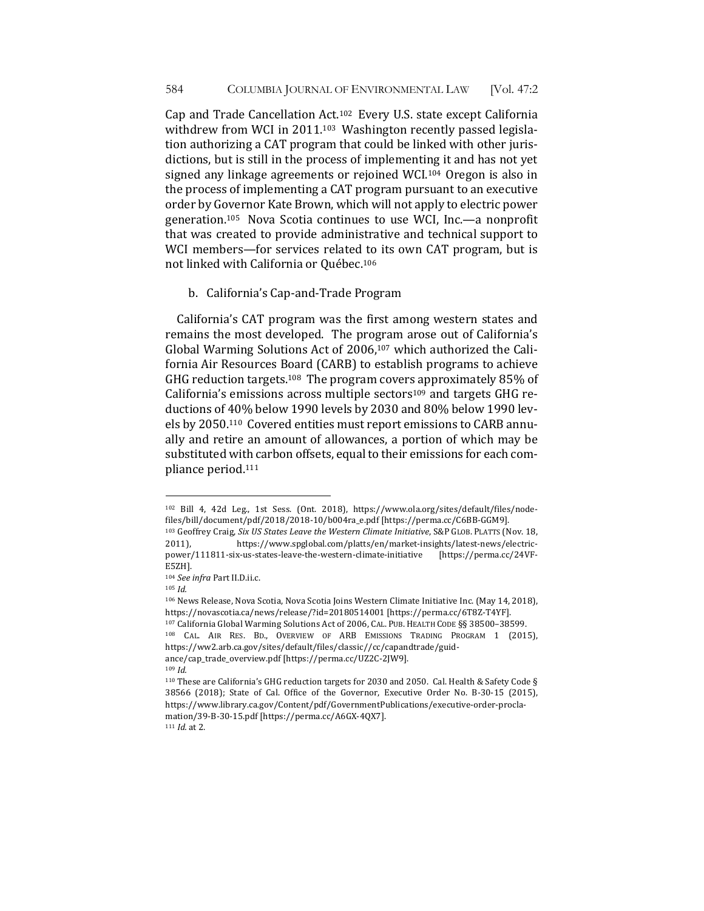Cap and Trade Cancellation Act.[102] Every U.S. state except California withdrew from WCI in 2011.[103] Washington recently passed legislation authorizing a CAT program that could be linked with other jurisdictions, but is still in the process of implementing it and has not yet signed any linkage agreements or rejoined WCI.[104] Oregon is also in the process of implementing a CAT program pursuant to an executive order by Governor Kate Brown, which will not apply to electric power generation.[105] Nova Scotia continues to use WCI, Inc.—a nonprofit that was created to provide administrative and technical support to WCI members—for services related to its own CAT program, but is not linked with California or Québec.[106]

b. California's Cap-and-Trade Program

California's CAT program was the first among western states and remains the most developed. The program arose out of California's Global Warming Solutions Act of 2006,[107] which authorized the California Air Resources Board (CARB) to establish programs to achieve GHG reduction targets.[108] The program covers approximately 85% of California's emissions across multiple sectors[109] and targets GHG reductions of 40% below 1990 levels by 2030 and 80% below 1990 levels by 2050.[110] Covered entities must report emissions to CARB annually and retire an amount of allowances, a portion of which may be substituted with carbon offsets, equal to their emissions for each compliance period.[111]

---

[102] Bill 4, 42d Leg., 1st Sess. (Ont. 2018), https://www.ola.org/sites/default/files/node-files/bill/document/pdf/2018/2018-10/b004ra_e.pdf [https://perma.cc/C6BB-GGM9].

[103] Geoffrey Craig, *Six US States Leave the Western Climate Initiative*, S&P GLOB. PLATTS (Nov. 18, 2011), https://www.spglobal.com/platts/en/market-insights/latest-news/electric-power/111811-six-us-states-leave-the-western-climate-initiative [https://perma.cc/24VF-E5ZH].

[104] *See infra* Part II.D.ii.c.

[105] *Id.*

[106] News Release, Nova Scotia, Nova Scotia Joins Western Climate Initiative Inc. (May 14, 2018), https://novascotia.ca/news/release/?id=20180514001 [https://perma.cc/6T8Z-T4YF].

[107] California Global Warming Solutions Act of 2006, CAL. PUB. HEALTH CODE §§ 38500–38599.

[108] CAL. AIR RES. BD., OVERVIEW OF ARB EMISSIONS TRADING PROGRAM 1 (2015), https://ww2.arb.ca.gov/sites/default/files/classic//cc/capandtrade/guidance/cap_trade_overview.pdf [https://perma.cc/UZ2C-2JW9].

[109] *Id.*

[110] These are California's GHG reduction targets for 2030 and 2050. Cal. Health & Safety Code § 38566 (2018); State of Cal. Office of the Governor, Executive Order No. B-30-15 (2015), https://www.library.ca.gov/Content/pdf/GovernmentPublications/executive-order-proclamation/39-B-30-15.pdf [https://perma.cc/A6GX-4QX7].

[111] *Id.* at 2.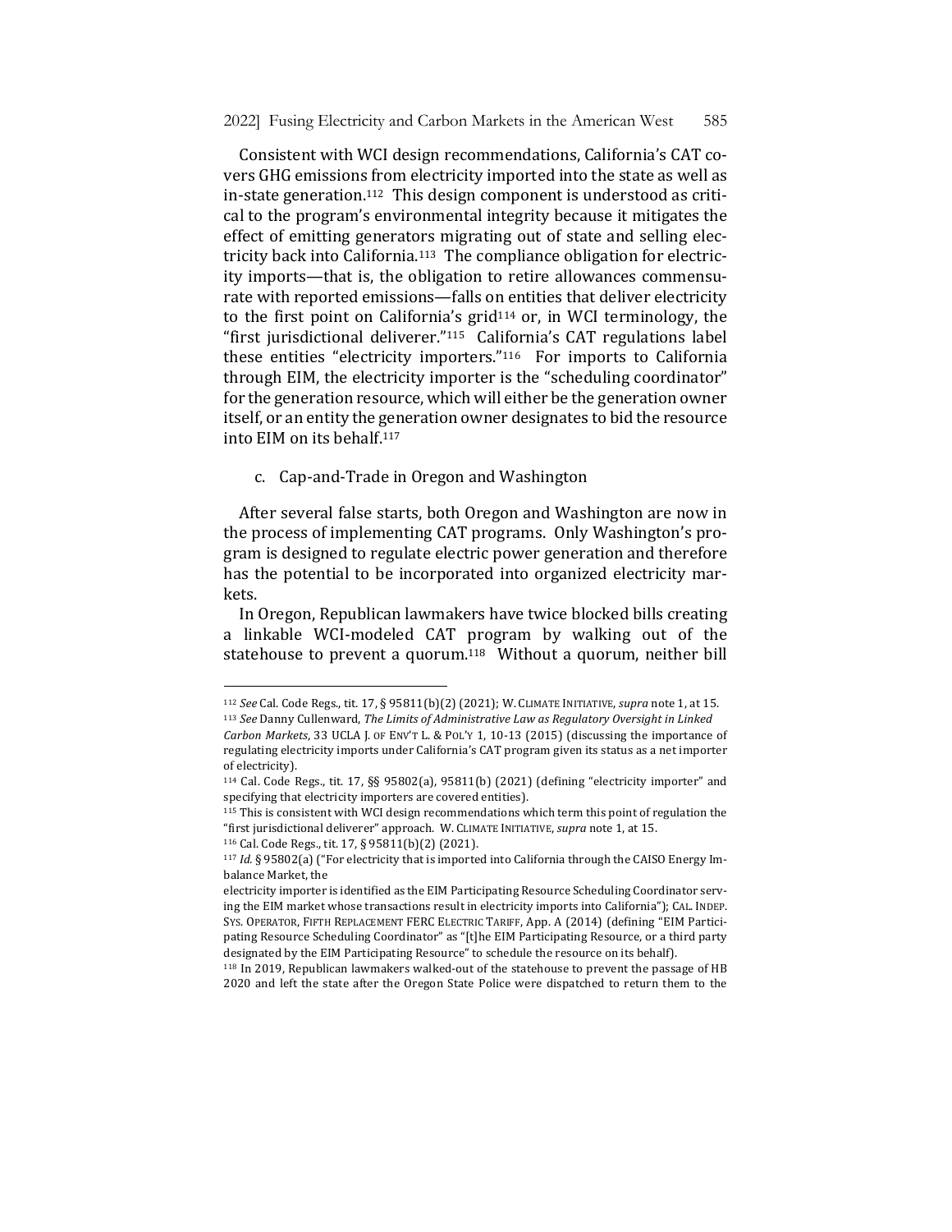Consistent with WCI design recommendations, California's CAT covers GHG emissions from electricity imported into the state as well as in-state generation.[112] This design component is understood as critical to the program's environmental integrity because it mitigates the effect of emitting generators migrating out of state and selling electricity back into California.[113] The compliance obligation for electricity imports—that is, the obligation to retire allowances commensurate with reported emissions—falls on entities that deliver electricity to the first point on California's grid[114] or, in WCI terminology, the "first jurisdictional deliverer."[115] California's CAT regulations label these entities "electricity importers."[116] For imports to California through EIM, the electricity importer is the "scheduling coordinator" for the generation resource, which will either be the generation owner itself, or an entity the generation owner designates to bid the resource into EIM on its behalf.[117]

### c. Cap-and-Trade in Oregon and Washington

After several false starts, both Oregon and Washington are now in the process of implementing CAT programs. Only Washington's program is designed to regulate electric power generation and therefore has the potential to be incorporated into organized electricity markets.

In Oregon, Republican lawmakers have twice blocked bills creating a linkable WCI-modeled CAT program by walking out of the statehouse to prevent a quorum.[118] Without a quorum, neither bill

---

[112] *See* Cal. Code Regs., tit. 17, § 95811(b)(2) (2021); W. CLIMATE INITIATIVE, *supra* note 1, at 15.

[113] *See* Danny Cullenward, *The Limits of Administrative Law as Regulatory Oversight in Linked Carbon Markets*, 33 UCLA J. OF ENV'T L. & POL'Y 1, 10-13 (2015) (discussing the importance of regulating electricity imports under California's CAT program given its status as a net importer of electricity).

[114] Cal. Code Regs., tit. 17, §§ 95802(a), 95811(b) (2021) (defining "electricity importer" and specifying that electricity importers are covered entities).

[115] This is consistent with WCI design recommendations which term this point of regulation the "first jurisdictional deliverer" approach. W. CLIMATE INITIATIVE, *supra* note 1, at 15.

[116] Cal. Code Regs., tit. 17, § 95811(b)(2) (2021).

[117] *Id.* § 95802(a) ("For electricity that is imported into California through the CAISO Energy Imbalance Market, the electricity importer is identified as the EIM Participating Resource Scheduling Coordinator serving the EIM market whose transactions result in electricity imports into California"); CAL. INDEP. SYS. OPERATOR, FIFTH REPLACEMENT FERC ELECTRIC TARIFF, App. A (2014) (defining "EIM Participating Resource Scheduling Coordinator" as "[t]he EIM Participating Resource, or a third party designated by the EIM Participating Resource" to schedule the resource on its behalf).

[118] In 2019, Republican lawmakers walked-out of the statehouse to prevent the passage of HB 2020 and left the state after the Oregon State Police were dispatched to return them to the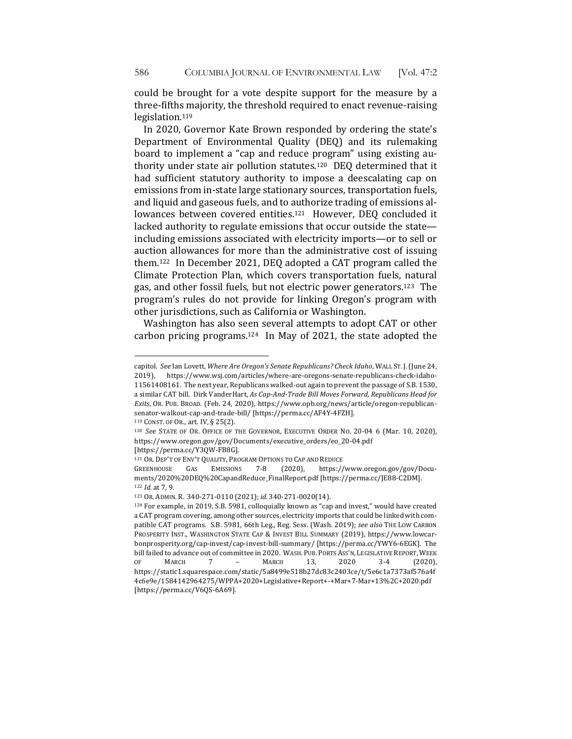could be brought for a vote despite support for the measure by a three-fifths majority, the threshold required to enact revenue-raising legislation.[119]

In 2020, Governor Kate Brown responded by ordering the state's Department of Environmental Quality (DEQ) and its rulemaking board to implement a "cap and reduce program" using existing authority under state air pollution statutes.[120] DEQ determined that it had sufficient statutory authority to impose a deescalating cap on emissions from in-state large stationary sources, transportation fuels, and liquid and gaseous fuels, and to authorize trading of emissions allowances between covered entities.[121] However, DEQ concluded it lacked authority to regulate emissions that occur outside the state—including emissions associated with electricity imports—or to sell or auction allowances for more than the administrative cost of issuing them.[122] In December 2021, DEQ adopted a CAT program called the Climate Protection Plan, which covers transportation fuels, natural gas, and other fossil fuels, but not electric power generators.[123] The program's rules do not provide for linking Oregon's program with other jurisdictions, such as California or Washington.

Washington has also seen several attempts to adopt CAT or other carbon pricing programs.[124] In May of 2021, the state adopted the

---

capitol. *See* Ian Lovett, *Where Are Oregon's Senate Republicans? Check Idaho*, WALL ST. J. (June 24, 2019), https://www.wsj.com/articles/where-are-oregons-senate-republicans-check-idaho-11561408161. The next year, Republicans walked-out again to prevent the passage of S.B. 1530, a similar CAT bill. Dirk VanderHart, *As Cap-And-Trade Bill Moves Forward, Republicans Head for Exits*, OR. PUB. BROAD. (Feb. 24, 2020), https://www.opb.org/news/article/oregon-republican-senator-walkout-cap-and-trade-bill/ [https://perma.cc/AF4Y-4FZH].

[119] CONST. OF OR., art. IV, § 25(2).

[120] *See* STATE OF OR. OFFICE OF THE GOVERNOR, EXECUTIVE ORDER NO. 20-04 6 (Mar. 10, 2020), https://www.oregon.gov/gov/Documents/executive_orders/eo_20-04.pdf [https://perma.cc/Y3QW-FB8G].

[121] OR. DEP'T OF ENV'T QUALITY, PROGRAM OPTIONS TO CAP AND REDUCE GREENHOUSE GAS EMISSIONS 7-8 (2020), https://www.oregon.gov/gov/Documents/2020%20DEQ%20CapandReduce_FinalReport.pdf [https://perma.cc/JE88-C2DM].

[122] *Id.* at 7, 9.

[123] OR. ADMIN. R. 340-271-0110 (2021); *id.* 340-271-0020(14).

[124] For example, in 2019, S.B. 5981, colloquially known as "cap and invest," would have created a CAT program covering, among other sources, electricity imports that could be linked with compatible CAT programs. S.B. 5981, 66th Leg., Reg. Sess. (Wash. 2019); *see also* THE LOW CARBON PROSPERITY INST., WASHINGTON STATE CAP & INVEST BILL SUMMARY (2019), https://www.lowcarbonprosperity.org/cap-invest/cap-invest-bill-summary/ [https://perma.cc/YWY6-6EGK]. The bill failed to advance out of committee in 2020. WASH. PUB. PORTS ASS'N, LEGISLATIVE REPORT, WEEK OF MARCH 7 – MARCH 13, 2020 3-4 (2020), https://static1.squarespace.com/static/5a8499e518b27dc83c2403ce/t/5e6c1a7373af576a4f4c6e9e/1584142964275/WPPA+2020+Legislative+Report+-+Mar+7-Mar+13%2C+2020.pdf [https://perma.cc/V6QS-6A69].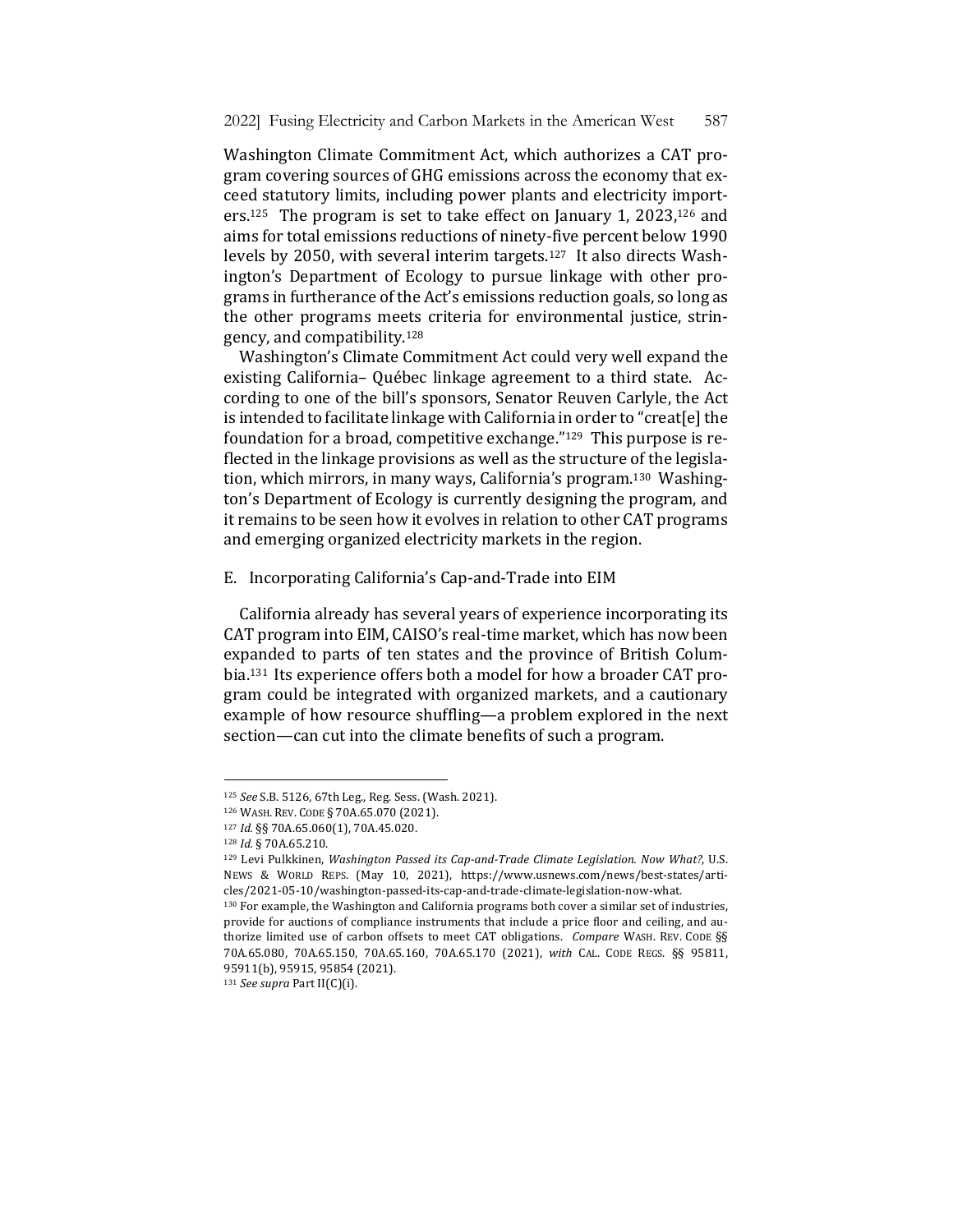Washington Climate Commitment Act, which authorizes a CAT program covering sources of GHG emissions across the economy that exceed statutory limits, including power plants and electricity importers.[125] The program is set to take effect on January 1, 2023,[126] and aims for total emissions reductions of ninety-five percent below 1990 levels by 2050, with several interim targets.[127] It also directs Washington's Department of Ecology to pursue linkage with other programs in furtherance of the Act's emissions reduction goals, so long as the other programs meets criteria for environmental justice, stringency, and compatibility.[128]

Washington's Climate Commitment Act could very well expand the existing California– Québec linkage agreement to a third state. According to one of the bill's sponsors, Senator Reuven Carlyle, the Act is intended to facilitate linkage with California in order to "creat[e] the foundation for a broad, competitive exchange."[129] This purpose is reflected in the linkage provisions as well as the structure of the legislation, which mirrors, in many ways, California's program.[130] Washington's Department of Ecology is currently designing the program, and it remains to be seen how it evolves in relation to other CAT programs and emerging organized electricity markets in the region.

## E. Incorporating California's Cap-and-Trade into EIM

California already has several years of experience incorporating its CAT program into EIM, CAISO's real-time market, which has now been expanded to parts of ten states and the province of British Columbia.[131] Its experience offers both a model for how a broader CAT program could be integrated with organized markets, and a cautionary example of how resource shuffling—a problem explored in the next section—can cut into the climate benefits of such a program.

---

[125] *See* S.B. 5126, 67th Leg., Reg. Sess. (Wash. 2021).

[126] WASH. REV. CODE § 70A.65.070 (2021).

[127] *Id.* §§ 70A.65.060(1), 70A.45.020.

[128] *Id.* § 70A.65.210.

[129] Levi Pulkkinen, *Washington Passed its Cap-and-Trade Climate Legislation. Now What?*, U.S. NEWS & WORLD REPS. (May 10, 2021), https://www.usnews.com/news/best-states/articles/2021-05-10/washington-passed-its-cap-and-trade-climate-legislation-now-what.

[130] For example, the Washington and California programs both cover a similar set of industries, provide for auctions of compliance instruments that include a price floor and ceiling, and authorize limited use of carbon offsets to meet CAT obligations. *Compare* WASH. REV. CODE §§ 70A.65.080, 70A.65.150, 70A.65.160, 70A.65.170 (2021), *with* CAL. CODE REGS. §§ 95811, 95911(b), 95915, 95854 (2021).

[131] *See supra* Part II(C)(i).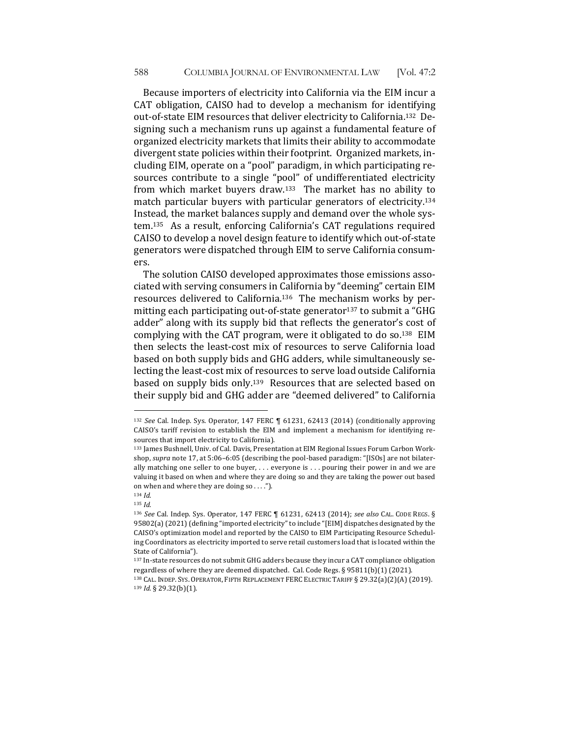Because importers of electricity into California via the EIM incur a CAT obligation, CAISO had to develop a mechanism for identifying out-of-state EIM resources that deliver electricity to California.[132] Designing such a mechanism runs up against a fundamental feature of organized electricity markets that limits their ability to accommodate divergent state policies within their footprint. Organized markets, including EIM, operate on a "pool" paradigm, in which participating resources contribute to a single "pool" of undifferentiated electricity from which market buyers draw.[133] The market has no ability to match particular buyers with particular generators of electricity.[134] Instead, the market balances supply and demand over the whole system.[135] As a result, enforcing California's CAT regulations required CAISO to develop a novel design feature to identify which out-of-state generators were dispatched through EIM to serve California consumers.

The solution CAISO developed approximates those emissions associated with serving consumers in California by "deeming" certain EIM resources delivered to California.[136] The mechanism works by permitting each participating out-of-state generator[137] to submit a "GHG adder" along with its supply bid that reflects the generator's cost of complying with the CAT program, were it obligated to do so.[138] EIM then selects the least-cost mix of resources to serve California load based on both supply bids and GHG adders, while simultaneously selecting the least-cost mix of resources to serve load outside California based on supply bids only.[139] Resources that are selected based on their supply bid and GHG adder are "deemed delivered" to California

---

[132] *See* Cal. Indep. Sys. Operator, 147 FERC ¶ 61231, 62413 (2014) (conditionally approving CAISO's tariff revision to establish the EIM and implement a mechanism for identifying resources that import electricity to California).

[133] James Bushnell, Univ. of Cal. Davis, Presentation at EIM Regional Issues Forum Carbon Workshop, *supra* note 17, at 5:06–6:05 (describing the pool-based paradigm: "[ISOs] are not bilaterally matching one seller to one buyer, . . . everyone is . . . pouring their power in and we are valuing it based on when and where they are doing so and they are taking the power out based on when and where they are doing so . . . .").

[134] *Id.*

[135] *Id.*

[136] *See* Cal. Indep. Sys. Operator, 147 FERC ¶ 61231, 62413 (2014); *see also* CAL. CODE REGS. § 95802(a) (2021) (defining "imported electricity" to include "[EIM] dispatches designated by the CAISO's optimization model and reported by the CAISO to EIM Participating Resource Scheduling Coordinators as electricity imported to serve retail customers load that is located within the State of California").

[137] In-state resources do not submit GHG adders because they incur a CAT compliance obligation regardless of where they are deemed dispatched. Cal. Code Regs. § 95811(b)(1) (2021).

[138] CAL. INDEP. SYS. OPERATOR, FIFTH REPLACEMENT FERC ELECTRIC TARIFF § 29.32(a)(2)(A) (2019).

[139] *Id.* § 29.32(b)(1).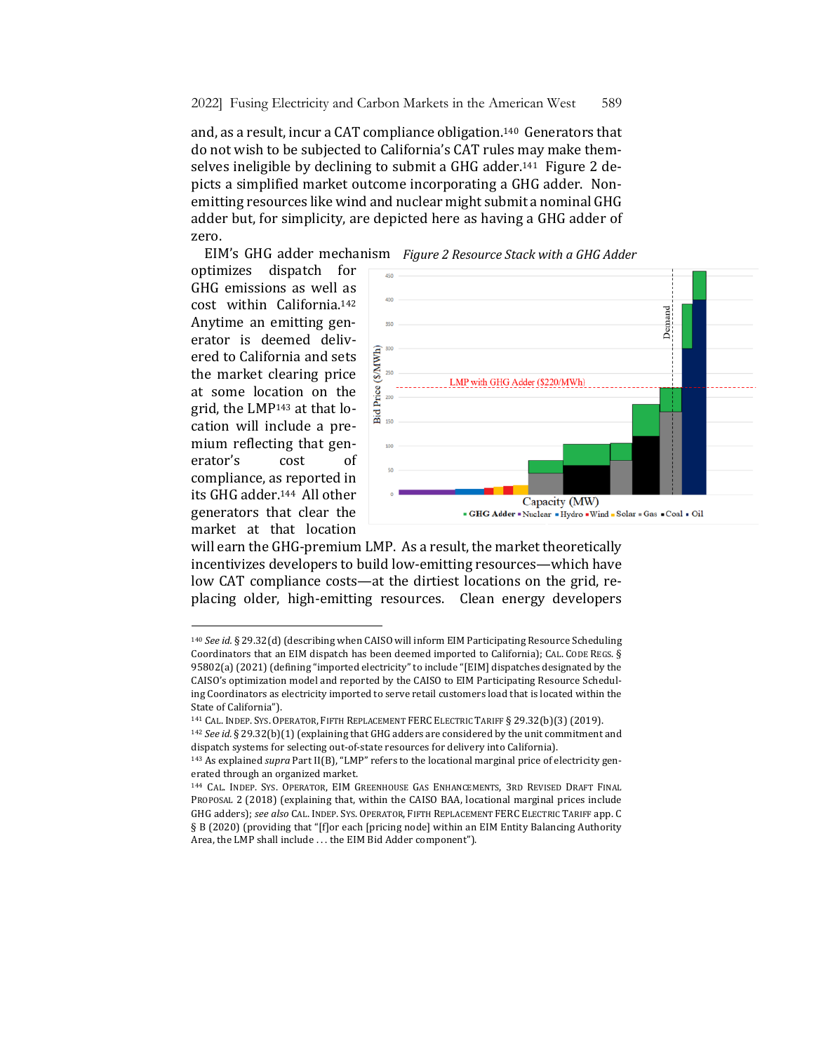and, as a result, incur a CAT compliance obligation.[140] Generators that do not wish to be subjected to California's CAT rules may make themselves ineligible by declining to submit a GHG adder.[141] Figure 2 depicts a simplified market outcome incorporating a GHG adder. Non-emitting resources like wind and nuclear might submit a nominal GHG adder but, for simplicity, are depicted here as having a GHG adder of zero.

*Figure 2 Resource Stack with a GHG Adder*

EIM's GHG adder mechanism optimizes dispatch for GHG emissions as well as cost within California.[142] Anytime an emitting generator is deemed delivered to California and sets the market clearing price at some location on the grid, the LMP[143] at that location will include a premium reflecting that generator's cost of compliance, as reported in its GHG adder.[144] All other generators that clear the market at that location will earn the GHG-premium LMP. As a result, the market theoretically incentivizes developers to build low-emitting resources—which have low CAT compliance costs—at the dirtiest locations on the grid, replacing older, high-emitting resources. Clean energy developers

---

[140] *See id.* § 29.32(d) (describing when CAISO will inform EIM Participating Resource Scheduling Coordinators that an EIM dispatch has been deemed imported to California); CAL. CODE REGS. § 95802(a) (2021) (defining "imported electricity" to include "[EIM] dispatches designated by the CAISO's optimization model and reported by the CAISO to EIM Participating Resource Scheduling Coordinators as electricity imported to serve retail customers load that is located within the State of California").

[141] CAL. INDEP. SYS. OPERATOR, FIFTH REPLACEMENT FERC ELECTRIC TARIFF § 29.32(b)(3) (2019).

[142] *See id.* § 29.32(b)(1) (explaining that GHG adders are considered by the unit commitment and dispatch systems for selecting out-of-state resources for delivery into California).

[143] As explained *supra* Part II(B), "LMP" refers to the locational marginal price of electricity generated through an organized market.

[144] CAL. INDEP. SYS. OPERATOR, EIM GREENHOUSE GAS ENHANCEMENTS, 3RD REVISED DRAFT FINAL PROPOSAL 2 (2018) (explaining that, within the CAISO BAA, locational marginal prices include GHG adders); *see also* CAL. INDEP. SYS. OPERATOR, FIFTH REPLACEMENT FERC ELECTRIC TARIFF app. C § B (2020) (providing that "[f]or each [pricing node] within an EIM Entity Balancing Authority Area, the LMP shall include . . . the EIM Bid Adder component").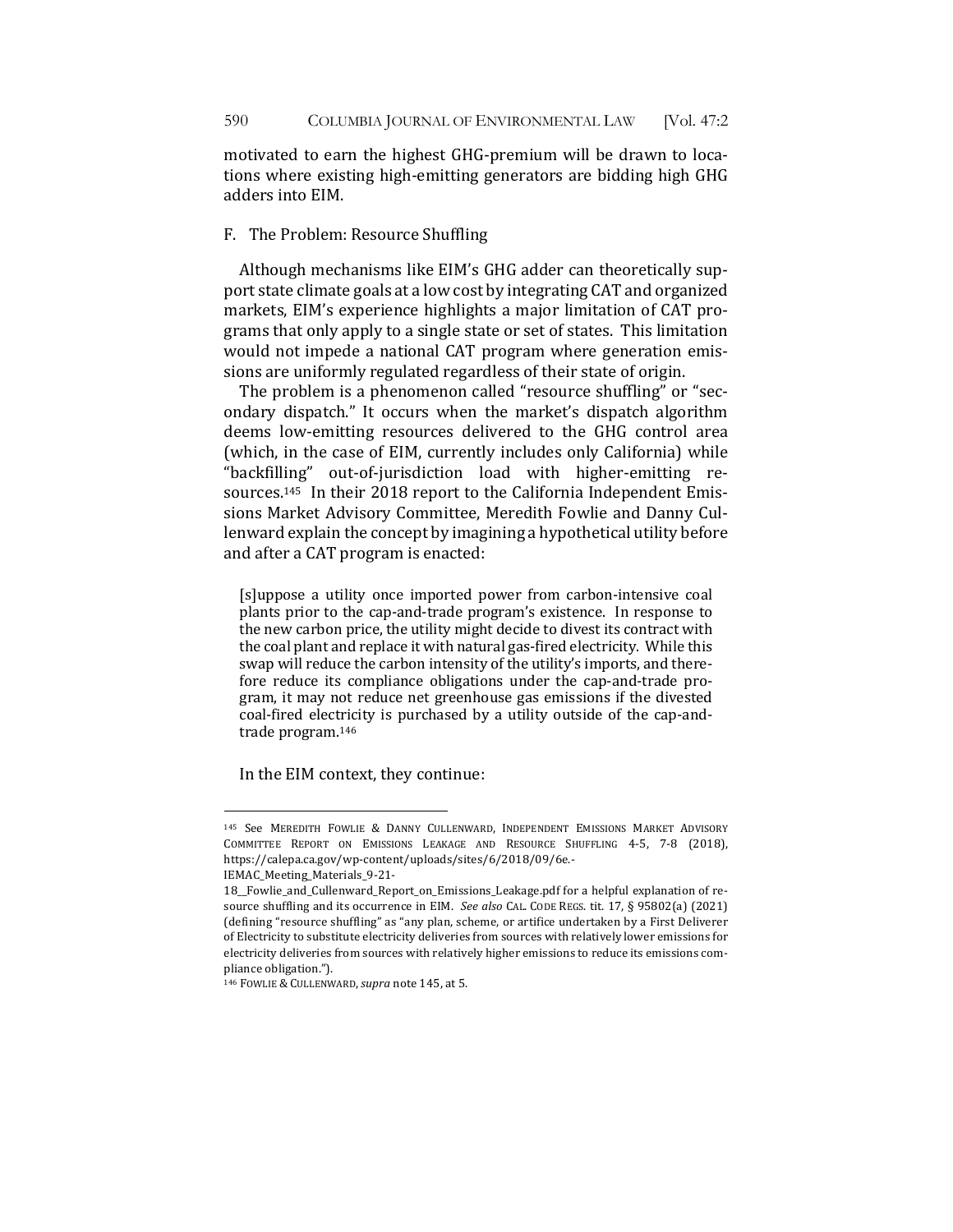motivated to earn the highest GHG-premium will be drawn to locations where existing high-emitting generators are bidding high GHG adders into EIM.

### F. The Problem: Resource Shuffling

Although mechanisms like EIM's GHG adder can theoretically support state climate goals at a low cost by integrating CAT and organized markets, EIM's experience highlights a major limitation of CAT programs that only apply to a single state or set of states. This limitation would not impede a national CAT program where generation emissions are uniformly regulated regardless of their state of origin.

The problem is a phenomenon called "resource shuffling" or "secondary dispatch." It occurs when the market's dispatch algorithm deems low-emitting resources delivered to the GHG control area (which, in the case of EIM, currently includes only California) while "backfilling" out-of-jurisdiction load with higher-emitting resources.[145] In their 2018 report to the California Independent Emissions Market Advisory Committee, Meredith Fowlie and Danny Cullenward explain the concept by imagining a hypothetical utility before and after a CAT program is enacted:

> [s]uppose a utility once imported power from carbon-intensive coal plants prior to the cap-and-trade program's existence. In response to the new carbon price, the utility might decide to divest its contract with the coal plant and replace it with natural gas-fired electricity. While this swap will reduce the carbon intensity of the utility's imports, and therefore reduce its compliance obligations under the cap-and-trade program, it may not reduce net greenhouse gas emissions if the divested coal-fired electricity is purchased by a utility outside of the cap-and-trade program.[146]

In the EIM context, they continue:

---

[145] See MEREDITH FOWLIE & DANNY CULLENWARD, INDEPENDENT EMISSIONS MARKET ADVISORY COMMITTEE REPORT ON EMISSIONS LEAKAGE AND RESOURCE SHUFFLING 4-5, 7-8 (2018), https://calepa.ca.gov/wp-content/uploads/sites/6/2018/09/6e.-IEMAC_Meeting_Materials_9-21-18__Fowlie_and_Cullenward_Report_on_Emissions_Leakage.pdf for a helpful explanation of resource shuffling and its occurrence in EIM. *See also* CAL. CODE REGS. tit. 17, § 95802(a) (2021) (defining "resource shuffling" as "any plan, scheme, or artifice undertaken by a First Deliverer of Electricity to substitute electricity deliveries from sources with relatively lower emissions for electricity deliveries from sources with relatively higher emissions to reduce its emissions compliance obligation.").

[146] FOWLIE & CULLENWARD, *supra* note 145, at 5.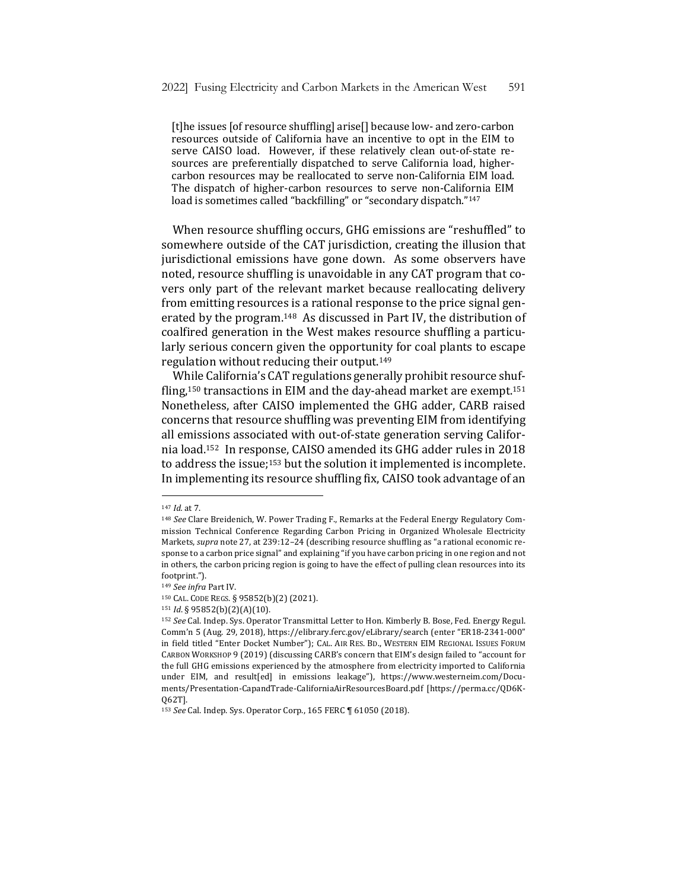> [t]he issues [of resource shuffling] arise[] because low- and zero-carbon resources outside of California have an incentive to opt in the EIM to serve CAISO load. However, if these relatively clean out-of-state resources are preferentially dispatched to serve California load, higher-carbon resources may be reallocated to serve non-California EIM load. The dispatch of higher-carbon resources to serve non-California EIM load is sometimes called "backfilling" or "secondary dispatch."[147]

When resource shuffling occurs, GHG emissions are "reshuffled" to somewhere outside of the CAT jurisdiction, creating the illusion that jurisdictional emissions have gone down. As some observers have noted, resource shuffling is unavoidable in any CAT program that covers only part of the relevant market because reallocating delivery from emitting resources is a rational response to the price signal generated by the program.[148] As discussed in Part IV, the distribution of coalfired generation in the West makes resource shuffling a particularly serious concern given the opportunity for coal plants to escape regulation without reducing their output.[149]

While California's CAT regulations generally prohibit resource shuffling,[150] transactions in EIM and the day-ahead market are exempt.[151] Nonetheless, after CAISO implemented the GHG adder, CARB raised concerns that resource shuffling was preventing EIM from identifying all emissions associated with out-of-state generation serving California load.[152] In response, CAISO amended its GHG adder rules in 2018 to address the issue;[153] but the solution it implemented is incomplete. In implementing its resource shuffling fix, CAISO took advantage of an

---

[147] *Id.* at 7.

[148] *See* Clare Breidenich, W. Power Trading F., Remarks at the Federal Energy Regulatory Commission Technical Conference Regarding Carbon Pricing in Organized Wholesale Electricity Markets, *supra* note 27, at 239:12–24 (describing resource shuffling as "a rational economic response to a carbon price signal" and explaining "if you have carbon pricing in one region and not in others, the carbon pricing region is going to have the effect of pulling clean resources into its footprint.").

[149] *See infra* Part IV.

[150] CAL. CODE REGS. § 95852(b)(2) (2021).

[151] *Id.* § 95852(b)(2)(A)(10).

[152] *See* Cal. Indep. Sys. Operator Transmittal Letter to Hon. Kimberly B. Bose, Fed. Energy Regul. Comm'n 5 (Aug. 29, 2018), https://elibrary.ferc.gov/eLibrary/search (enter "ER18-2341-000" in field titled "Enter Docket Number"); CAL. AIR RES. BD., WESTERN EIM REGIONAL ISSUES FORUM CARBON WORKSHOP 9 (2019) (discussing CARB's concern that EIM's design failed to "account for the full GHG emissions experienced by the atmosphere from electricity imported to California under EIM, and result[ed] in emissions leakage"), https://www.westerneim.com/Documents/Presentation-CapandTrade-CaliforniaAirResourcesBoard.pdf [https://perma.cc/QD6K-Q62T].

[153] *See* Cal. Indep. Sys. Operator Corp., 165 FERC ¶ 61050 (2018).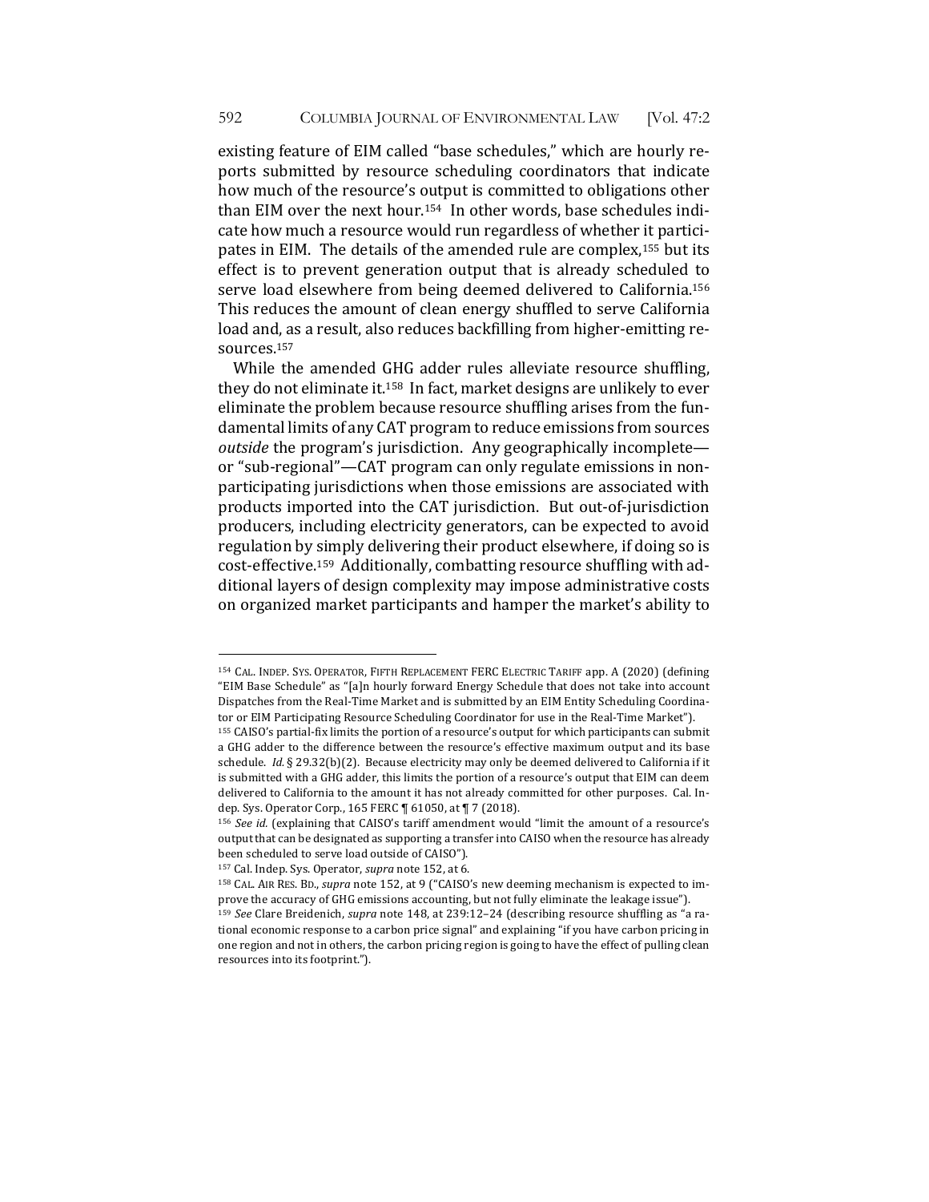existing feature of EIM called "base schedules," which are hourly reports submitted by resource scheduling coordinators that indicate how much of the resource's output is committed to obligations other than EIM over the next hour.[154] In other words, base schedules indicate how much a resource would run regardless of whether it participates in EIM. The details of the amended rule are complex,[155] but its effect is to prevent generation output that is already scheduled to serve load elsewhere from being deemed delivered to California.[156] This reduces the amount of clean energy shuffled to serve California load and, as a result, also reduces backfilling from higher-emitting resources.[157]

While the amended GHG adder rules alleviate resource shuffling, they do not eliminate it.[158] In fact, market designs are unlikely to ever eliminate the problem because resource shuffling arises from the fundamental limits of any CAT program to reduce emissions from sources *outside* the program's jurisdiction. Any geographically incomplete—or "sub-regional"—CAT program can only regulate emissions in non-participating jurisdictions when those emissions are associated with products imported into the CAT jurisdiction. But out-of-jurisdiction producers, including electricity generators, can be expected to avoid regulation by simply delivering their product elsewhere, if doing so is cost-effective.[159] Additionally, combatting resource shuffling with additional layers of design complexity may impose administrative costs on organized market participants and hamper the market's ability to

---

[154] CAL. INDEP. SYS. OPERATOR, FIFTH REPLACEMENT FERC ELECTRIC TARIFF app. A (2020) (defining "EIM Base Schedule" as "[a]n hourly forward Energy Schedule that does not take into account Dispatches from the Real-Time Market and is submitted by an EIM Entity Scheduling Coordinator or EIM Participating Resource Scheduling Coordinator for use in the Real-Time Market").

[155] CAISO's partial-fix limits the portion of a resource's output for which participants can submit a GHG adder to the difference between the resource's effective maximum output and its base schedule. *Id.* § 29.32(b)(2). Because electricity may only be deemed delivered to California if it is submitted with a GHG adder, this limits the portion of a resource's output that EIM can deem delivered to California to the amount it has not already committed for other purposes. Cal. Indep. Sys. Operator Corp., 165 FERC ¶ 61050, at ¶ 7 (2018).

[156] *See id.* (explaining that CAISO's tariff amendment would "limit the amount of a resource's output that can be designated as supporting a transfer into CAISO when the resource has already been scheduled to serve load outside of CAISO").

[157] Cal. Indep. Sys. Operator, *supra* note 152, at 6.

[158] CAL. AIR RES. BD., *supra* note 152, at 9 ("CAISO's new deeming mechanism is expected to improve the accuracy of GHG emissions accounting, but not fully eliminate the leakage issue").

[159] *See* Clare Breidenich, *supra* note 148, at 239:12–24 (describing resource shuffling as "a rational economic response to a carbon price signal" and explaining "if you have carbon pricing in one region and not in others, the carbon pricing region is going to have the effect of pulling clean resources into its footprint.").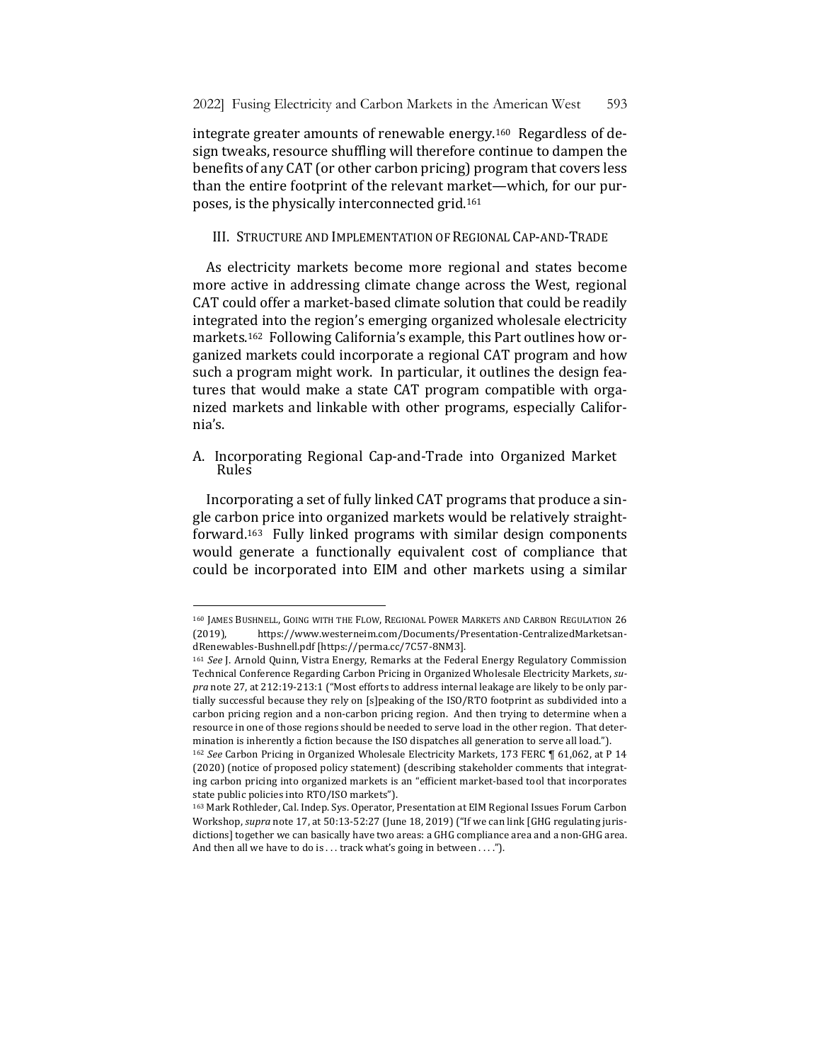integrate greater amounts of renewable energy.[160] Regardless of design tweaks, resource shuffling will therefore continue to dampen the benefits of any CAT (or other carbon pricing) program that covers less than the entire footprint of the relevant market—which, for our purposes, is the physically interconnected grid.[161]

## III. Structure and Implementation of Regional Cap-and-Trade

As electricity markets become more regional and states become more active in addressing climate change across the West, regional CAT could offer a market-based climate solution that could be readily integrated into the region's emerging organized wholesale electricity markets.[162] Following California's example, this Part outlines how organized markets could incorporate a regional CAT program and how such a program might work. In particular, it outlines the design features that would make a state CAT program compatible with organized markets and linkable with other programs, especially California's.

### A. Incorporating Regional Cap-and-Trade into Organized Market Rules

Incorporating a set of fully linked CAT programs that produce a single carbon price into organized markets would be relatively straightforward.[163] Fully linked programs with similar design components would generate a functionally equivalent cost of compliance that could be incorporated into EIM and other markets using a similar

---

[160] James Bushnell, Going with the Flow, Regional Power Markets and Carbon Regulation 26 (2019), https://www.westerneim.com/Documents/Presentation-CentralizedMarketsandRenewables-Bushnell.pdf [https://perma.cc/7C57-8NM3].

[161] *See* J. Arnold Quinn, Vistra Energy, Remarks at the Federal Energy Regulatory Commission Technical Conference Regarding Carbon Pricing in Organized Wholesale Electricity Markets, *supra* note 27, at 212:19-213:1 ("Most efforts to address internal leakage are likely to be only partially successful because they rely on [s]peaking of the ISO/RTO footprint as subdivided into a carbon pricing region and a non-carbon pricing region. And then trying to determine when a resource in one of those regions should be needed to serve load in the other region. That determination is inherently a fiction because the ISO dispatches all generation to serve all load.").

[162] *See* Carbon Pricing in Organized Wholesale Electricity Markets, 173 FERC ¶ 61,062, at P 14 (2020) (notice of proposed policy statement) (describing stakeholder comments that integrating carbon pricing into organized markets is an "efficient market-based tool that incorporates state public policies into RTO/ISO markets").

[163] Mark Rothleder, Cal. Indep. Sys. Operator, Presentation at EIM Regional Issues Forum Carbon Workshop, *supra* note 17, at 50:13-52:27 (June 18, 2019) ("If we can link [GHG regulating jurisdictions] together we can basically have two areas: a GHG compliance area and a non-GHG area. And then all we have to do is . . . track what's going in between . . . .").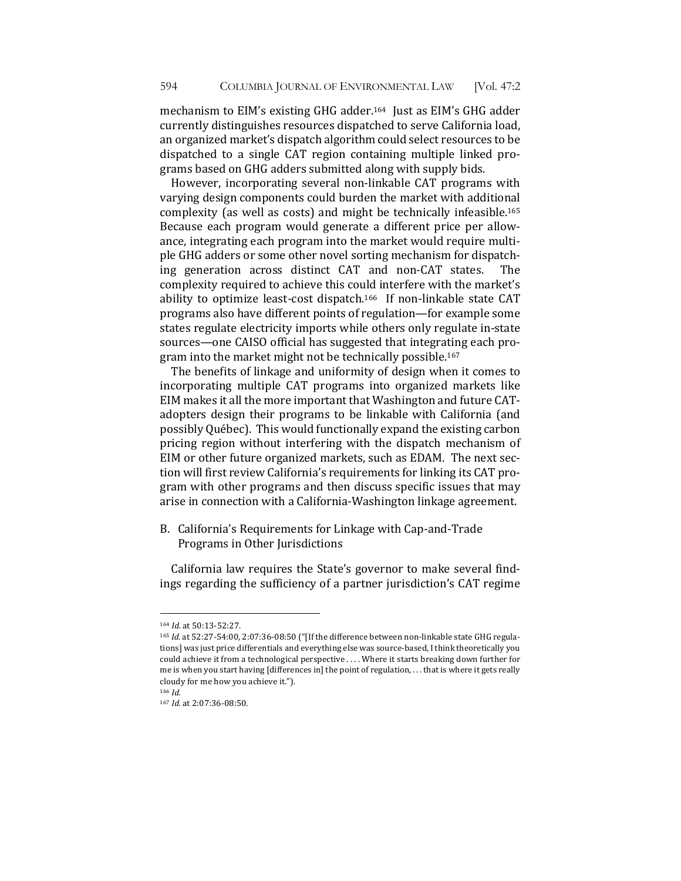mechanism to EIM's existing GHG adder.[164] Just as EIM's GHG adder currently distinguishes resources dispatched to serve California load, an organized market's dispatch algorithm could select resources to be dispatched to a single CAT region containing multiple linked programs based on GHG adders submitted along with supply bids.

However, incorporating several non-linkable CAT programs with varying design components could burden the market with additional complexity (as well as costs) and might be technically infeasible.[165] Because each program would generate a different price per allowance, integrating each program into the market would require multiple GHG adders or some other novel sorting mechanism for dispatching generation across distinct CAT and non-CAT states. The complexity required to achieve this could interfere with the market's ability to optimize least-cost dispatch.[166] If non-linkable state CAT programs also have different points of regulation—for example some states regulate electricity imports while others only regulate in-state sources—one CAISO official has suggested that integrating each program into the market might not be technically possible.[167]

The benefits of linkage and uniformity of design when it comes to incorporating multiple CAT programs into organized markets like EIM makes it all the more important that Washington and future CAT-adopters design their programs to be linkable with California (and possibly Québec). This would functionally expand the existing carbon pricing region without interfering with the dispatch mechanism of EIM or other future organized markets, such as EDAM. The next section will first review California's requirements for linking its CAT program with other programs and then discuss specific issues that may arise in connection with a California-Washington linkage agreement.

## B. California's Requirements for Linkage with Cap-and-Trade Programs in Other Jurisdictions

California law requires the State's governor to make several findings regarding the sufficiency of a partner jurisdiction's CAT regime

---

[164] *Id.* at 50:13-52:27.

[165] *Id.* at 52:27-54:00, 2:07:36-08:50 ("[If the difference between non-linkable state GHG regulations] was just price differentials and everything else was source-based, I think theoretically you could achieve it from a technological perspective . . . . Where it starts breaking down further for me is when you start having [differences in] the point of regulation, . . . that is where it gets really cloudy for me how you achieve it.").

[166] *Id.*

[167] *Id.* at 2:07:36-08:50.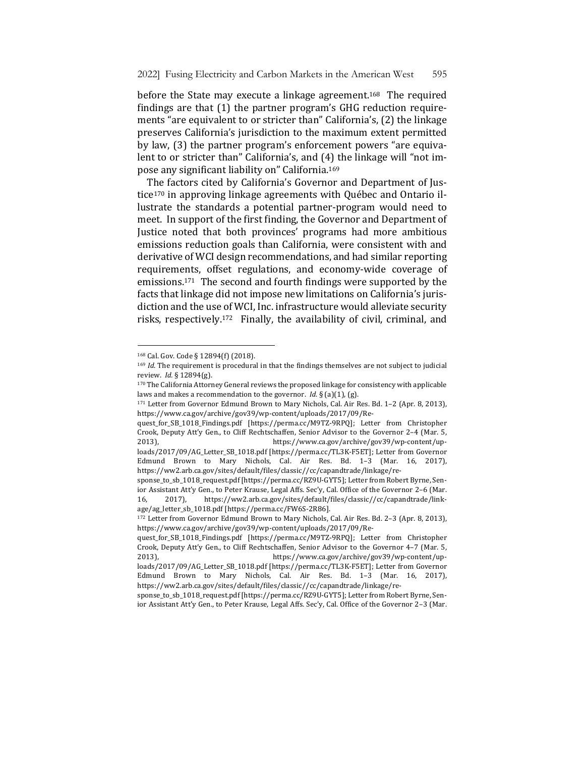before the State may execute a linkage agreement.[168] The required findings are that (1) the partner program's GHG reduction requirements "are equivalent to or stricter than" California's, (2) the linkage preserves California's jurisdiction to the maximum extent permitted by law, (3) the partner program's enforcement powers "are equivalent to or stricter than" California's, and (4) the linkage will "not impose any significant liability on" California.[169]

The factors cited by California's Governor and Department of Justice[170] in approving linkage agreements with Québec and Ontario illustrate the standards a potential partner-program would need to meet. In support of the first finding, the Governor and Department of Justice noted that both provinces' programs had more ambitious emissions reduction goals than California, were consistent with and derivative of WCI design recommendations, and had similar reporting requirements, offset regulations, and economy-wide coverage of emissions.[171] The second and fourth findings were supported by the facts that linkage did not impose new limitations on California's jurisdiction and the use of WCI, Inc. infrastructure would alleviate security risks, respectively.[172] Finally, the availability of civil, criminal, and

---

[168] Cal. Gov. Code § 12894(f) (2018).

[169] *Id.* The requirement is procedural in that the findings themselves are not subject to judicial review. *Id.* § 12894(g).

[170] The California Attorney General reviews the proposed linkage for consistency with applicable laws and makes a recommendation to the governor. *Id.* § (a)(1), (g).

[171] Letter from Governor Edmund Brown to Mary Nichols, Cal. Air Res. Bd. 1–2 (Apr. 8, 2013), https://www.ca.gov/archive/gov39/wp-content/uploads/2017/09/Request_for_SB_1018_Findings.pdf [https://perma.cc/M9TZ-9RPQ]; Letter from Christopher Crook, Deputy Att'y Gen., to Cliff Rechtschaffen, Senior Advisor to the Governor 2–4 (Mar. 5, 2013), https://www.ca.gov/archive/gov39/wp-content/uploads/2017/09/AG_Letter_SB_1018.pdf [https://perma.cc/TL3K-F5ET]; Letter from Governor Edmund Brown to Mary Nichols, Cal. Air Res. Bd. 1–3 (Mar. 16, 2017), https://ww2.arb.ca.gov/sites/default/files/classic//cc/capandtrade/linkage/response_to_sb_1018_request.pdf [https://perma.cc/RZ9U-GYT5]; Letter from Robert Byrne, Senior Assistant Att'y Gen., to Peter Krause, Legal Affs. Sec'y, Cal. Office of the Governor 2–6 (Mar. 16, 2017), https://ww2.arb.ca.gov/sites/default/files/classic//cc/capandtrade/linkage/ag_letter_sb_1018.pdf [https://perma.cc/FW6S-2R86].

[172] Letter from Governor Edmund Brown to Mary Nichols, Cal. Air Res. Bd. 2–3 (Apr. 8, 2013), https://www.ca.gov/archive/gov39/wp-content/uploads/2017/09/Request_for_SB_1018_Findings.pdf [https://perma.cc/M9TZ-9RPQ]; Letter from Christopher Crook, Deputy Att'y Gen., to Cliff Rechtschaffen, Senior Advisor to the Governor 4–7 (Mar. 5, 2013), https://www.ca.gov/archive/gov39/wp-content/uploads/2017/09/AG_Letter_SB_1018.pdf [https://perma.cc/TL3K-F5ET]; Letter from Governor Edmund Brown to Mary Nichols, Cal. Air Res. Bd. 1–3 (Mar. 16, 2017), https://ww2.arb.ca.gov/sites/default/files/classic//cc/capandtrade/linkage/response_to_sb_1018_request.pdf [https://perma.cc/RZ9U-GYT5]; Letter from Robert Byrne, Senior Assistant Att'y Gen., to Peter Krause, Legal Affs. Sec'y, Cal. Office of the Governor 2–3 (Mar.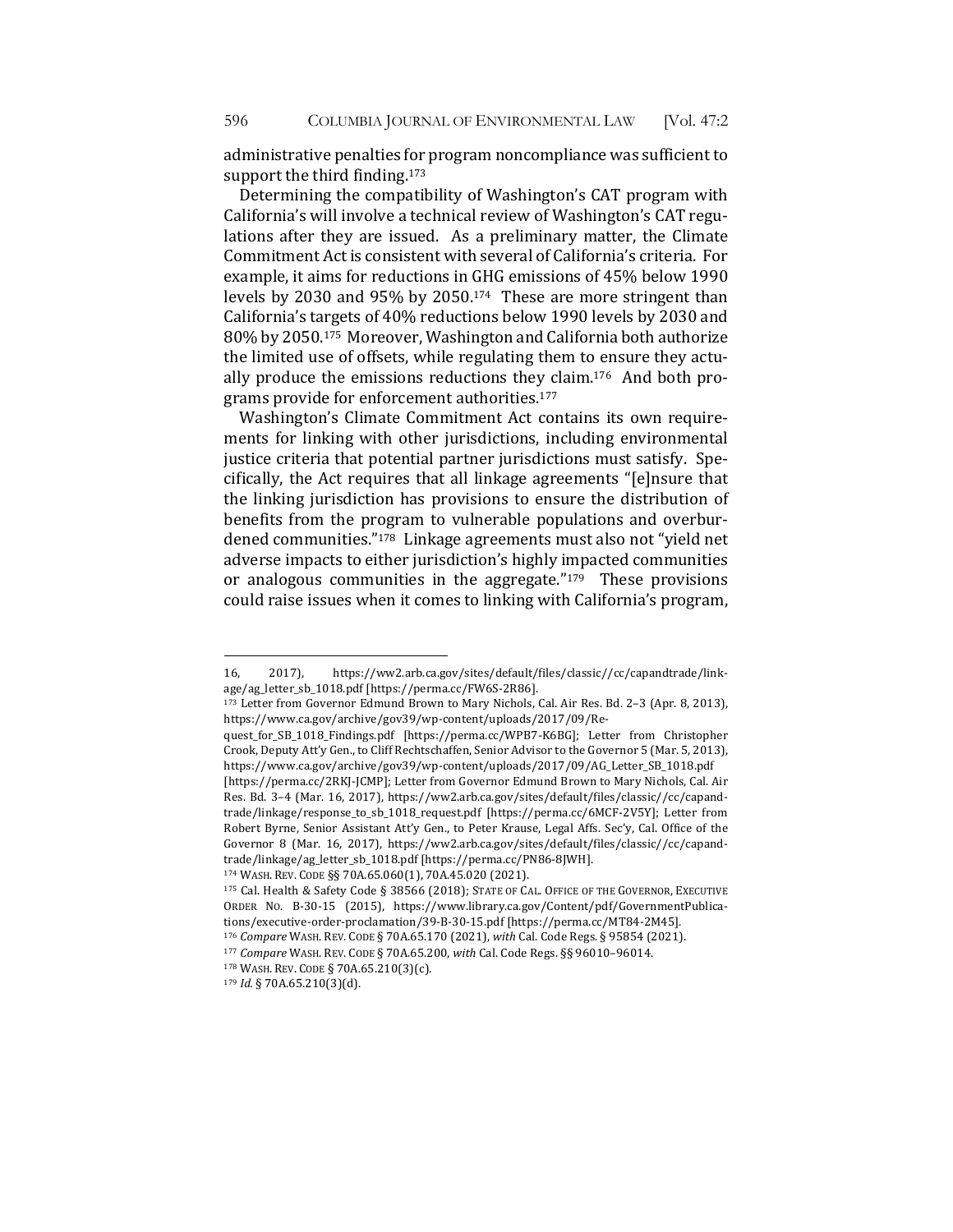administrative penalties for program noncompliance was sufficient to support the third finding.[173]

Determining the compatibility of Washington's CAT program with California's will involve a technical review of Washington's CAT regulations after they are issued. As a preliminary matter, the Climate Commitment Act is consistent with several of California's criteria. For example, it aims for reductions in GHG emissions of 45% below 1990 levels by 2030 and 95% by 2050.[174] These are more stringent than California's targets of 40% reductions below 1990 levels by 2030 and 80% by 2050.[175] Moreover, Washington and California both authorize the limited use of offsets, while regulating them to ensure they actually produce the emissions reductions they claim.[176] And both programs provide for enforcement authorities.[177]

Washington's Climate Commitment Act contains its own requirements for linking with other jurisdictions, including environmental justice criteria that potential partner jurisdictions must satisfy. Specifically, the Act requires that all linkage agreements "[e]nsure that the linking jurisdiction has provisions to ensure the distribution of benefits from the program to vulnerable populations and overburdened communities."[178] Linkage agreements must also not "yield net adverse impacts to either jurisdiction's highly impacted communities or analogous communities in the aggregate."[179] These provisions could raise issues when it comes to linking with California's program,

---

16, 2017), https://ww2.arb.ca.gov/sites/default/files/classic//cc/capandtrade/linkage/ag_letter_sb_1018.pdf [https://perma.cc/FW6S-2R86].

[173] Letter from Governor Edmund Brown to Mary Nichols, Cal. Air Res. Bd. 2–3 (Apr. 8, 2013), https://www.ca.gov/archive/gov39/wp-content/uploads/2017/09/Request_for_SB_1018_Findings.pdf [https://perma.cc/WPB7-K6BG]; Letter from Christopher Crook, Deputy Att'y Gen., to Cliff Rechtschaffen, Senior Advisor to the Governor 5 (Mar. 5, 2013), https://www.ca.gov/archive/gov39/wp-content/uploads/2017/09/AG_Letter_SB_1018.pdf [https://perma.cc/2RKJ-JCMP]; Letter from Governor Edmund Brown to Mary Nichols, Cal. Air Res. Bd. 3–4 (Mar. 16, 2017), https://ww2.arb.ca.gov/sites/default/files/classic//cc/capandtrade/linkage/response_to_sb_1018_request.pdf [https://perma.cc/6MCF-2V5Y]; Letter from Robert Byrne, Senior Assistant Att'y Gen., to Peter Krause, Legal Affs. Sec'y, Cal. Office of the Governor 8 (Mar. 16, 2017), https://ww2.arb.ca.gov/sites/default/files/classic//cc/capandtrade/linkage/ag_letter_sb_1018.pdf [https://perma.cc/PN86-8JWH].

[174] WASH. REV. CODE §§ 70A.65.060(1), 70A.45.020 (2021).

[175] Cal. Health & Safety Code § 38566 (2018); STATE OF CAL. OFFICE OF THE GOVERNOR, EXECUTIVE ORDER NO. B-30-15 (2015), https://www.library.ca.gov/Content/pdf/GovernmentPublications/executive-order-proclamation/39-B-30-15.pdf [https://perma.cc/MT84-2M45].

[176] *Compare* WASH. REV. CODE § 70A.65.170 (2021), *with* Cal. Code Regs. § 95854 (2021).

[177] *Compare* WASH. REV. CODE § 70A.65.200, *with* Cal. Code Regs. §§ 96010–96014.

[178] WASH. REV. CODE § 70A.65.210(3)(c).

[179] *Id.* § 70A.65.210(3)(d).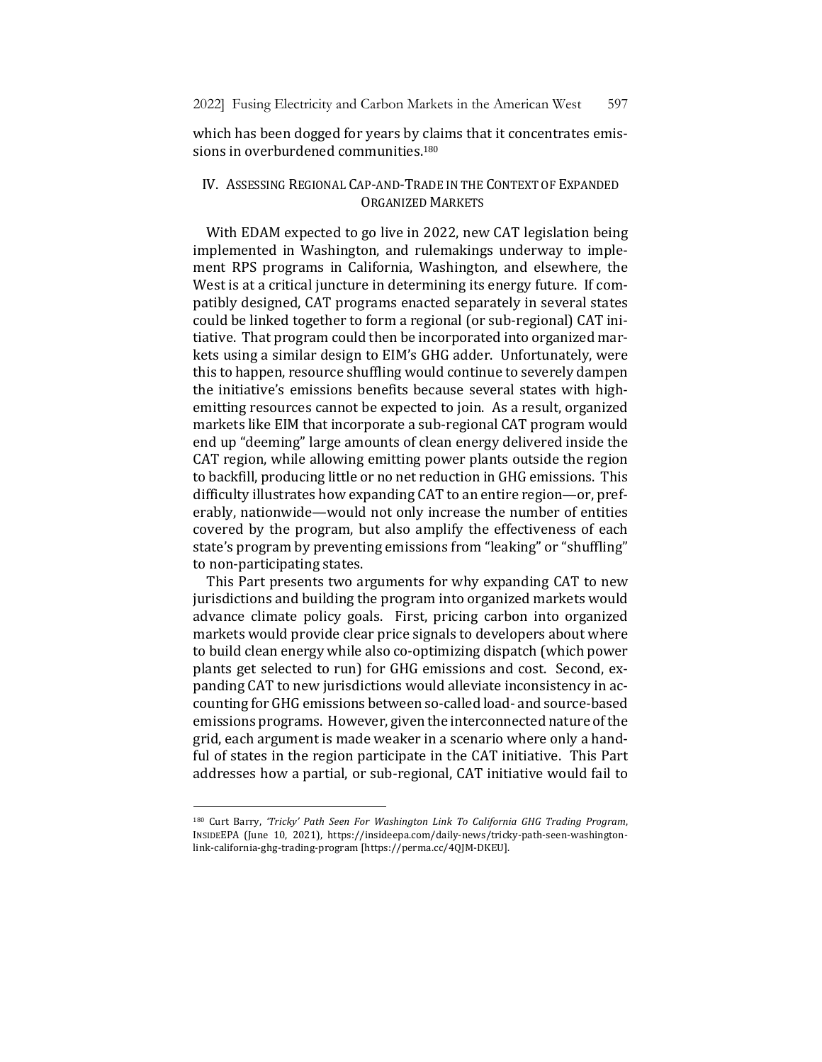which has been dogged for years by claims that it concentrates emissions in overburdened communities.[180]

## IV. Assessing Regional Cap-and-Trade in the Context of Expanded Organized Markets

With EDAM expected to go live in 2022, new CAT legislation being implemented in Washington, and rulemakings underway to implement RPS programs in California, Washington, and elsewhere, the West is at a critical juncture in determining its energy future. If compatibly designed, CAT programs enacted separately in several states could be linked together to form a regional (or sub-regional) CAT initiative. That program could then be incorporated into organized markets using a similar design to EIM's GHG adder. Unfortunately, were this to happen, resource shuffling would continue to severely dampen the initiative's emissions benefits because several states with high-emitting resources cannot be expected to join. As a result, organized markets like EIM that incorporate a sub-regional CAT program would end up "deeming" large amounts of clean energy delivered inside the CAT region, while allowing emitting power plants outside the region to backfill, producing little or no net reduction in GHG emissions. This difficulty illustrates how expanding CAT to an entire region—or, preferably, nationwide—would not only increase the number of entities covered by the program, but also amplify the effectiveness of each state's program by preventing emissions from "leaking" or "shuffling" to non-participating states.

This Part presents two arguments for why expanding CAT to new jurisdictions and building the program into organized markets would advance climate policy goals. First, pricing carbon into organized markets would provide clear price signals to developers about where to build clean energy while also co-optimizing dispatch (which power plants get selected to run) for GHG emissions and cost. Second, expanding CAT to new jurisdictions would alleviate inconsistency in accounting for GHG emissions between so-called load- and source-based emissions programs. However, given the interconnected nature of the grid, each argument is made weaker in a scenario where only a handful of states in the region participate in the CAT initiative. This Part addresses how a partial, or sub-regional, CAT initiative would fail to

---

[180] Curt Barry, *'Tricky' Path Seen For Washington Link To California GHG Trading Program*, INSIDEEPA (June 10, 2021), https://insideepa.com/daily-news/tricky-path-seen-washington-link-california-ghg-trading-program [https://perma.cc/4QJM-DKEU].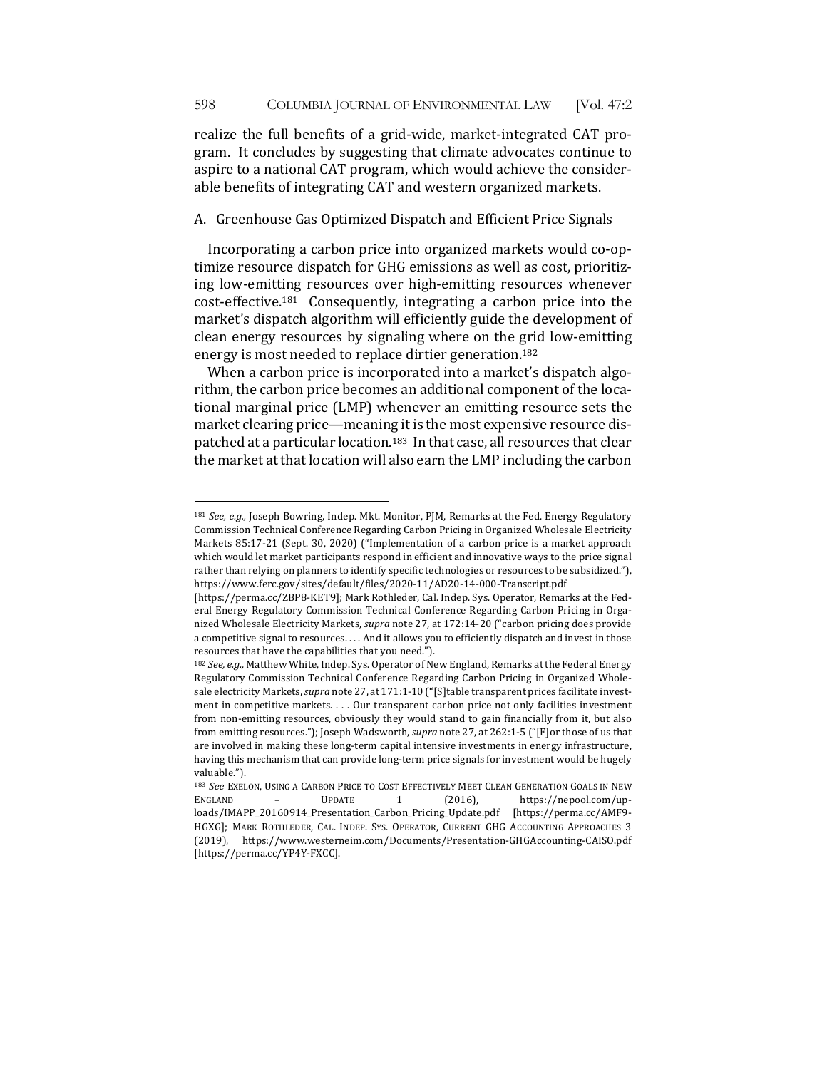realize the full benefits of a grid-wide, market-integrated CAT program. It concludes by suggesting that climate advocates continue to aspire to a national CAT program, which would achieve the considerable benefits of integrating CAT and western organized markets.

### A. Greenhouse Gas Optimized Dispatch and Efficient Price Signals

Incorporating a carbon price into organized markets would co-optimize resource dispatch for GHG emissions as well as cost, prioritizing low-emitting resources over high-emitting resources whenever cost-effective.[181] Consequently, integrating a carbon price into the market's dispatch algorithm will efficiently guide the development of clean energy resources by signaling where on the grid low-emitting energy is most needed to replace dirtier generation.[182]

When a carbon price is incorporated into a market's dispatch algorithm, the carbon price becomes an additional component of the locational marginal price (LMP) whenever an emitting resource sets the market clearing price—meaning it is the most expensive resource dispatched at a particular location.[183] In that case, all resources that clear the market at that location will also earn the LMP including the carbon

---

[181] *See, e.g.,* Joseph Bowring, Indep. Mkt. Monitor, PJM, Remarks at the Fed. Energy Regulatory Commission Technical Conference Regarding Carbon Pricing in Organized Wholesale Electricity Markets 85:17-21 (Sept. 30, 2020) ("Implementation of a carbon price is a market approach which would let market participants respond in efficient and innovative ways to the price signal rather than relying on planners to identify specific technologies or resources to be subsidized."), https://www.ferc.gov/sites/default/files/2020-11/AD20-14-000-Transcript.pdf [https://perma.cc/ZBP8-KET9]; Mark Rothleder, Cal. Indep. Sys. Operator, Remarks at the Federal Energy Regulatory Commission Technical Conference Regarding Carbon Pricing in Organized Wholesale Electricity Markets, *supra* note 27, at 172:14-20 ("carbon pricing does provide a competitive signal to resources. . . . And it allows you to efficiently dispatch and invest in those resources that have the capabilities that you need.").

[182] *See, e.g.,* Matthew White, Indep. Sys. Operator of New England, Remarks at the Federal Energy Regulatory Commission Technical Conference Regarding Carbon Pricing in Organized Wholesale electricity Markets, *supra* note 27, at 171:1-10 ("[S]table transparent prices facilitate investment in competitive markets. . . . Our transparent carbon price not only facilities investment from non-emitting resources, obviously they would stand to gain financially from it, but also from emitting resources."); Joseph Wadsworth, *supra* note 27, at 262:1-5 ("[F]or those of us that are involved in making these long-term capital intensive investments in energy infrastructure, having this mechanism that can provide long-term price signals for investment would be hugely valuable.").

[183] *See* EXELON, USING A CARBON PRICE TO COST EFFECTIVELY MEET CLEAN GENERATION GOALS IN NEW ENGLAND – UPDATE 1 (2016), https://nepool.com/uploads/IMAPP_20160914_Presentation_Carbon_Pricing_Update.pdf [https://perma.cc/AMF9-HGXG]; MARK ROTHLEDER, CAL. INDEP. SYS. OPERATOR, CURRENT GHG ACCOUNTING APPROACHES 3 (2019), https://www.westerneim.com/Documents/Presentation-GHGAccounting-CAISO.pdf [https://perma.cc/YP4Y-FXCC].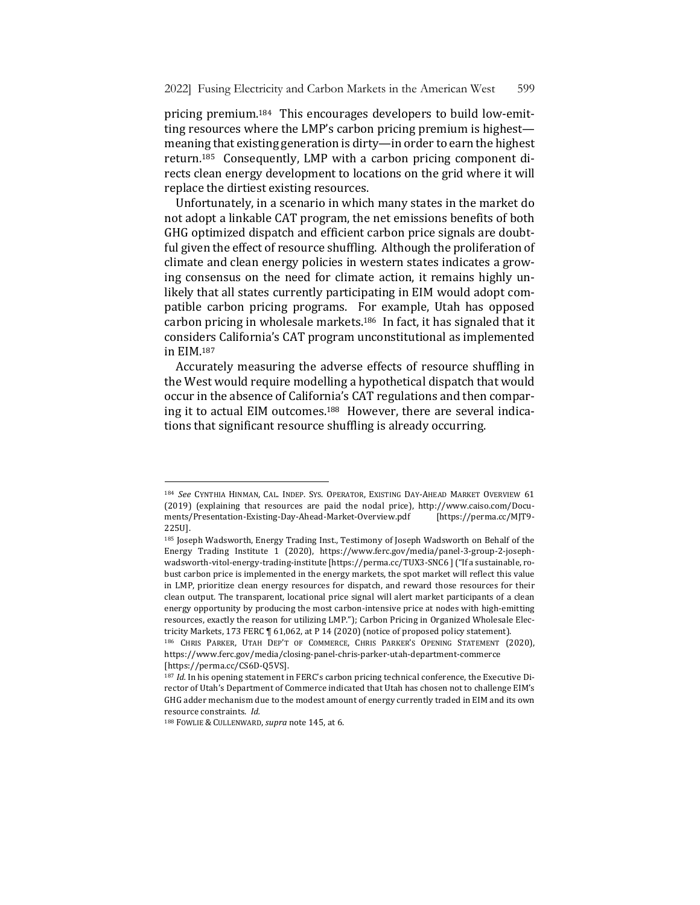pricing premium.[184] This encourages developers to build low-emitting resources where the LMP's carbon pricing premium is highest—meaning that existing generation is dirty—in order to earn the highest return.[185] Consequently, LMP with a carbon pricing component directs clean energy development to locations on the grid where it will replace the dirtiest existing resources.

Unfortunately, in a scenario in which many states in the market do not adopt a linkable CAT program, the net emissions benefits of both GHG optimized dispatch and efficient carbon price signals are doubtful given the effect of resource shuffling. Although the proliferation of climate and clean energy policies in western states indicates a growing consensus on the need for climate action, it remains highly unlikely that all states currently participating in EIM would adopt compatible carbon pricing programs. For example, Utah has opposed carbon pricing in wholesale markets.[186] In fact, it has signaled that it considers California's CAT program unconstitutional as implemented in EIM.[187]

Accurately measuring the adverse effects of resource shuffling in the West would require modelling a hypothetical dispatch that would occur in the absence of California's CAT regulations and then comparing it to actual EIM outcomes.[188] However, there are several indications that significant resource shuffling is already occurring.

---

[184] *See* CYNTHIA HINMAN, CAL. INDEP. SYS. OPERATOR, EXISTING DAY-AHEAD MARKET OVERVIEW 61 (2019) (explaining that resources are paid the nodal price), http://www.caiso.com/Documents/Presentation-Existing-Day-Ahead-Market-Overview.pdf [https://perma.cc/MJT9-225U].

[185] Joseph Wadsworth, Energy Trading Inst., Testimony of Joseph Wadsworth on Behalf of the Energy Trading Institute 1 (2020), https://www.ferc.gov/media/panel-3-group-2-joseph-wadsworth-vitol-energy-trading-institute [https://perma.cc/TUX3-SNC6 ] ("If a sustainable, robust carbon price is implemented in the energy markets, the spot market will reflect this value in LMP, prioritize clean energy resources for dispatch, and reward those resources for their clean output. The transparent, locational price signal will alert market participants of a clean energy opportunity by producing the most carbon-intensive price at nodes with high-emitting resources, exactly the reason for utilizing LMP."); Carbon Pricing in Organized Wholesale Electricity Markets, 173 FERC ¶ 61,062, at P 14 (2020) (notice of proposed policy statement).

[186] CHRIS PARKER, UTAH DEP'T OF COMMERCE, CHRIS PARKER'S OPENING STATEMENT (2020), https://www.ferc.gov/media/closing-panel-chris-parker-utah-department-commerce [https://perma.cc/CS6D-Q5VS].

[187] *Id.* In his opening statement in FERC's carbon pricing technical conference, the Executive Director of Utah's Department of Commerce indicated that Utah has chosen not to challenge EIM's GHG adder mechanism due to the modest amount of energy currently traded in EIM and its own resource constraints. *Id.*

[188] FOWLIE & CULLENWARD, *supra* note 145, at 6.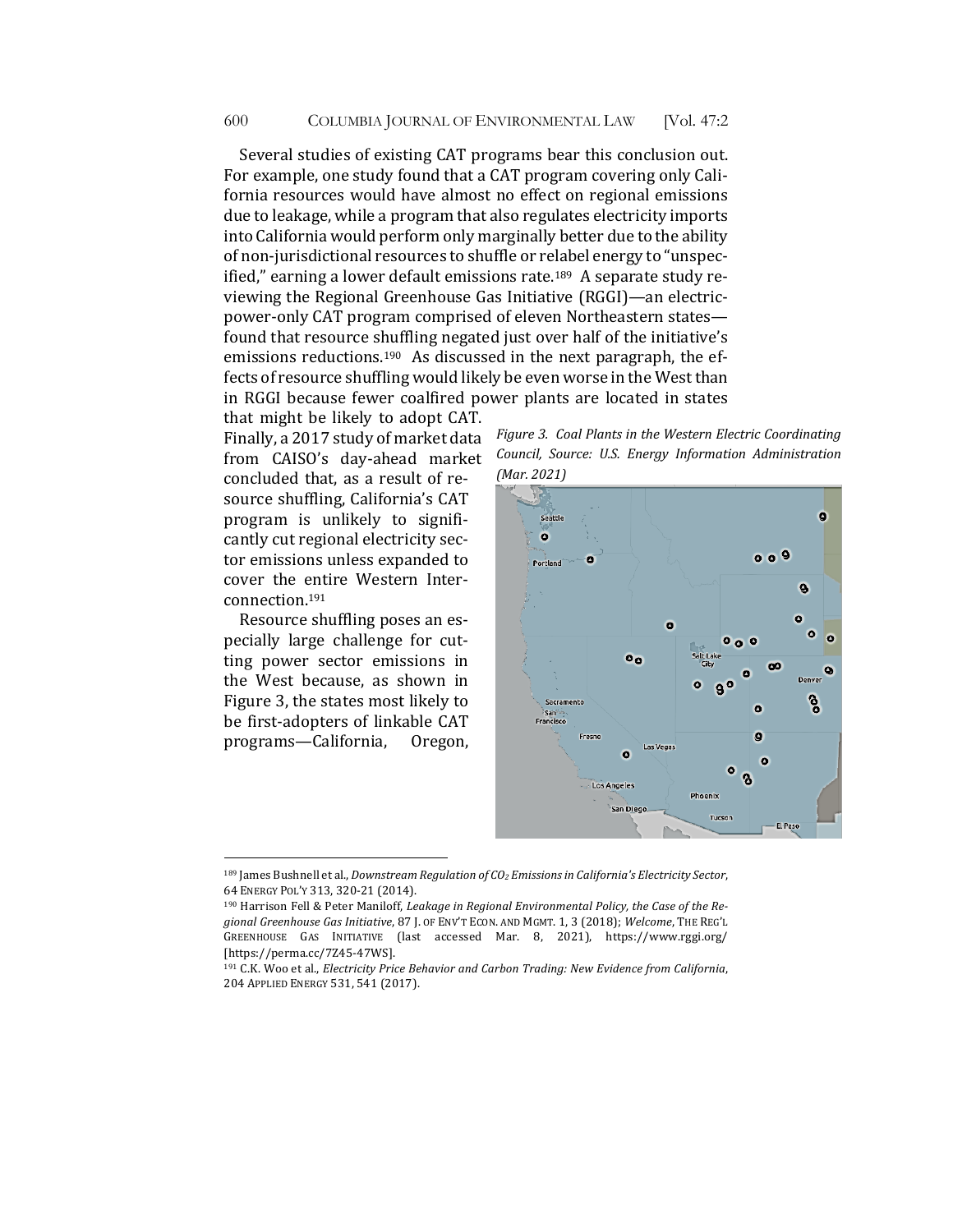Several studies of existing CAT programs bear this conclusion out. For example, one study found that a CAT program covering only California resources would have almost no effect on regional emissions due to leakage, while a program that also regulates electricity imports into California would perform only marginally better due to the ability of non-jurisdictional resources to shuffle or relabel energy to "unspecified," earning a lower default emissions rate.[189] A separate study reviewing the Regional Greenhouse Gas Initiative (RGGI)—an electric-power-only CAT program comprised of eleven Northeastern states—found that resource shuffling negated just over half of the initiative's emissions reductions.[190] As discussed in the next paragraph, the effects of resource shuffling would likely be even worse in the West than in RGGI because fewer coalfired power plants are located in states that might be likely to adopt CAT. Finally, a 2017 study of market data from CAISO's day-ahead market concluded that, as a result of resource shuffling, California's CAT program is unlikely to significantly cut regional electricity sector emissions unless expanded to cover the entire Western Interconnection.[191]

Resource shuffling poses an especially large challenge for cutting power sector emissions in the West because, as shown in Figure 3, the states most likely to be first-adopters of linkable CAT programs—California, Oregon,

*Figure 3. Coal Plants in the Western Electric Coordinating Council, Source: U.S. Energy Information Administration (Mar. 2021)*

Seattle
Portland
Salt Lake City
Denver
Sacramento
San Francisco
Fresno
Las Vegas
Los Angeles
San Diego
Phoenix
Tucson
El Paso

---

[189] James Bushnell et al., *Downstream Regulation of $CO_2$ Emissions in California's Electricity Sector*, 64 ENERGY POL'Y 313, 320-21 (2014).

[190] Harrison Fell & Peter Maniloff, *Leakage in Regional Environmental Policy, the Case of the Regional Greenhouse Gas Initiative*, 87 J. OF ENV'T ECON. AND MGMT. 1, 3 (2018); *Welcome*, THE REG'L GREENHOUSE GAS INITIATIVE (last accessed Mar. 8, 2021), https://www.rggi.org/ [https://perma.cc/7Z45-47WS].

[191] C.K. Woo et al., *Electricity Price Behavior and Carbon Trading: New Evidence from California*, 204 APPLIED ENERGY 531, 541 (2017).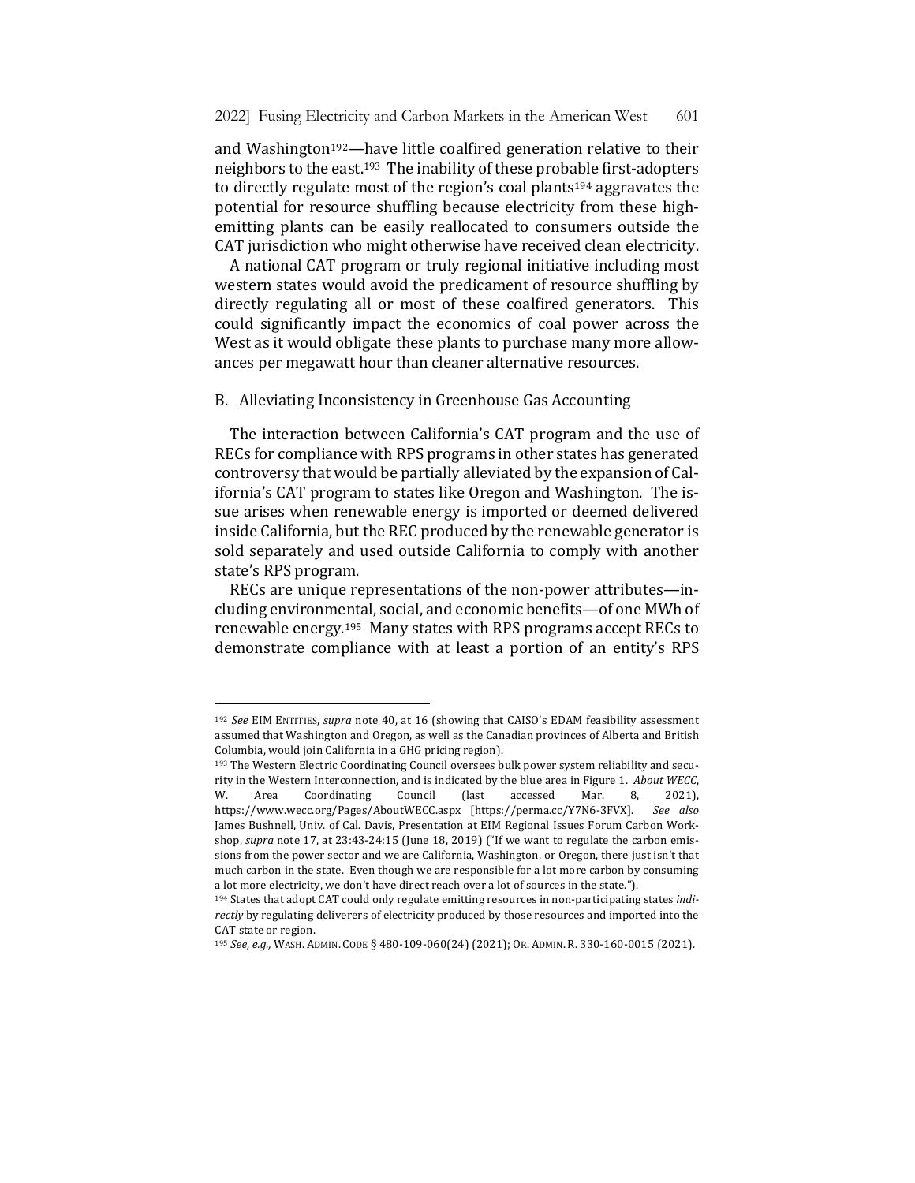and Washington[192]—have little coalfired generation relative to their neighbors to the east.[193] The inability of these probable first-adopters to directly regulate most of the region's coal plants[194] aggravates the potential for resource shuffling because electricity from these high-emitting plants can be easily reallocated to consumers outside the CAT jurisdiction who might otherwise have received clean electricity.

A national CAT program or truly regional initiative including most western states would avoid the predicament of resource shuffling by directly regulating all or most of these coalfired generators. This could significantly impact the economics of coal power across the West as it would obligate these plants to purchase many more allowances per megawatt hour than cleaner alternative resources.

## B. Alleviating Inconsistency in Greenhouse Gas Accounting

The interaction between California's CAT program and the use of RECs for compliance with RPS programs in other states has generated controversy that would be partially alleviated by the expansion of California's CAT program to states like Oregon and Washington. The issue arises when renewable energy is imported or deemed delivered inside California, but the REC produced by the renewable generator is sold separately and used outside California to comply with another state's RPS program.

RECs are unique representations of the non-power attributes—including environmental, social, and economic benefits—of one MWh of renewable energy.[195] Many states with RPS programs accept RECs to demonstrate compliance with at least a portion of an entity's RPS

---

[192] *See* EIM ENTITIES, *supra* note 40, at 16 (showing that CAISO's EDAM feasibility assessment assumed that Washington and Oregon, as well as the Canadian provinces of Alberta and British Columbia, would join California in a GHG pricing region).

[193] The Western Electric Coordinating Council oversees bulk power system reliability and security in the Western Interconnection, and is indicated by the blue area in Figure 1. *About WECC*, W. Area Coordinating Council (last accessed Mar. 8, 2021), https://www.wecc.org/Pages/AboutWECC.aspx [https://perma.cc/Y7N6-3FVX]. *See also* James Bushnell, Univ. of Cal. Davis, Presentation at EIM Regional Issues Forum Carbon Workshop, *supra* note 17, at 23:43-24:15 (June 18, 2019) ("If we want to regulate the carbon emissions from the power sector and we are California, Washington, or Oregon, there just isn't that much carbon in the state. Even though we are responsible for a lot more carbon by consuming a lot more electricity, we don't have direct reach over a lot of sources in the state.").

[194] States that adopt CAT could only regulate emitting resources in non-participating states *indirectly* by regulating deliverers of electricity produced by those resources and imported into the CAT state or region.

[195] *See, e.g.,* WASH. ADMIN. CODE § 480-109-060(24) (2021); OR. ADMIN. R. 330-160-0015 (2021).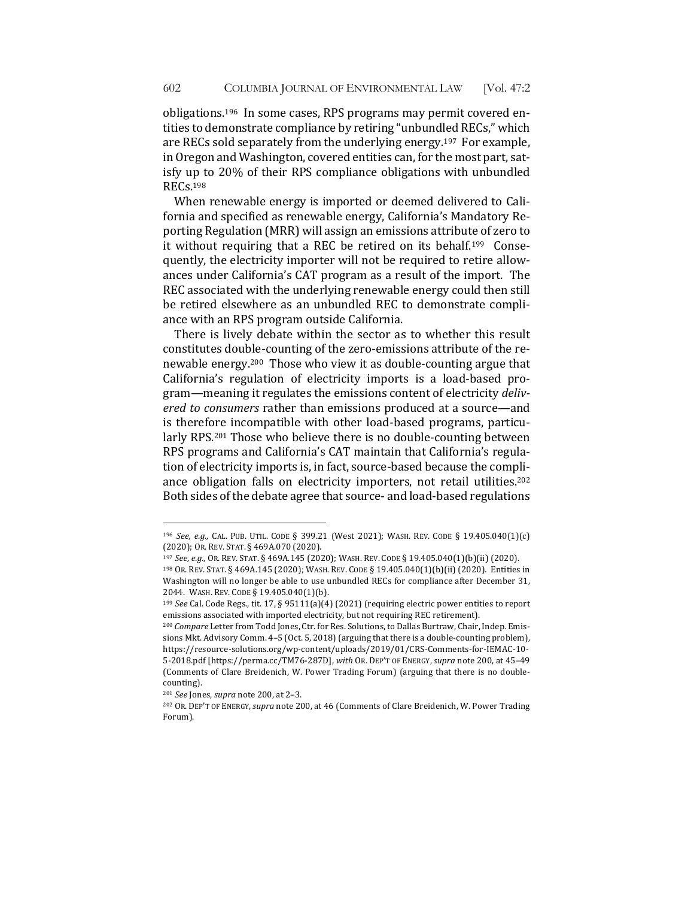obligations.[196] In some cases, RPS programs may permit covered entities to demonstrate compliance by retiring "unbundled RECs," which are RECs sold separately from the underlying energy.[197] For example, in Oregon and Washington, covered entities can, for the most part, satisfy up to 20% of their RPS compliance obligations with unbundled RECs.[198]

When renewable energy is imported or deemed delivered to California and specified as renewable energy, California's Mandatory Reporting Regulation (MRR) will assign an emissions attribute of zero to it without requiring that a REC be retired on its behalf.[199] Consequently, the electricity importer will not be required to retire allowances under California's CAT program as a result of the import. The REC associated with the underlying renewable energy could then still be retired elsewhere as an unbundled REC to demonstrate compliance with an RPS program outside California.

There is lively debate within the sector as to whether this result constitutes double-counting of the zero-emissions attribute of the renewable energy.[200] Those who view it as double-counting argue that California's regulation of electricity imports is a load-based program—meaning it regulates the emissions content of electricity *delivered to consumers* rather than emissions produced at a source—and is therefore incompatible with other load-based programs, particularly RPS.[201] Those who believe there is no double-counting between RPS programs and California's CAT maintain that California's regulation of electricity imports is, in fact, source-based because the compliance obligation falls on electricity importers, not retail utilities.[202] Both sides of the debate agree that source- and load-based regulations

---

[196] *See, e.g.*, CAL. PUB. UTIL. CODE § 399.21 (West 2021); WASH. REV. CODE § 19.405.040(1)(c) (2020); OR. REV. STAT. § 469A.070 (2020).

[197] *See, e.g.*, OR. REV. STAT. § 469A.145 (2020); WASH. REV. CODE § 19.405.040(1)(b)(ii) (2020).

[198] OR. REV. STAT. § 469A.145 (2020); WASH. REV. CODE § 19.405.040(1)(b)(ii) (2020). Entities in Washington will no longer be able to use unbundled RECs for compliance after December 31, 2044. WASH. REV. CODE § 19.405.040(1)(b).

[199] *See* Cal. Code Regs., tit. 17, § 95111(a)(4) (2021) (requiring electric power entities to report emissions associated with imported electricity, but not requiring REC retirement).

[200] *Compare* Letter from Todd Jones, Ctr. for Res. Solutions, to Dallas Burtraw, Chair, Indep. Emissions Mkt. Advisory Comm. 4–5 (Oct. 5, 2018) (arguing that there is a double-counting problem), https://resource-solutions.org/wp-content/uploads/2019/01/CRS-Comments-for-IEMAC-10-5-2018.pdf [https://perma.cc/TM76-287D], *with* OR. DEP'T OF ENERGY, *supra* note 200, at 45–49 (Comments of Clare Breidenich, W. Power Trading Forum) (arguing that there is no double-counting).

[201] *See* Jones, *supra* note 200, at 2–3.

[202] OR. DEP'T OF ENERGY, *supra* note 200, at 46 (Comments of Clare Breidenich, W. Power Trading Forum).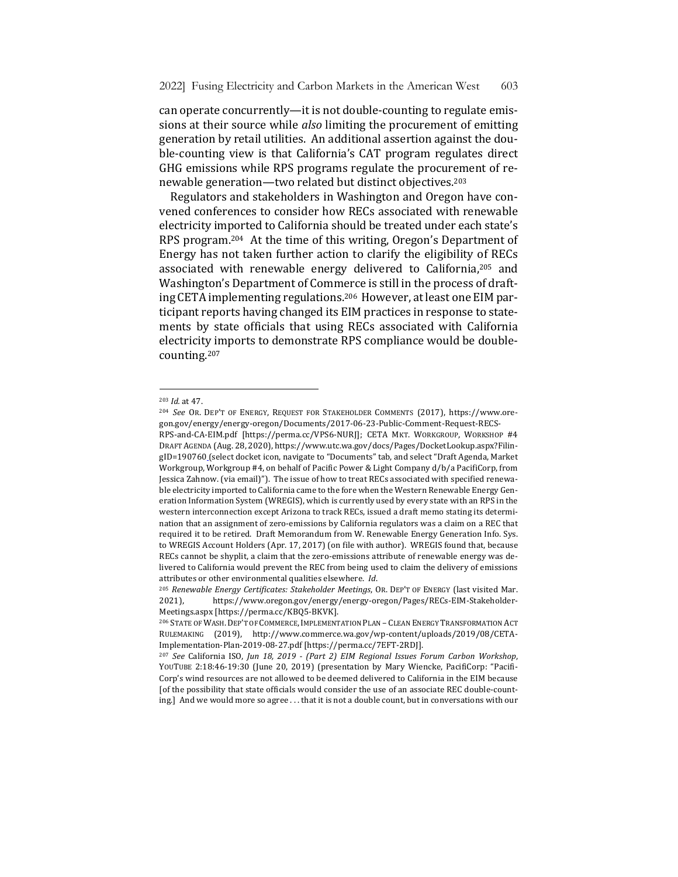can operate concurrently—it is not double-counting to regulate emissions at their source while *also* limiting the procurement of emitting generation by retail utilities. An additional assertion against the double-counting view is that California's CAT program regulates direct GHG emissions while RPS programs regulate the procurement of renewable generation—two related but distinct objectives.[203]

Regulators and stakeholders in Washington and Oregon have convened conferences to consider how RECs associated with renewable electricity imported to California should be treated under each state's RPS program.[204] At the time of this writing, Oregon's Department of Energy has not taken further action to clarify the eligibility of RECs associated with renewable energy delivered to California,[205] and Washington's Department of Commerce is still in the process of drafting CETA implementing regulations.[206] However, at least one EIM participant reports having changed its EIM practices in response to statements by state officials that using RECs associated with California electricity imports to demonstrate RPS compliance would be double-counting.[207]

---

[203] *Id.* at 47.

[204] *See* OR. DEP'T OF ENERGY, REQUEST FOR STAKEHOLDER COMMENTS (2017), https://www.oregon.gov/energy/energy-oregon/Documents/2017-06-23-Public-Comment-Request-RECS-RPS-and-CA-EIM.pdf [https://perma.cc/VPS6-NURJ]; CETA MKT. WORKGROUP, WORKSHOP #4 DRAFT AGENDA (Aug. 28, 2020), https://www.utc.wa.gov/docs/Pages/DocketLookup.aspx?FilingID=190760 (select docket icon, navigate to "Documents" tab, and select "Draft Agenda, Market Workgroup, Workgroup #4, on behalf of Pacific Power & Light Company d/b/a PacifiCorp, from Jessica Zahnow. (via email)"). The issue of how to treat RECs associated with specified renewable electricity imported to California came to the fore when the Western Renewable Energy Generation Information System (WREGIS), which is currently used by every state with an RPS in the western interconnection except Arizona to track RECs, issued a draft memo stating its determination that an assignment of zero-emissions by California regulators was a claim on a REC that required it to be retired. Draft Memorandum from W. Renewable Energy Generation Info. Sys. to WREGIS Account Holders (Apr. 17, 2017) (on file with author). WREGIS found that, because RECs cannot be shyplit, a claim that the zero-emissions attribute of renewable energy was delivered to California would prevent the REC from being used to claim the delivery of emissions attributes or other environmental qualities elsewhere. *Id.*

[205] *Renewable Energy Certificates: Stakeholder Meetings*, OR. DEP'T OF ENERGY (last visited Mar. 2021), https://www.oregon.gov/energy/energy-oregon/Pages/RECs-EIM-Stakeholder-Meetings.aspx [https://perma.cc/KBQ5-BKVK].

[206] STATE OF WASH. DEP'T OF COMMERCE, IMPLEMENTATION PLAN – CLEAN ENERGY TRANSFORMATION ACT RULEMAKING (2019), http://www.commerce.wa.gov/wp-content/uploads/2019/08/CETA-Implementation-Plan-2019-08-27.pdf [https://perma.cc/7EFT-2RDJ].

[207] *See* California ISO, *Jun 18, 2019 - (Part 2) EIM Regional Issues Forum Carbon Workshop*, YOUTUBE 2:18:46-19:30 (June 20, 2019) (presentation by Mary Wiencke, PacifiCorp: "PacifiCorp's wind resources are not allowed to be deemed delivered to California in the EIM because [of the possibility that state officials would consider the use of an associate REC double-counting.] And we would more so agree . . . that it is not a double count, but in conversations with our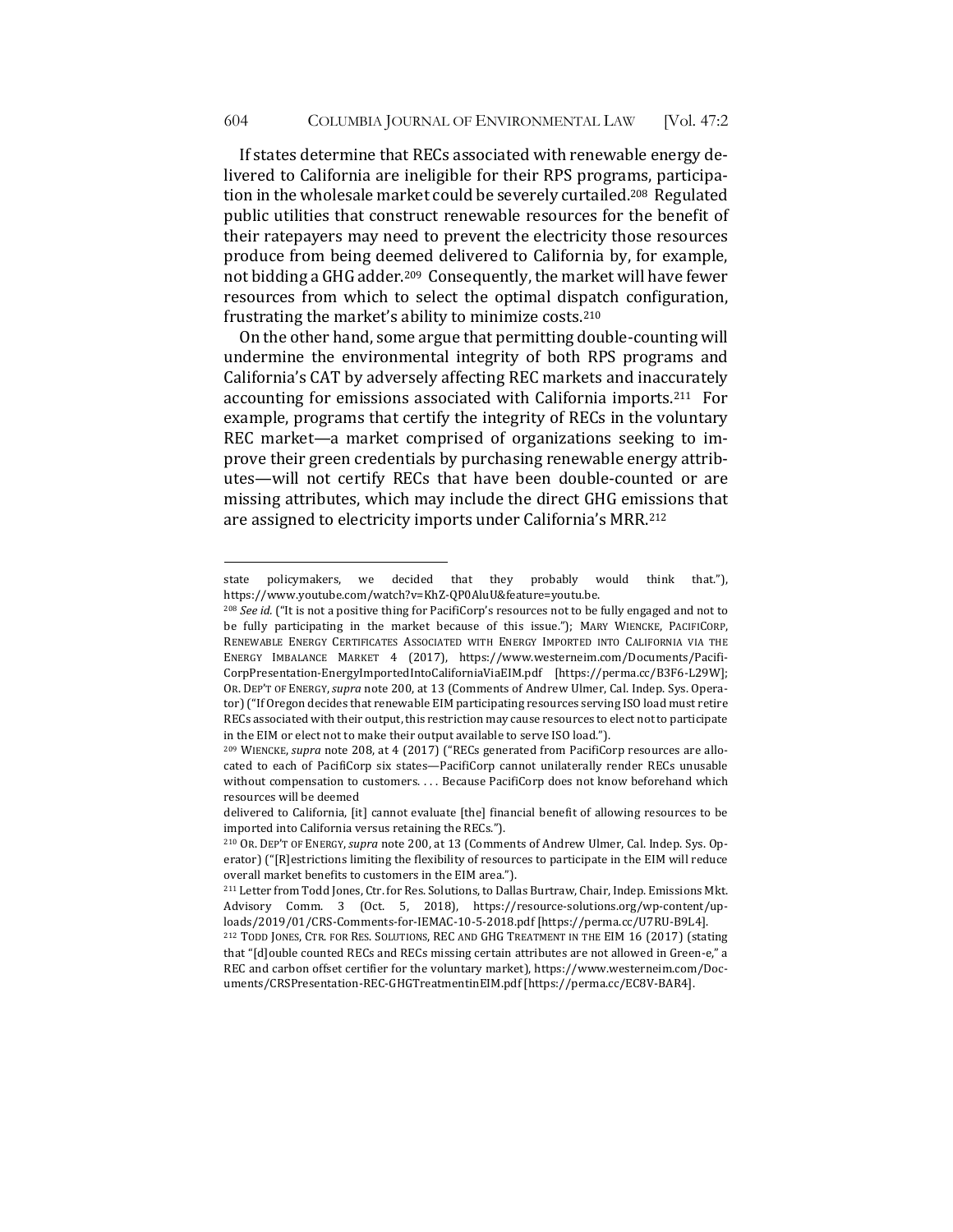If states determine that RECs associated with renewable energy delivered to California are ineligible for their RPS programs, participation in the wholesale market could be severely curtailed.[208] Regulated public utilities that construct renewable resources for the benefit of their ratepayers may need to prevent the electricity those resources produce from being deemed delivered to California by, for example, not bidding a GHG adder.[209] Consequently, the market will have fewer resources from which to select the optimal dispatch configuration, frustrating the market's ability to minimize costs.[210]

On the other hand, some argue that permitting double-counting will undermine the environmental integrity of both RPS programs and California's CAT by adversely affecting REC markets and inaccurately accounting for emissions associated with California imports.[211] For example, programs that certify the integrity of RECs in the voluntary REC market—a market comprised of organizations seeking to improve their green credentials by purchasing renewable energy attributes—will not certify RECs that have been double-counted or are missing attributes, which may include the direct GHG emissions that are assigned to electricity imports under California's MRR.[212]

---

state policymakers, we decided that they probably would think that."), https://www.youtube.com/watch?v=KhZ-QP0AluU&feature=youtu.be.

[208] *See id.* ("It is not a positive thing for PacifiCorp's resources not to be fully engaged and not to be fully participating in the market because of this issue."); MARY WIENCKE, PACIFICORP, RENEWABLE ENERGY CERTIFICATES ASSOCIATED WITH ENERGY IMPORTED INTO CALIFORNIA VIA THE ENERGY IMBALANCE MARKET 4 (2017), https://www.westerneim.com/Documents/PacifiCorpPresentation-EnergyImportedIntoCaliforniaViaEIM.pdf [https://perma.cc/B3F6-L29W]; OR. DEP'T OF ENERGY, *supra* note 200, at 13 (Comments of Andrew Ulmer, Cal. Indep. Sys. Operator) ("If Oregon decides that renewable EIM participating resources serving ISO load must retire RECs associated with their output, this restriction may cause resources to elect not to participate in the EIM or elect not to make their output available to serve ISO load.").

[209] WIENCKE, *supra* note 208, at 4 (2017) ("RECs generated from PacifiCorp resources are allocated to each of PacifiCorp six states—PacifiCorp cannot unilaterally render RECs unusable without compensation to customers. . . . Because PacifiCorp does not know beforehand which resources will be deemed delivered to California, [it] cannot evaluate [the] financial benefit of allowing resources to be imported into California versus retaining the RECs.").

[210] OR. DEP'T OF ENERGY, *supra* note 200, at 13 (Comments of Andrew Ulmer, Cal. Indep. Sys. Operator) ("[R]estrictions limiting the flexibility of resources to participate in the EIM will reduce overall market benefits to customers in the EIM area.").

[211] Letter from Todd Jones, Ctr. for Res. Solutions, to Dallas Burtraw, Chair, Indep. Emissions Mkt. Advisory Comm. 3 (Oct. 5, 2018), https://resource-solutions.org/wp-content/uploads/2019/01/CRS-Comments-for-IEMAC-10-5-2018.pdf [https://perma.cc/U7RU-B9L4].

[212] TODD JONES, CTR. FOR RES. SOLUTIONS, REC AND GHG TREATMENT IN THE EIM 16 (2017) (stating that "[d]ouble counted RECs and RECs missing certain attributes are not allowed in Green-e," a REC and carbon offset certifier for the voluntary market), https://www.westerneim.com/Documents/CRSPresentation-REC-GHGTreatmentinEIM.pdf [https://perma.cc/EC8V-BAR4].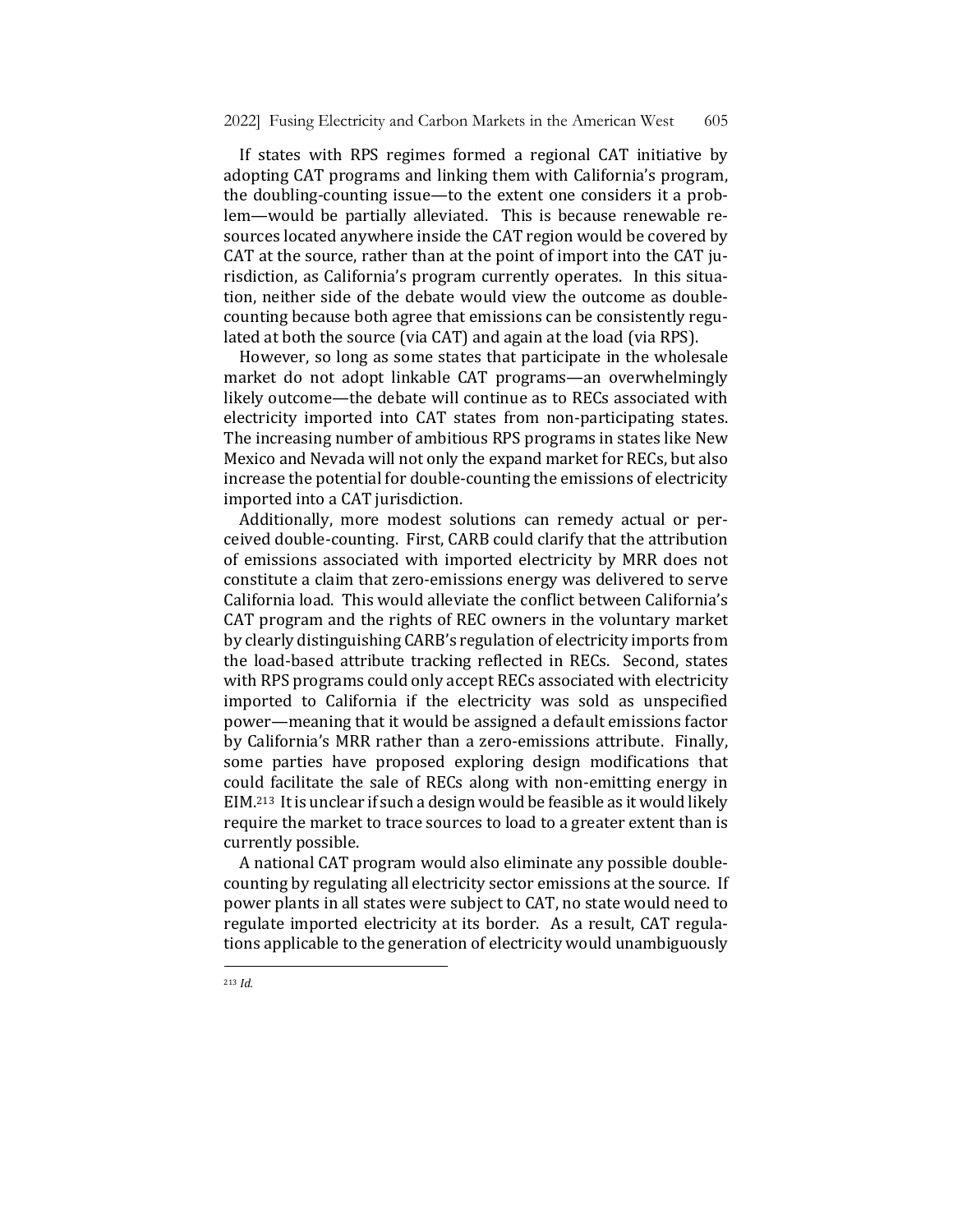If states with RPS regimes formed a regional CAT initiative by adopting CAT programs and linking them with California's program, the doubling-counting issue—to the extent one considers it a problem—would be partially alleviated. This is because renewable resources located anywhere inside the CAT region would be covered by CAT at the source, rather than at the point of import into the CAT jurisdiction, as California's program currently operates. In this situation, neither side of the debate would view the outcome as double-counting because both agree that emissions can be consistently regulated at both the source (via CAT) and again at the load (via RPS).

However, so long as some states that participate in the wholesale market do not adopt linkable CAT programs—an overwhelmingly likely outcome—the debate will continue as to RECs associated with electricity imported into CAT states from non-participating states. The increasing number of ambitious RPS programs in states like New Mexico and Nevada will not only the expand market for RECs, but also increase the potential for double-counting the emissions of electricity imported into a CAT jurisdiction.

Additionally, more modest solutions can remedy actual or perceived double-counting. First, CARB could clarify that the attribution of emissions associated with imported electricity by MRR does not constitute a claim that zero-emissions energy was delivered to serve California load. This would alleviate the conflict between California's CAT program and the rights of REC owners in the voluntary market by clearly distinguishing CARB's regulation of electricity imports from the load-based attribute tracking reflected in RECs. Second, states with RPS programs could only accept RECs associated with electricity imported to California if the electricity was sold as unspecified power—meaning that it would be assigned a default emissions factor by California's MRR rather than a zero-emissions attribute. Finally, some parties have proposed exploring design modifications that could facilitate the sale of RECs along with non-emitting energy in EIM.[213] It is unclear if such a design would be feasible as it would likely require the market to trace sources to load to a greater extent than is currently possible.

A national CAT program would also eliminate any possible double-counting by regulating all electricity sector emissions at the source. If power plants in all states were subject to CAT, no state would need to regulate imported electricity at its border. As a result, CAT regulations applicable to the generation of electricity would unambiguously

---

[213] *Id.*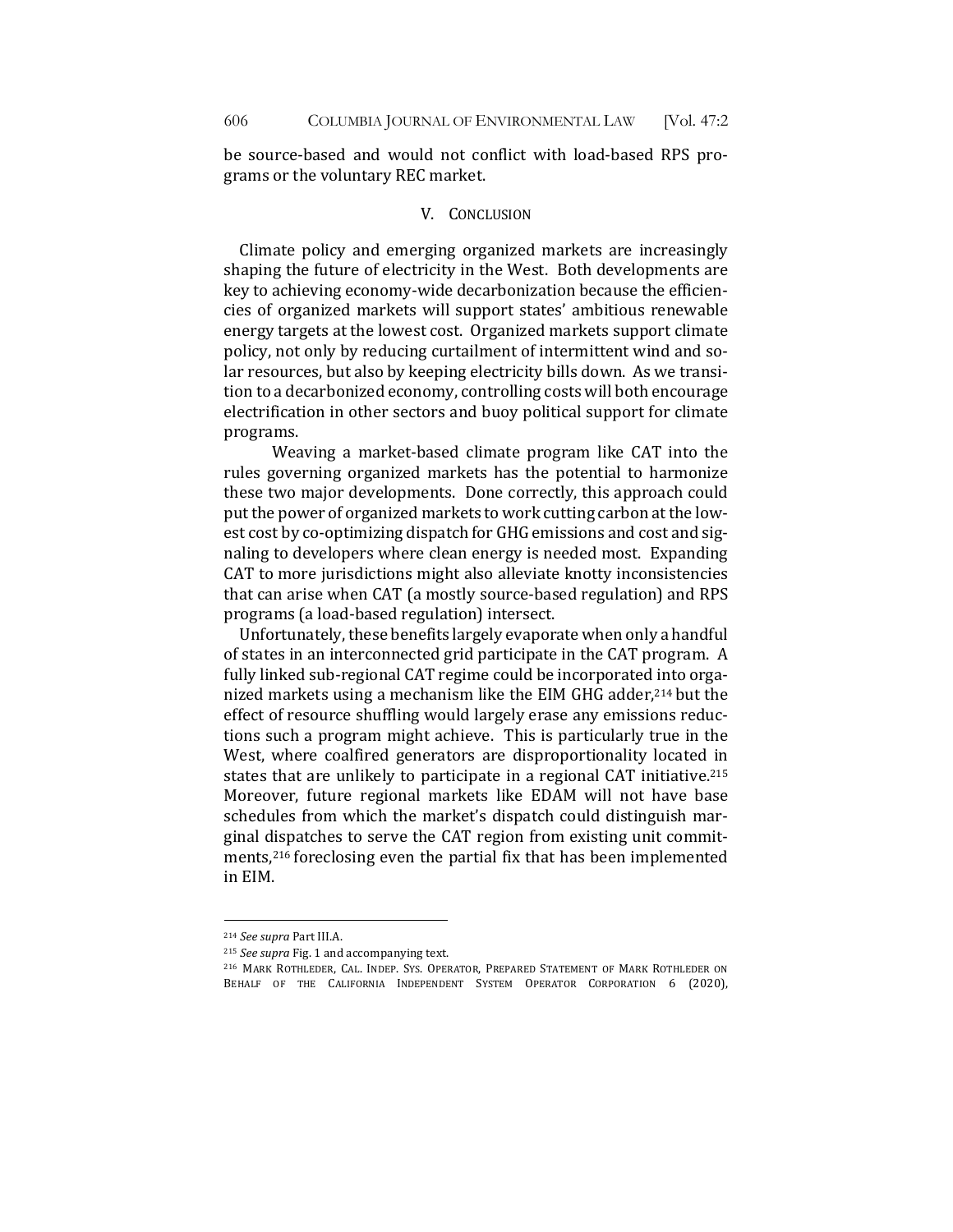be source-based and would not conflict with load-based RPS programs or the voluntary REC market.

## V. Conclusion

Climate policy and emerging organized markets are increasingly shaping the future of electricity in the West. Both developments are key to achieving economy-wide decarbonization because the efficiencies of organized markets will support states' ambitious renewable energy targets at the lowest cost. Organized markets support climate policy, not only by reducing curtailment of intermittent wind and solar resources, but also by keeping electricity bills down. As we transition to a decarbonized economy, controlling costs will both encourage electrification in other sectors and buoy political support for climate programs.

Weaving a market-based climate program like CAT into the rules governing organized markets has the potential to harmonize these two major developments. Done correctly, this approach could put the power of organized markets to work cutting carbon at the lowest cost by co-optimizing dispatch for GHG emissions and cost and signaling to developers where clean energy is needed most. Expanding CAT to more jurisdictions might also alleviate knotty inconsistencies that can arise when CAT (a mostly source-based regulation) and RPS programs (a load-based regulation) intersect.

Unfortunately, these benefits largely evaporate when only a handful of states in an interconnected grid participate in the CAT program. A fully linked sub-regional CAT regime could be incorporated into organized markets using a mechanism like the EIM GHG adder,[214] but the effect of resource shuffling would largely erase any emissions reductions such a program might achieve. This is particularly true in the West, where coalfired generators are disproportionality located in states that are unlikely to participate in a regional CAT initiative.[215] Moreover, future regional markets like EDAM will not have base schedules from which the market's dispatch could distinguish marginal dispatches to serve the CAT region from existing unit commitments,[216] foreclosing even the partial fix that has been implemented in EIM.

---

[214] *See supra* Part III.A.

[215] *See supra* Fig. 1 and accompanying text.

[216] Mark Rothleder, Cal. Indep. Sys. Operator, Prepared Statement of Mark Rothleder on Behalf of the California Independent System Operator Corporation 6 (2020),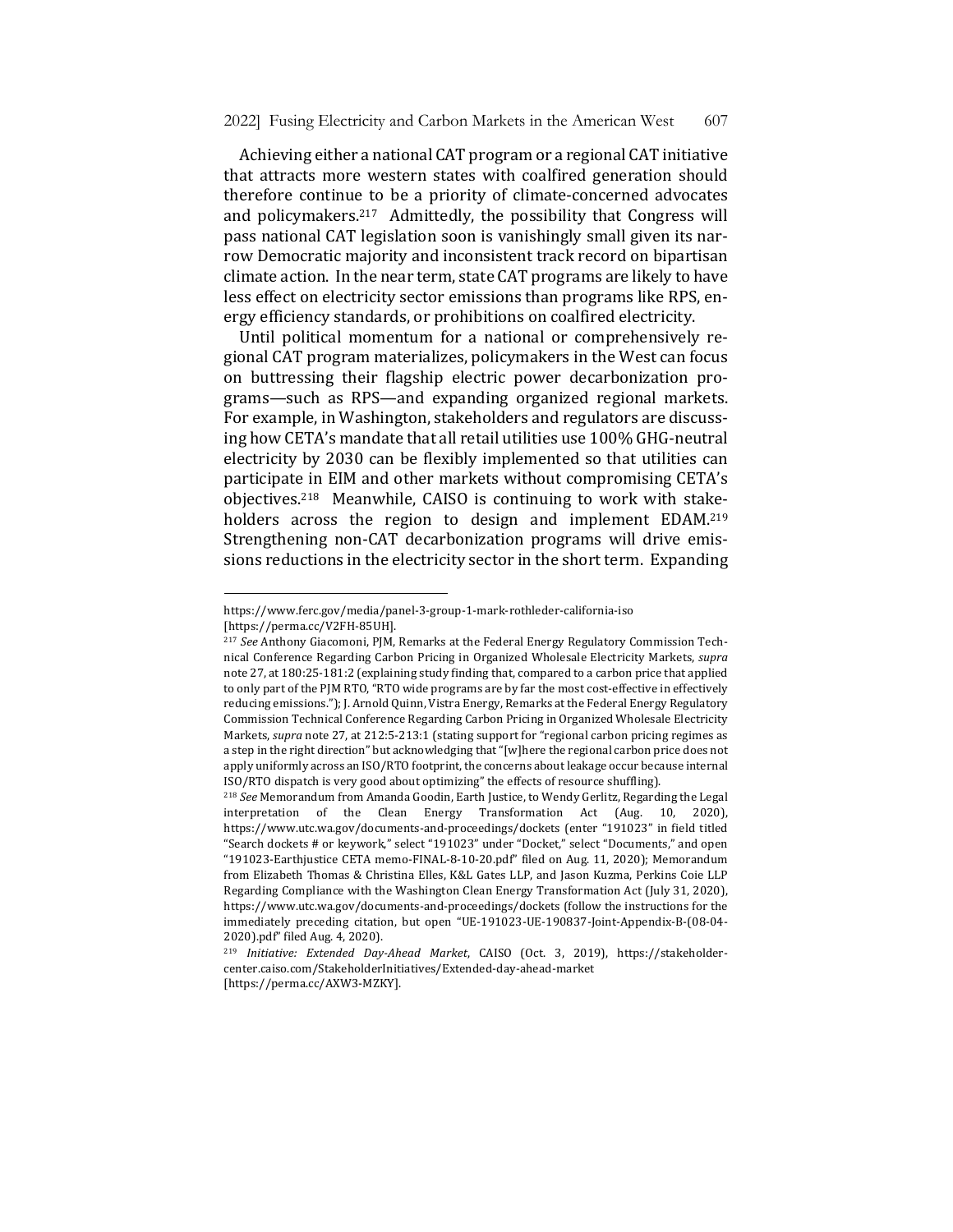Achieving either a national CAT program or a regional CAT initiative that attracts more western states with coalfired generation should therefore continue to be a priority of climate-concerned advocates and policymakers.[217] Admittedly, the possibility that Congress will pass national CAT legislation soon is vanishingly small given its narrow Democratic majority and inconsistent track record on bipartisan climate action. In the near term, state CAT programs are likely to have less effect on electricity sector emissions than programs like RPS, energy efficiency standards, or prohibitions on coalfired electricity.

Until political momentum for a national or comprehensively regional CAT program materializes, policymakers in the West can focus on buttressing their flagship electric power decarbonization programs—such as RPS—and expanding organized regional markets. For example, in Washington, stakeholders and regulators are discussing how CETA's mandate that all retail utilities use 100% GHG-neutral electricity by 2030 can be flexibly implemented so that utilities can participate in EIM and other markets without compromising CETA's objectives.[218] Meanwhile, CAISO is continuing to work with stakeholders across the region to design and implement EDAM.[219] Strengthening non-CAT decarbonization programs will drive emissions reductions in the electricity sector in the short term. Expanding

---

https://www.ferc.gov/media/panel-3-group-1-mark-rothleder-california-iso [https://perma.cc/V2FH-85UH].

[217] *See* Anthony Giacomoni, PJM, Remarks at the Federal Energy Regulatory Commission Technical Conference Regarding Carbon Pricing in Organized Wholesale Electricity Markets, *supra* note 27, at 180:25-181:2 (explaining study finding that, compared to a carbon price that applied to only part of the PJM RTO, "RTO wide programs are by far the most cost-effective in effectively reducing emissions."); J. Arnold Quinn, Vistra Energy, Remarks at the Federal Energy Regulatory Commission Technical Conference Regarding Carbon Pricing in Organized Wholesale Electricity Markets, *supra* note 27, at 212:5-213:1 (stating support for "regional carbon pricing regimes as a step in the right direction" but acknowledging that "[w]here the regional carbon price does not apply uniformly across an ISO/RTO footprint, the concerns about leakage occur because internal ISO/RTO dispatch is very good about optimizing" the effects of resource shuffling).

[218] *See* Memorandum from Amanda Goodin, Earth Justice, to Wendy Gerlitz, Regarding the Legal interpretation of the Clean Energy Transformation Act (Aug. 10, 2020), https://www.utc.wa.gov/documents-and-proceedings/dockets (enter "191023" in field titled "Search dockets # or keyword," select "191023" under "Docket," select "Documents," and open "191023-Earthjustice CETA memo-FINAL-8-10-20.pdf" filed on Aug. 11, 2020); Memorandum from Elizabeth Thomas & Christina Elles, K&L Gates LLP, and Jason Kuzma, Perkins Coie LLP Regarding Compliance with the Washington Clean Energy Transformation Act (July 31, 2020), https://www.utc.wa.gov/documents-and-proceedings/dockets (follow the instructions for the immediately preceding citation, but open "UE-191023-UE-190837-Joint-Appendix-B-(08-04-2020).pdf" filed Aug. 4, 2020).

[219] *Initiative: Extended Day-Ahead Market*, CAISO (Oct. 3, 2019), https://stakeholdercenter.caiso.com/StakeholderInitiatives/Extended-day-ahead-market [https://perma.cc/AXW3-MZKY].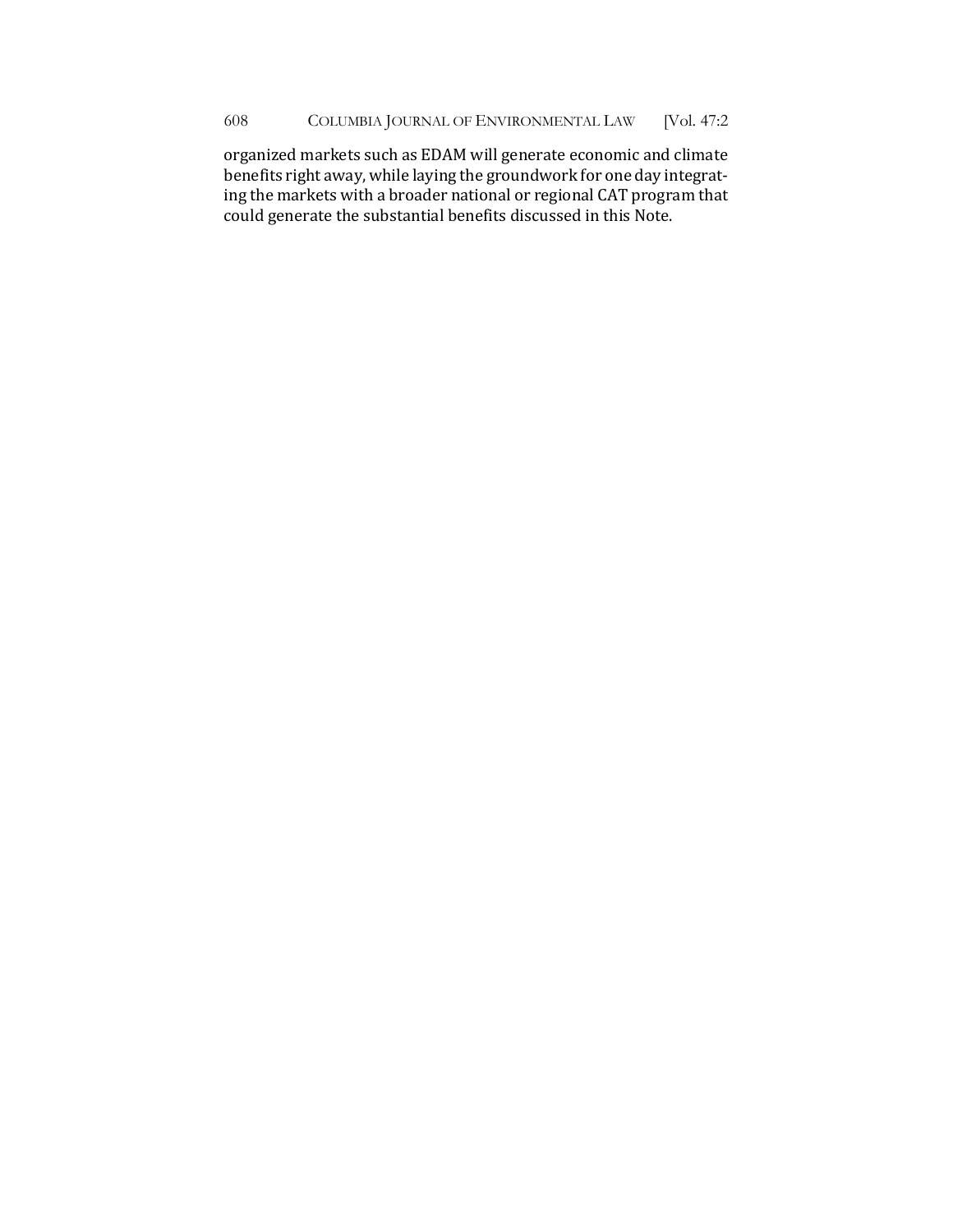organized markets such as EDAM will generate economic and climate benefits right away, while laying the groundwork for one day integrating the markets with a broader national or regional CAT program that could generate the substantial benefits discussed in this Note.